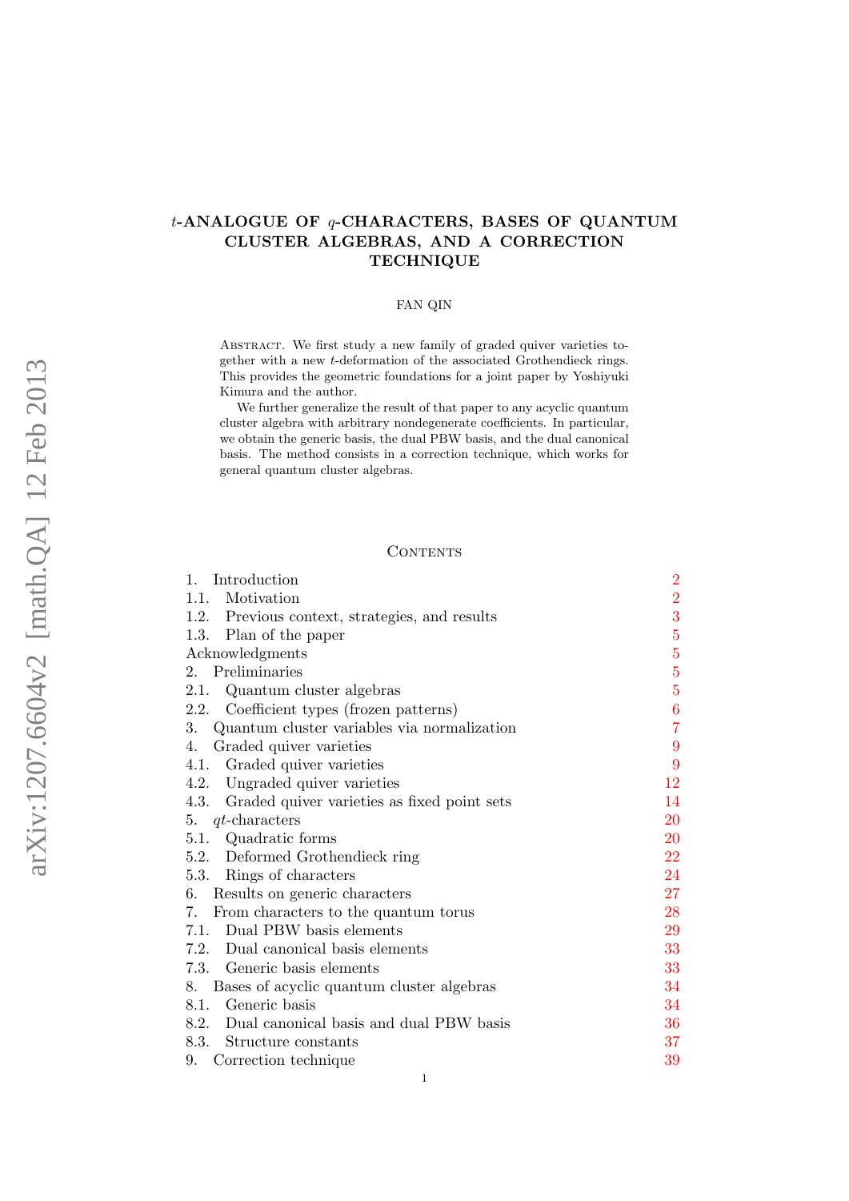# $t$-ANALOGUE OF $q$-CHARACTERS, BASES OF QUANTUM CLUSTER ALGEBRAS, AND A CORRECTION TECHNIQUE

FAN QIN

Abstract. We first study a new family of graded quiver varieties together with a new $t$-deformation of the associated Grothendieck rings. This provides the geometric foundations for a joint paper by Yoshiyuki Kimura and the author.

We further generalize the result of that paper to any acyclic quantum cluster algebra with arbitrary nondegenerate coefficients. In particular, we obtain the generic basis, the dual PBW basis, and the dual canonical basis. The method consists in a correction technique, which works for general quantum cluster algebras.

## Contents

1. Introduction 2
   - 1.1. Motivation 2
   - 1.2. Previous context, strategies, and results 3
   - 1.3. Plan of the paper 5

Acknowledgments 5

2. Preliminaries 5
   - 2.1. Quantum cluster algebras 5
   - 2.2. Coefficient types (frozen patterns) 6
3. Quantum cluster variables via normalization 7
4. Graded quiver varieties 9
   - 4.1. Graded quiver varieties 9
   - 4.2. Ungraded quiver varieties 12
   - 4.3. Graded quiver varieties as fixed point sets 14
5. $qt$-characters 20
   - 5.1. Quadratic forms 20
   - 5.2. Deformed Grothendieck ring 22
   - 5.3. Rings of characters 24
6. Results on generic characters 27
7. From characters to the quantum torus 28
   - 7.1. Dual PBW basis elements 29
   - 7.2. Dual canonical basis elements 33
   - 7.3. Generic basis elements 33
8. Bases of acyclic quantum cluster algebras 34
   - 8.1. Generic basis 34
   - 8.2. Dual canonical basis and dual PBW basis 36
   - 8.3. Structure constants 37
9. Correction technique 39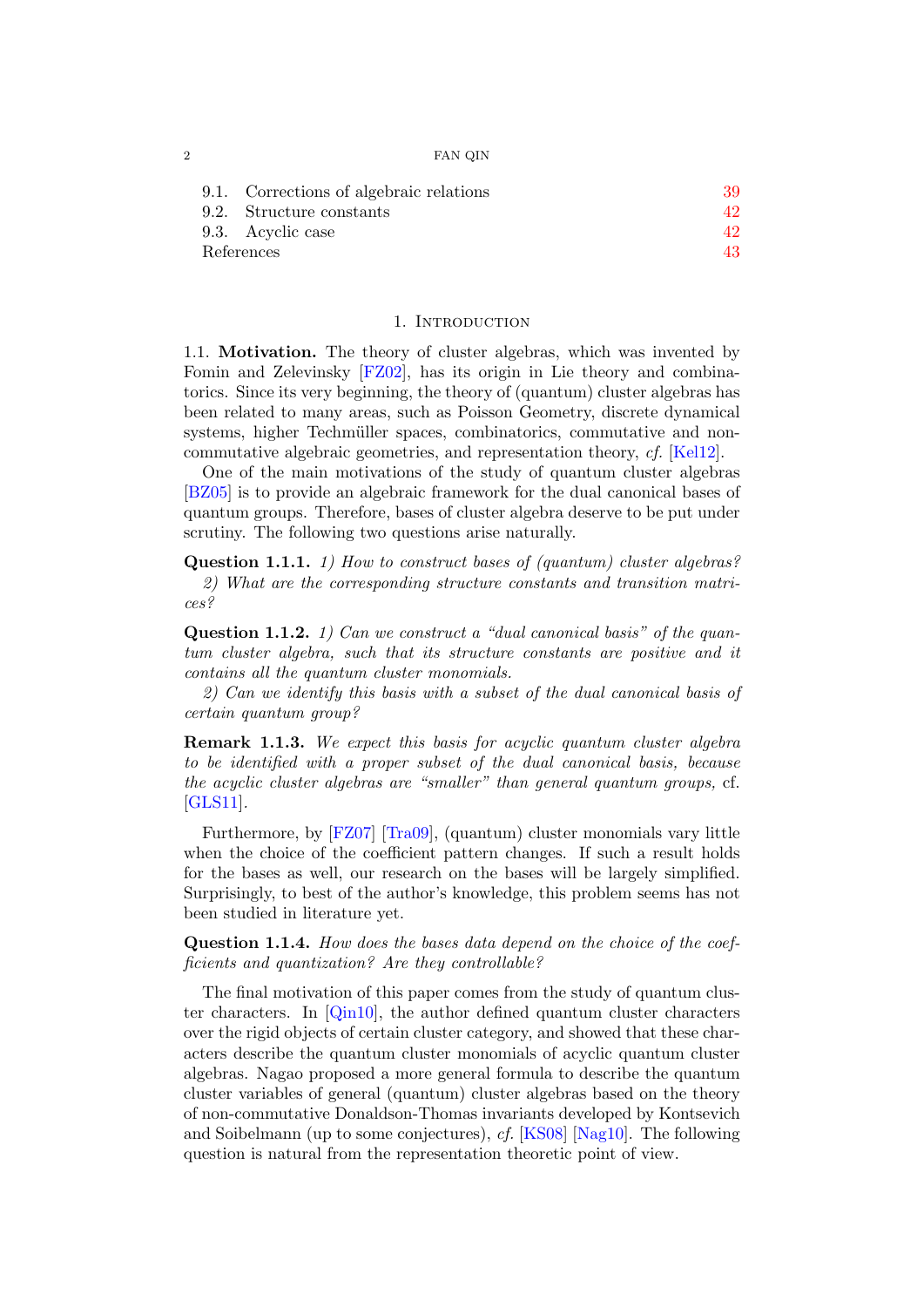9.1. Corrections of algebraic relations 39
9.2. Structure constants 42
9.3. Acyclic case 42
References 43

# 1. Introduction

**1.1. Motivation.** The theory of cluster algebras, which was invented by Fomin and Zelevinsky [FZ02], has its origin in Lie theory and combinatorics. Since its very beginning, the theory of (quantum) cluster algebras has been related to many areas, such as Poisson Geometry, discrete dynamical systems, higher Techmüller spaces, combinatorics, commutative and noncommutative algebraic geometries, and representation theory, *cf.* [Kel12].

One of the main motivations of the study of quantum cluster algebras [BZ05] is to provide an algebraic framework for the dual canonical bases of quantum groups. Therefore, bases of cluster algebra deserve to be put under scrutiny. The following two questions arise naturally.

**Question 1.1.1.** *1) How to construct bases of (quantum) cluster algebras?*

*2) What are the corresponding structure constants and transition matrices?*

**Question 1.1.2.** *1) Can we construct a "dual canonical basis" of the quantum cluster algebra, such that its structure constants are positive and it contains all the quantum cluster monomials.*

*2) Can we identify this basis with a subset of the dual canonical basis of certain quantum group?*

**Remark 1.1.3.** *We expect this basis for acyclic quantum cluster algebra to be identified with a proper subset of the dual canonical basis, because the acyclic cluster algebras are "smaller" than general quantum groups,* cf. [GLS11].

Furthermore, by [FZ07] [Tra09], (quantum) cluster monomials vary little when the choice of the coefficient pattern changes. If such a result holds for the bases as well, our research on the bases will be largely simplified. Surprisingly, to best of the author's knowledge, this problem seems has not been studied in literature yet.

**Question 1.1.4.** *How does the bases data depend on the choice of the coefficients and quantization? Are they controllable?*

The final motivation of this paper comes from the study of quantum cluster characters. In [Qin10], the author defined quantum cluster characters over the rigid objects of certain cluster category, and showed that these characters describe the quantum cluster monomials of acyclic quantum cluster algebras. Nagao proposed a more general formula to describe the quantum cluster variables of general (quantum) cluster algebras based on the theory of non-commutative Donaldson-Thomas invariants developed by Kontsevich and Soibelmann (up to some conjectures), *cf.* [KS08] [Nag10]. The following question is natural from the representation theoretic point of view.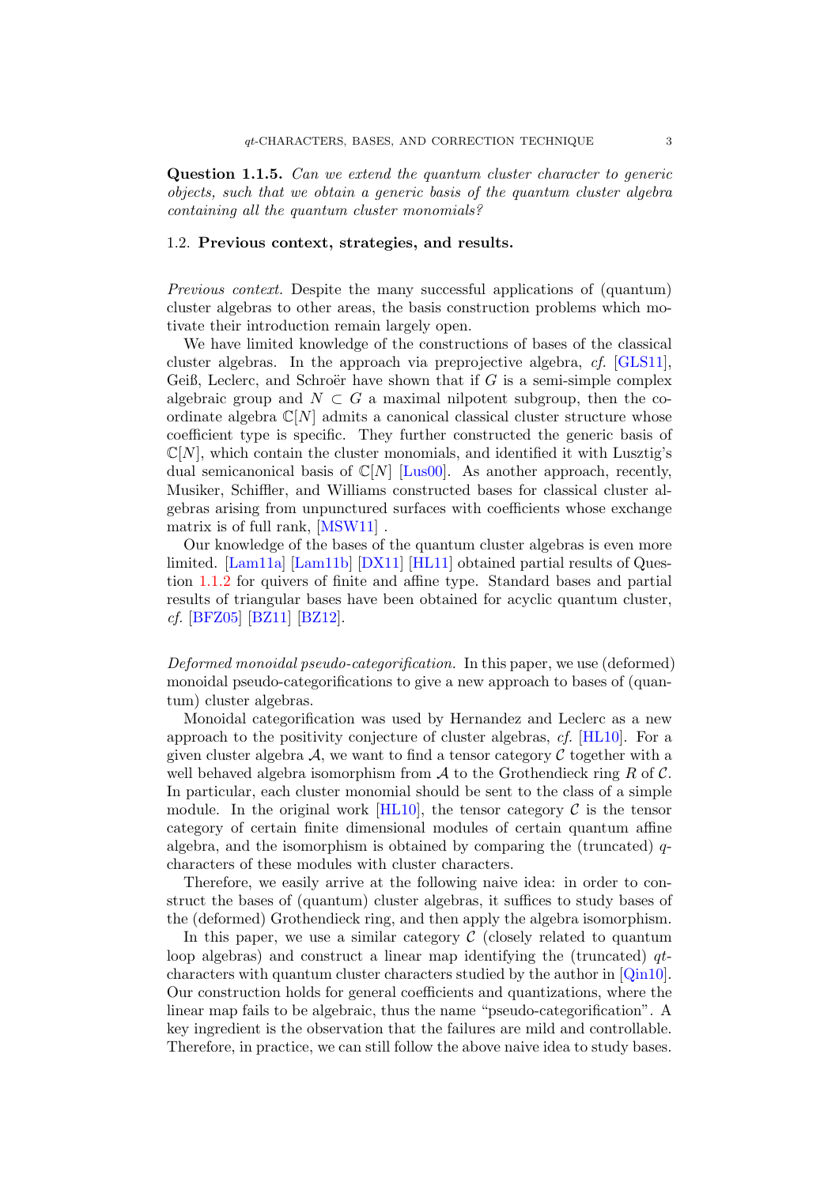**Question 1.1.5.** *Can we extend the quantum cluster character to generic objects, such that we obtain a generic basis of the quantum cluster algebra containing all the quantum cluster monomials?*

### 1.2. Previous context, strategies, and results.

*Previous context.* Despite the many successful applications of (quantum) cluster algebras to other areas, the basis construction problems which motivate their introduction remain largely open.

We have limited knowledge of the constructions of bases of the classical cluster algebras. In the approach via preprojective algebra, *cf.* [GLS11], Geiß, Leclerc, and Schroër have shown that if $G$ is a semi-simple complex algebraic group and $N \subset G$ a maximal nilpotent subgroup, then the coordinate algebra $\mathbb{C}[N]$ admits a canonical classical cluster structure whose coefficient type is specific. They further constructed the generic basis of $\mathbb{C}[N]$, which contain the cluster monomials, and identified it with Lusztig's dual semicanonical basis of $\mathbb{C}[N]$ [Lus00]. As another approach, recently, Musiker, Schiffler, and Williams constructed bases for classical cluster algebras arising from unpunctured surfaces with coefficients whose exchange matrix is of full rank, [MSW11] .

Our knowledge of the bases of the quantum cluster algebras is even more limited. [Lam11a] [Lam11b] [DX11] [HL11] obtained partial results of Question 1.1.2 for quivers of finite and affine type. Standard bases and partial results of triangular bases have been obtained for acyclic quantum cluster, *cf.* [BFZ05] [BZ11] [BZ12].

*Deformed monoidal pseudo-categorification.* In this paper, we use (deformed) monoidal pseudo-categorifications to give a new approach to bases of (quantum) cluster algebras.

Monoidal categorification was used by Hernandez and Leclerc as a new approach to the positivity conjecture of cluster algebras, *cf.* [HL10]. For a given cluster algebra $\mathcal{A}$, we want to find a tensor category $\mathcal{C}$ together with a well behaved algebra isomorphism from $\mathcal{A}$ to the Grothendieck ring $R$ of $\mathcal{C}$. In particular, each cluster monomial should be sent to the class of a simple module. In the original work [HL10], the tensor category $\mathcal{C}$ is the tensor category of certain finite dimensional modules of certain quantum affine algebra, and the isomorphism is obtained by comparing the (truncated) $q$-characters of these modules with cluster characters.

Therefore, we easily arrive at the following naive idea: in order to construct the bases of (quantum) cluster algebras, it suffices to study bases of the (deformed) Grothendieck ring, and then apply the algebra isomorphism.

In this paper, we use a similar category $\mathcal{C}$ (closely related to quantum loop algebras) and construct a linear map identifying the (truncated) $qt$-characters with quantum cluster characters studied by the author in [Qin10]. Our construction holds for general coefficients and quantizations, where the linear map fails to be algebraic, thus the name "pseudo-categorification". A key ingredient is the observation that the failures are mild and controllable. Therefore, in practice, we can still follow the above naive idea to study bases.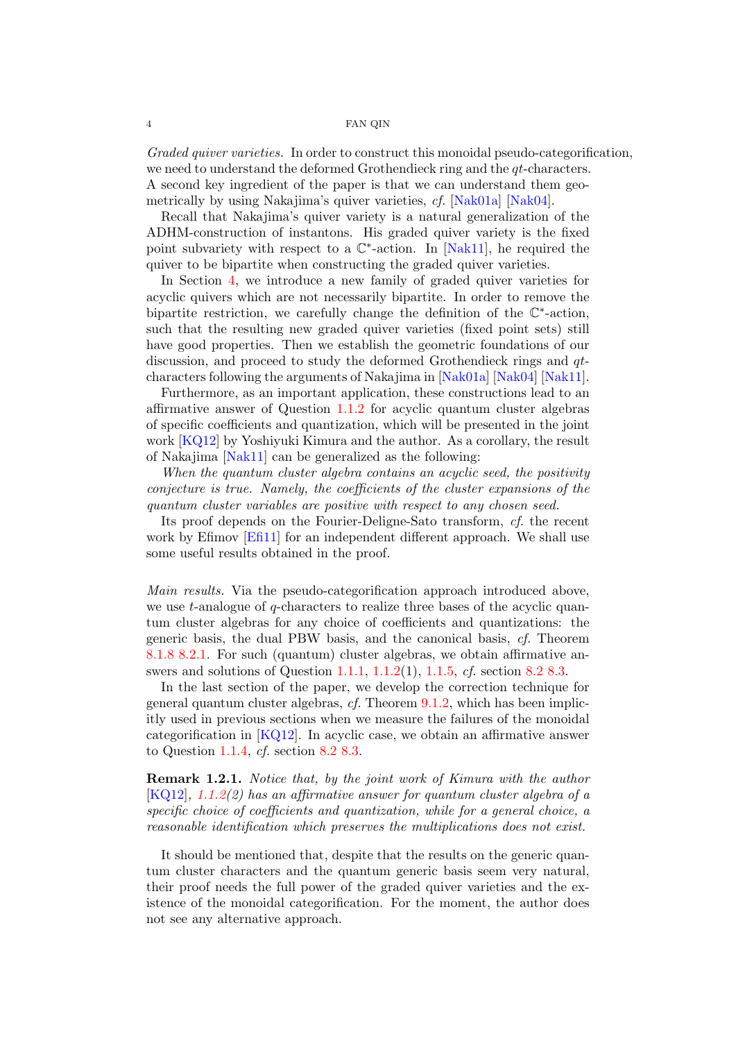*Graded quiver varieties.* In order to construct this monoidal pseudo-categorification, we need to understand the deformed Grothendieck ring and the $qt$-characters. A second key ingredient of the paper is that we can understand them geometrically by using Nakajima's quiver varieties, *cf.* [Nak01a] [Nak04].

Recall that Nakajima's quiver variety is a natural generalization of the ADHM-construction of instantons. His graded quiver variety is the fixed point subvariety with respect to a $\mathbb{C}^*$-action. In [Nak11], he required the quiver to be bipartite when constructing the graded quiver varieties.

In Section 4, we introduce a new family of graded quiver varieties for acyclic quivers which are not necessarily bipartite. In order to remove the bipartite restriction, we carefully change the definition of the $\mathbb{C}^*$-action, such that the resulting new graded quiver varieties (fixed point sets) still have good properties. Then we establish the geometric foundations of our discussion, and proceed to study the deformed Grothendieck rings and $qt$-characters following the arguments of Nakajima in [Nak01a] [Nak04] [Nak11].

Furthermore, as an important application, these constructions lead to an affirmative answer of Question 1.1.2 for acyclic quantum cluster algebras of specific coefficients and quantization, which will be presented in the joint work [KQ12] by Yoshiyuki Kimura and the author. As a corollary, the result of Nakajima [Nak11] can be generalized as the following:

*When the quantum cluster algebra contains an acyclic seed, the positivity conjecture is true. Namely, the coefficients of the cluster expansions of the quantum cluster variables are positive with respect to any chosen seed.*

Its proof depends on the Fourier-Deligne-Sato transform, *cf.* the recent work by Efimov [Efi11] for an independent different approach. We shall use some useful results obtained in the proof.

*Main results.* Via the pseudo-categorification approach introduced above, we use $t$-analogue of $q$-characters to realize three bases of the acyclic quantum cluster algebras for any choice of coefficients and quantizations: the generic basis, the dual PBW basis, and the canonical basis, *cf.* Theorem 8.1.8 8.2.1. For such (quantum) cluster algebras, we obtain affirmative answers and solutions of Question 1.1.1, 1.1.2(1), 1.1.5, *cf.* section 8.2 8.3.

In the last section of the paper, we develop the correction technique for general quantum cluster algebras, *cf.* Theorem 9.1.2, which has been implicitly used in previous sections when we measure the failures of the monoidal categorification in [KQ12]. In acyclic case, we obtain an affirmative answer to Question 1.1.4, *cf.* section 8.2 8.3.

**Remark 1.2.1.** *Notice that, by the joint work of Kimura with the author [KQ12], 1.1.2(2) has an affirmative answer for quantum cluster algebra of a specific choice of coefficients and quantization, while for a general choice, a reasonable identification which preserves the multiplications does not exist.*

It should be mentioned that, despite that the results on the generic quantum cluster characters and the quantum generic basis seem very natural, their proof needs the full power of the graded quiver varieties and the existence of the monoidal categorification. For the moment, the author does not see any alternative approach.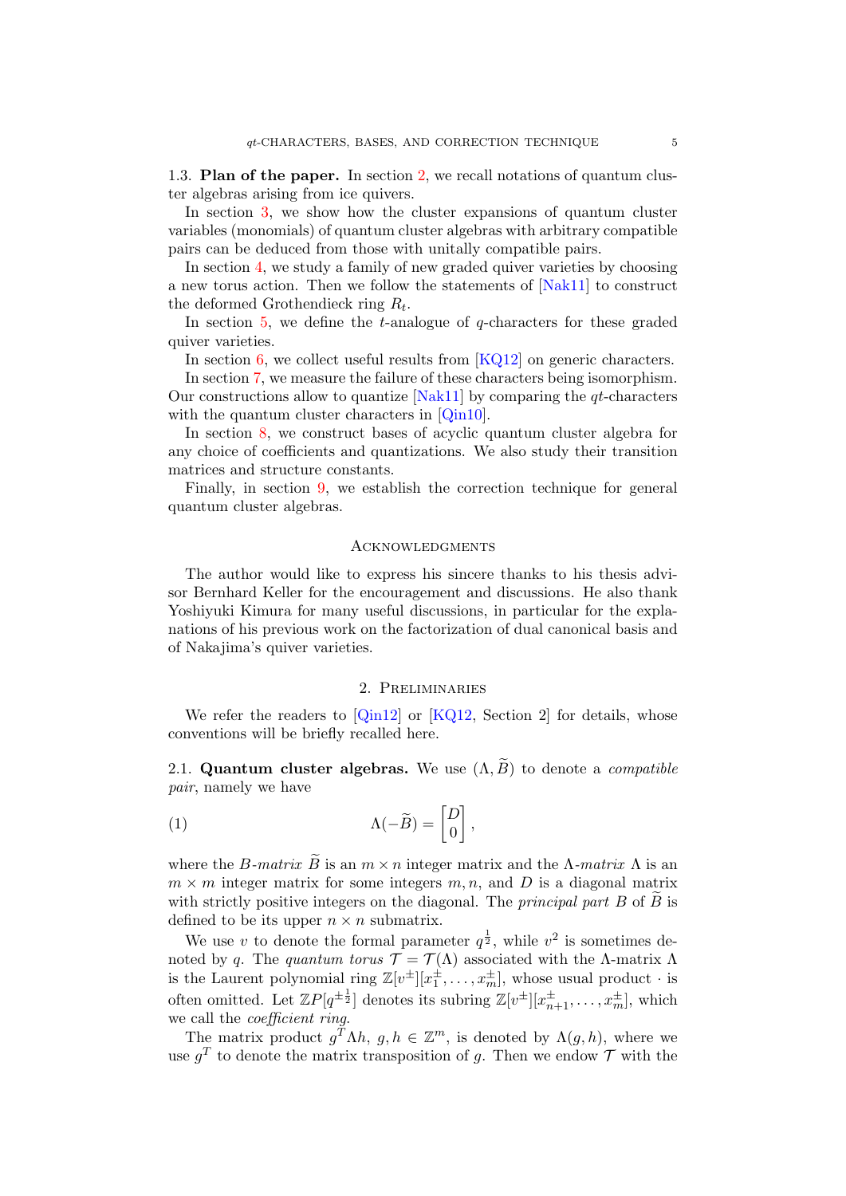### 1.3. **Plan of the paper.**

In section 2, we recall notations of quantum cluster algebras arising from ice quivers.

In section 3, we show how the cluster expansions of quantum cluster variables (monomials) of quantum cluster algebras with arbitrary compatible pairs can be deduced from those with unitally compatible pairs.

In section 4, we study a family of new graded quiver varieties by choosing a new torus action. Then we follow the statements of [Nak11] to construct the deformed Grothendieck ring $R_t$.

In section 5, we define the $t$-analogue of $q$-characters for these graded quiver varieties.

In section 6, we collect useful results from [KQ12] on generic characters.

In section 7, we measure the failure of these characters being isomorphism. Our constructions allow to quantize [Nak11] by comparing the $qt$-characters with the quantum cluster characters in [Qin10].

In section 8, we construct bases of acyclic quantum cluster algebra for any choice of coefficients and quantizations. We also study their transition matrices and structure constants.

Finally, in section 9, we establish the correction technique for general quantum cluster algebras.

## Acknowledgments

The author would like to express his sincere thanks to his thesis advisor Bernhard Keller for the encouragement and discussions. He also thank Yoshiyuki Kimura for many useful discussions, in particular for the explanations of his previous work on the factorization of dual canonical basis and of Nakajima's quiver varieties.

## 2. Preliminaries

We refer the readers to [Qin12] or [KQ12, Section 2] for details, whose conventions will be briefly recalled here.

### 2.1. **Quantum cluster algebras.**

We use $(\Lambda, \widetilde{B})$ to denote a *compatible pair*, namely we have

$$\Lambda(-\widetilde{B}) = \begin{bmatrix} D \\ 0 \end{bmatrix}, \tag{1}$$

where the *B-matrix* $\widetilde{B}$ is an $m \times n$ integer matrix and the *Λ-matrix* $\Lambda$ is an $m \times m$ integer matrix for some integers $m, n$, and $D$ is a diagonal matrix with strictly positive integers on the diagonal. The *principal part* $B$ of $\widetilde{B}$ is defined to be its upper $n \times n$ submatrix.

We use $v$ to denote the formal parameter $q^{\frac{1}{2}}$, while $v^2$ is sometimes denoted by $q$. The *quantum torus* $\mathcal{T} = \mathcal{T}(\Lambda)$ associated with the Λ-matrix $\Lambda$ is the Laurent polynomial ring $\mathbb{Z}[v^{\pm}][x_1^{\pm}, \ldots, x_m^{\pm}]$, whose usual product $\cdot$ is often omitted. Let $\mathbb{Z}P[q^{\pm\frac{1}{2}}]$ denotes its subring $\mathbb{Z}[v^{\pm}][x_{n+1}^{\pm}, \ldots, x_m^{\pm}]$, which we call the *coefficient ring*.

The matrix product $g^T \Lambda h$, $g, h \in \mathbb{Z}^m$, is denoted by $\Lambda(g, h)$, where we use $g^T$ to denote the matrix transposition of $g$. Then we endow $\mathcal{T}$ with the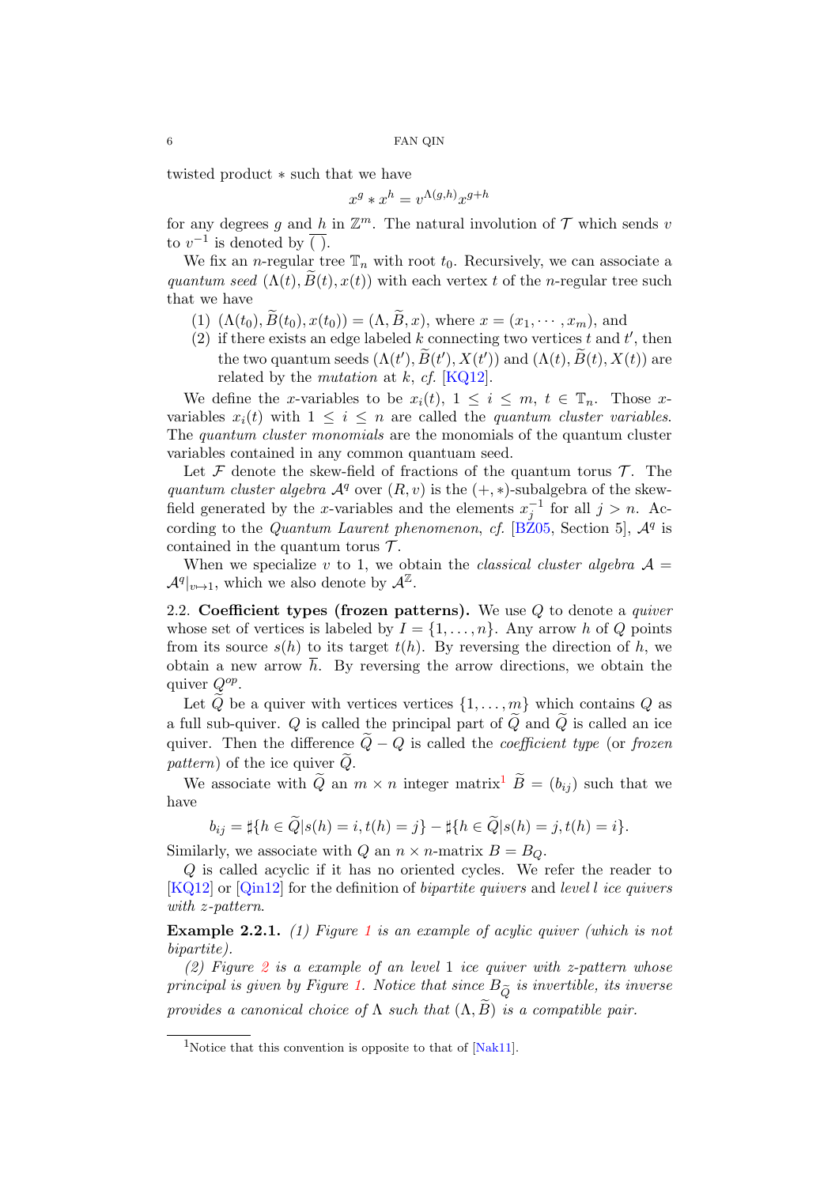twisted product $*$ such that we have

$$x^g * x^h = v^{\Lambda(g,h)} x^{g+h}$$

for any degrees $g$ and $h$ in $\mathbb{Z}^m$. The natural involution of $\mathcal{T}$ which sends $v$ to $v^{-1}$ is denoted by $\overline{(\ )}$.

We fix an $n$-regular tree $\mathbb{T}_n$ with root $t_0$. Recursively, we can associate a *quantum seed* $(\Lambda(t), \widetilde{B}(t), x(t))$ with each vertex $t$ of the $n$-regular tree such that we have

1. $(\Lambda(t_0), \widetilde{B}(t_0), x(t_0)) = (\Lambda, \widetilde{B}, x)$, where $x = (x_1, \cdots, x_m)$, and
2. if there exists an edge labeled $k$ connecting two vertices $t$ and $t'$, then the two quantum seeds $(\Lambda(t'), \widetilde{B}(t'), X(t'))$ and $(\Lambda(t), \widetilde{B}(t), X(t))$ are related by the *mutation* at $k$, *cf.* [KQ12].

We define the $x$-variables to be $x_i(t)$, $1 \leq i \leq m$, $t \in \mathbb{T}_n$. Those $x$-variables $x_i(t)$ with $1 \leq i \leq n$ are called the *quantum cluster variables*. The *quantum cluster monomials* are the monomials of the quantum cluster variables contained in any common quantuam seed.

Let $\mathcal{F}$ denote the skew-field of fractions of the quantum torus $\mathcal{T}$. The *quantum cluster algebra* $\mathcal{A}^q$ over $(R, v)$ is the $(+, *)$-subalgebra of the skew-field generated by the $x$-variables and the elements $x_j^{-1}$ for all $j > n$. According to the *Quantum Laurent phenomenon*, *cf.* [BZ05, Section 5], $\mathcal{A}^q$ is contained in the quantum torus $\mathcal{T}$.

When we specialize $v$ to 1, we obtain the *classical cluster algebra* $\mathcal{A} = \mathcal{A}^q|_{v \mapsto 1}$, which we also denote by $\mathcal{A}^{\mathbb{Z}}$.

## 2.2. Coefficient types (frozen patterns).

We use $Q$ to denote a *quiver* whose set of vertices is labeled by $I = \{1, \dots, n\}$. Any arrow $h$ of $Q$ points from its source $s(h)$ to its target $t(h)$. By reversing the direction of $h$, we obtain a new arrow $\overline{h}$. By reversing the arrow directions, we obtain the quiver $Q^{op}$.

Let $\widetilde{Q}$ be a quiver with vertices vertices $\{1, \dots, m\}$ which contains $Q$ as a full sub-quiver. $Q$ is called the principal part of $\widetilde{Q}$ and $\widetilde{Q}$ is called an ice quiver. Then the difference $\widetilde{Q} - Q$ is called the *coefficient type* (or *frozen pattern*) of the ice quiver $\widetilde{Q}$.

We associate with $\widetilde{Q}$ an $m \times n$ integer matrix[1] $\widetilde{B} = (b_{ij})$ such that we have

$$b_{ij} = \sharp\{h \in \widetilde{Q} | s(h) = i, t(h) = j\} - \sharp\{h \in \widetilde{Q} | s(h) = j, t(h) = i\}.$$

Similarly, we associate with $Q$ an $n \times n$-matrix $B = B_Q$.

$Q$ is called acyclic if it has no oriented cycles. We refer the reader to [KQ12] or [Qin12] for the definition of *bipartite quivers* and *level $l$ ice quivers with $z$-pattern*.

**Example 2.2.1.** *(1) Figure 1 is an example of acylic quiver (which is not bipartite).*

*(2) Figure 2 is a example of an level 1 ice quiver with z-pattern whose principal is given by Figure 1. Notice that since $B_{\widetilde{Q}}$ is invertible, its inverse provides a canonical choice of $\Lambda$ such that $(\Lambda, \widetilde{B})$ is a compatible pair.*

---

[1] Notice that this convention is opposite to that of [Nak11].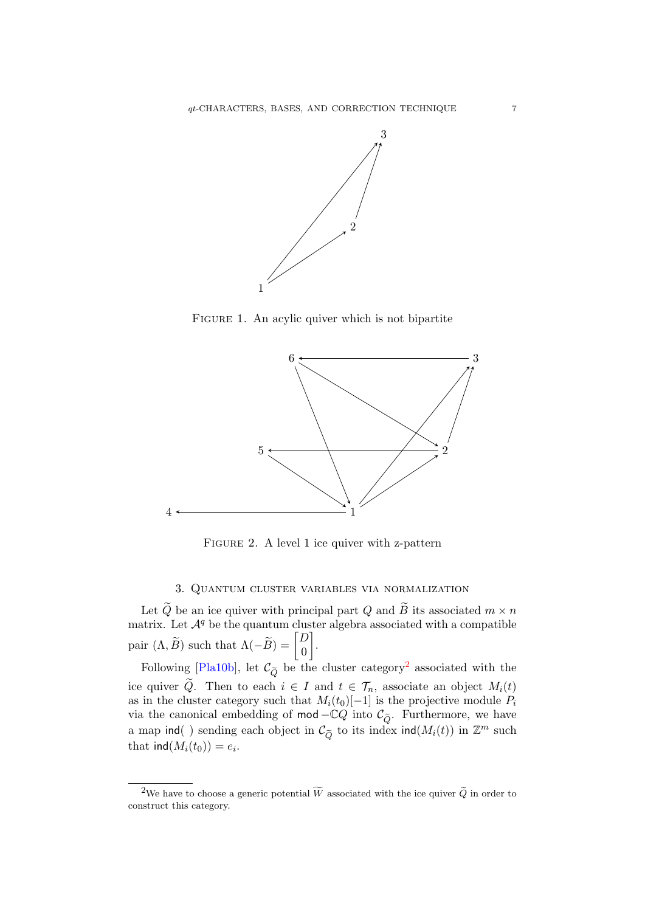Figure 1. An acyclic quiver which is not bipartite

Figure 2. A level 1 ice quiver with z-pattern

## 3. Quantum cluster variables via normalization

Let $\widetilde{Q}$ be an ice quiver with principal part $Q$ and $\widetilde{B}$ its associated $m \times n$ matrix. Let $\mathcal{A}^q$ be the quantum cluster algebra associated with a compatible pair $(\Lambda, \widetilde{B})$ such that $\Lambda(-\widetilde{B}) = \begin{bmatrix} D \\ 0 \end{bmatrix}$.

Following [Pla10b], let $\mathcal{C}_{\widetilde{Q}}$ be the cluster category[2] associated with the ice quiver $\widetilde{Q}$. Then to each $i \in I$ and $t \in \mathcal{T}_n$, associate an object $M_i(t)$ as in the cluster category such that $M_i(t_0)[-1]$ is the projective module $P_i$ via the canonical embedding of $\mathsf{mod} - \mathbb{C}Q$ into $\mathcal{C}_{\widetilde{Q}}$. Furthermore, we have a map $\mathsf{ind}(\ )$ sending each object in $\mathcal{C}_{\widetilde{Q}}$ to its index $\mathsf{ind}(M_i(t))$ in $\mathbb{Z}^m$ such that $\mathsf{ind}(M_i(t_0)) = e_i$.

[2] We have to choose a generic potential $\widetilde{W}$ associated with the ice quiver $\widetilde{Q}$ in order to construct this category.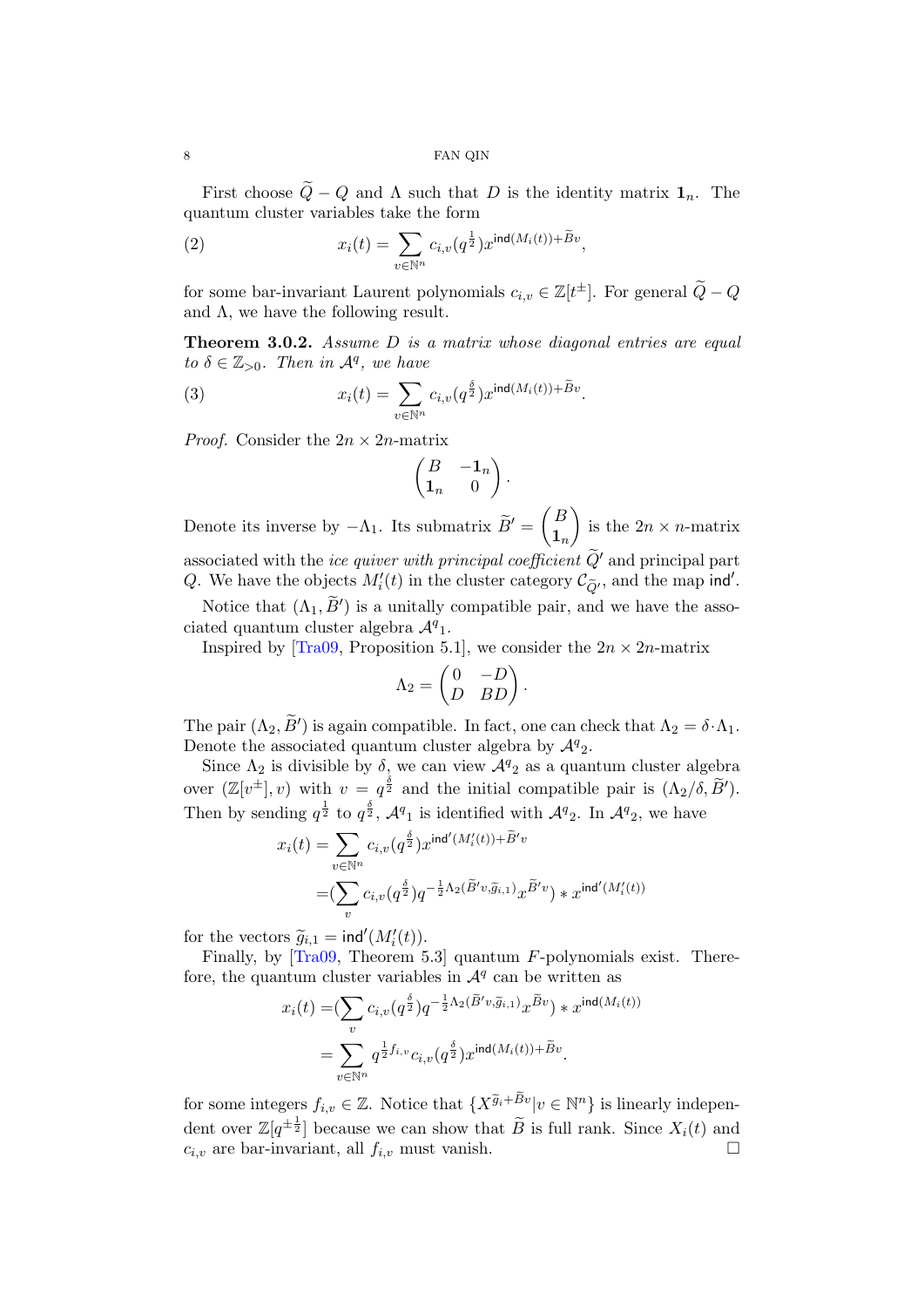First choose $\widetilde{Q} - Q$ and $\Lambda$ such that $D$ is the identity matrix $\mathbf{1}_n$. The quantum cluster variables take the form

$$x_i(t) = \sum_{v \in \mathbb{N}^n} c_{i,v}(q^{\frac{1}{2}}) x^{\mathsf{ind}(M_i(t)) + \widetilde{B}v}, \tag{2}$$

for some bar-invariant Laurent polynomials $c_{i,v} \in \mathbb{Z}[t^{\pm}]$. For general $\widetilde{Q} - Q$ and $\Lambda$, we have the following result.

**Theorem 3.0.2.** *Assume $D$ is a matrix whose diagonal entries are equal to $\delta \in \mathbb{Z}_{>0}$. Then in $\mathcal{A}^q$, we have*

$$x_i(t) = \sum_{v \in \mathbb{N}^n} c_{i,v}(q^{\frac{\delta}{2}}) x^{\mathsf{ind}(M_i(t)) + \widetilde{B}v}. \tag{3}$$

*Proof.* Consider the $2n \times 2n$-matrix

$$\begin{pmatrix} B & -\mathbf{1}_n \\ \mathbf{1}_n & 0 \end{pmatrix}.$$

Denote its inverse by $-\Lambda_1$. Its submatrix $\widetilde{B}' = \begin{pmatrix} B \\ \mathbf{1}_n \end{pmatrix}$ is the $2n \times n$-matrix associated with the *ice quiver with principal coefficient* $\widetilde{Q}'$ and principal part $Q$. We have the objects $M_i'(t)$ in the cluster category $\mathcal{C}_{\widetilde{Q}'}$, and the map $\mathsf{ind}'$.

Notice that $(\Lambda_1, \widetilde{B}')$ is a unitally compatible pair, and we have the associated quantum cluster algebra $\mathcal{A}^q{}_1$.

Inspired by [Tra09, Proposition 5.1], we consider the $2n \times 2n$-matrix

$$\Lambda_2 = \begin{pmatrix} 0 & -D \\ D & BD \end{pmatrix}.$$

The pair $(\Lambda_2, \widetilde{B}')$ is again compatible. In fact, one can check that $\Lambda_2 = \delta \cdot \Lambda_1$. Denote the associated quantum cluster algebra by $\mathcal{A}^q{}_2$.

Since $\Lambda_2$ is divisible by $\delta$, we can view $\mathcal{A}^q{}_2$ as a quantum cluster algebra over $(\mathbb{Z}[v^{\pm}], v)$ with $v = q^{\frac{\delta}{2}}$ and the initial compatible pair is $(\Lambda_2/\delta, \widetilde{B}')$. Then by sending $q^{\frac{1}{2}}$ to $q^{\frac{\delta}{2}}$, $\mathcal{A}^q{}_1$ is identified with $\mathcal{A}^q{}_2$. In $\mathcal{A}^q{}_2$, we have

$$\begin{aligned}
x_i(t) &= \sum_{v \in \mathbb{N}^n} c_{i,v}(q^{\frac{\delta}{2}}) x^{\mathsf{ind}'(M_i'(t)) + \widetilde{B}'v} \\
&= \Big(\sum_{v} c_{i,v}(q^{\frac{\delta}{2}}) q^{-\frac{1}{2}\Lambda_2(\widetilde{B}'v, \widetilde{g}_{i,1})} x^{\widetilde{B}'v}\Big) * x^{\mathsf{ind}'(M_i'(t))}
\end{aligned}$$

for the vectors $\widetilde{g}_{i,1} = \mathsf{ind}'(M_i'(t))$.

Finally, by [Tra09, Theorem 5.3] quantum $F$-polynomials exist. Therefore, the quantum cluster variables in $\mathcal{A}^q$ can be written as

$$\begin{aligned}
x_i(t) &= \Big(\sum_{v} c_{i,v}(q^{\frac{\delta}{2}}) q^{-\frac{1}{2}\Lambda_2(\widetilde{B}'v, \widetilde{g}_{i,1})} x^{\widetilde{B}v}\Big) * x^{\mathsf{ind}(M_i(t))} \\
&= \sum_{v \in \mathbb{N}^n} q^{\frac{1}{2}f_{i,v}} c_{i,v}(q^{\frac{\delta}{2}}) x^{\mathsf{ind}(M_i(t)) + \widetilde{B}v}.
\end{aligned}$$

for some integers $f_{i,v} \in \mathbb{Z}$. Notice that $\{X^{\widetilde{g}_i + \widetilde{B}v} | v \in \mathbb{N}^n\}$ is linearly independent over $\mathbb{Z}[q^{\pm\frac{1}{2}}]$ because we can show that $\widetilde{B}$ is full rank. Since $X_i(t)$ and $c_{i,v}$ are bar-invariant, all $f_{i,v}$ must vanish. $\square$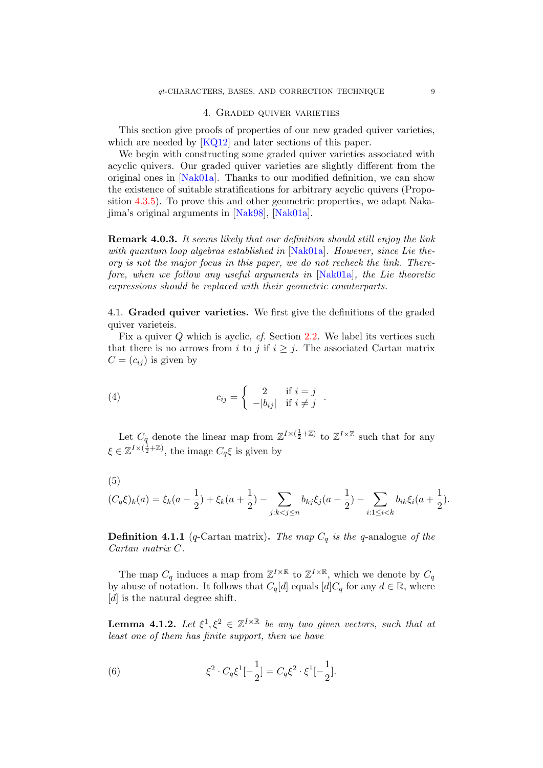## 4. Graded quiver varieties

This section give proofs of properties of our new graded quiver varieties, which are needed by [KQ12] and later sections of this paper.

We begin with constructing some graded quiver varieties associated with acyclic quivers. Our graded quiver varieties are slightly different from the original ones in [Nak01a]. Thanks to our modified definition, we can show the existence of suitable stratifications for arbitrary acyclic quivers (Proposition 4.3.5). To prove this and other geometric properties, we adapt Nakajima's original arguments in [Nak98], [Nak01a].

**Remark 4.0.3.** *It seems likely that our definition should still enjoy the link with quantum loop algebras established in [Nak01a]. However, since Lie theory is not the major focus in this paper, we do not recheck the link. Therefore, when we follow any useful arguments in [Nak01a], the Lie theoretic expressions should be replaced with their geometric counterparts.*

### 4.1. Graded quiver varieties.

We first give the definitions of the graded quiver varieteis.

Fix a quiver $Q$ which is aylic, *cf.* Section 2.2. We label its vertices such that there is no arrows from $i$ to $j$ if $i \geq j$. The associated Cartan matrix $C = (c_{ij})$ is given by

$$
c_{ij} = \left\{ \begin{array}{ll} 2 & \text{if } i = j \\ -|b_{ij}| & \text{if } i \neq j \end{array} \right. . \tag{4}
$$

Let $C_q$ denote the linear map from $\mathbb{Z}^{I\times(\frac{1}{2}+\mathbb{Z})}$ to $\mathbb{Z}^{I\times\mathbb{Z}}$ such that for any $\xi \in \mathbb{Z}^{I\times(\frac{1}{2}+\mathbb{Z})}$, the image $C_q\xi$ is given by

$$
(C_q\xi)_k(a) = \xi_k(a-\frac{1}{2}) + \xi_k(a+\frac{1}{2}) - \sum_{j:k<j\leq n} b_{kj}\xi_j(a-\frac{1}{2}) - \sum_{i:1\leq i<k} b_{ik}\xi_i(a+\frac{1}{2}). \tag{5}
$$

**Definition 4.1.1** ($q$-Cartan matrix)**.** *The map $C_q$ is the $q$-analogue of the Cartan matrix $C$.*

The map $C_q$ induces a map from $\mathbb{Z}^{I\times\mathbb{R}}$ to $\mathbb{Z}^{I\times\mathbb{R}}$, which we denote by $C_q$ by abuse of notation. It follows that $C_q[d]$ equals $[d]C_q$ for any $d \in \mathbb{R}$, where $[d]$ is the natural degree shift.

**Lemma 4.1.2.** *Let $\xi^1, \xi^2 \in \mathbb{Z}^{I\times\mathbb{R}}$ be any two given vectors, such that at least one of them has finite support, then we have*

$$
\xi^2 \cdot C_q\xi^1[-\frac{1}{2}] = C_q\xi^2 \cdot \xi^1[-\frac{1}{2}]. \tag{6}
$$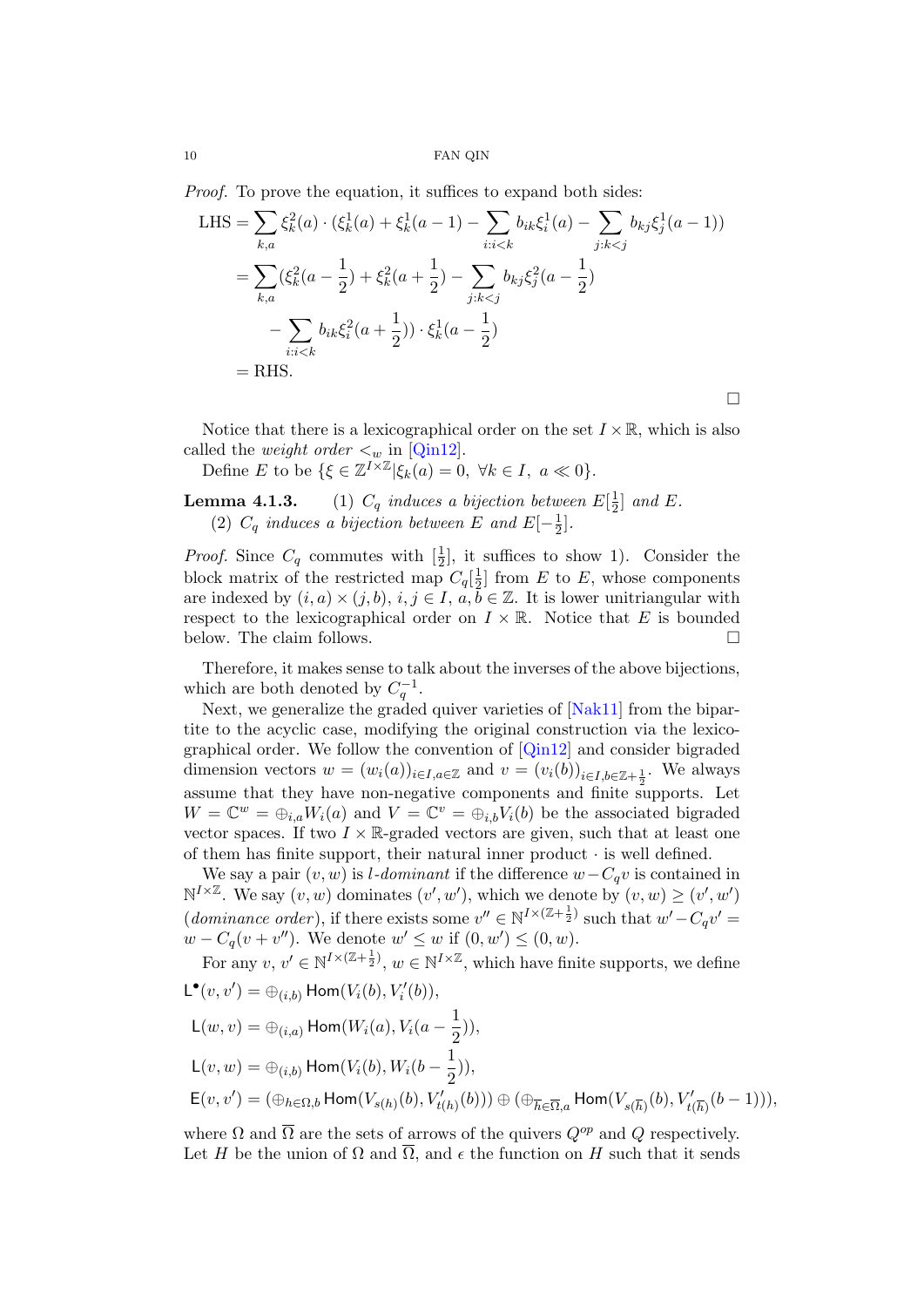*Proof.* To prove the equation, it suffices to expand both sides:

$$
\begin{aligned}
\text{LHS} &= \sum_{k,a} \xi_k^2(a) \cdot (\xi_k^1(a) + \xi_k^1(a-1) - \sum_{i:i<k} b_{ik}\xi_i^1(a) - \sum_{j:k<j} b_{kj}\xi_j^1(a-1)) \\
&= \sum_{k,a} (\xi_k^2(a-\frac{1}{2}) + \xi_k^2(a+\frac{1}{2}) - \sum_{j:k<j} b_{kj}\xi_j^2(a-\frac{1}{2}) \\
&\quad - \sum_{i:i<k} b_{ik}\xi_i^2(a+\frac{1}{2})) \cdot \xi_k^1(a-\frac{1}{2}) \\
&= \text{RHS}.
\end{aligned}
$$

□

Notice that there is a lexicographical order on the set $I \times \mathbb{R}$, which is also called the *weight order* $<_w$ in [Qin12].

Define $E$ to be $\{\xi \in \mathbb{Z}^{I\times\mathbb{Z}} | \xi_k(a) = 0,\ \forall k \in I,\ a \ll 0\}$.

**Lemma 4.1.3.** (1) *$C_q$ induces a bijection between $E[\frac{1}{2}]$ and $E$.*
(2) *$C_q$ induces a bijection between $E$ and $E[-\frac{1}{2}]$.*

*Proof.* Since $C_q$ commutes with $[\frac{1}{2}]$, it suffices to show 1). Consider the block matrix of the restricted map $C_q[\frac{1}{2}]$ from $E$ to $E$, whose components are indexed by $(i, a) \times (j, b)$, $i, j \in I$, $a, b \in \mathbb{Z}$. It is lower unitriangular with respect to the lexicographical order on $I \times \mathbb{R}$. Notice that $E$ is bounded below. The claim follows. □

Therefore, it makes sense to talk about the inverses of the above bijections, which are both denoted by $C_q^{-1}$.

Next, we generalize the graded quiver varieties of [Nak11] from the bipartite to the acyclic case, modifying the original construction via the lexicographical order. We follow the convention of [Qin12] and consider bigraded dimension vectors $w = (w_i(a))_{i\in I, a\in\mathbb{Z}}$ and $v = (v_i(b))_{i\in I, b\in\mathbb{Z}+\frac{1}{2}}$. We always assume that they have non-negative components and finite supports. Let $W = \mathbb{C}^w = \oplus_{i,a} W_i(a)$ and $V = \mathbb{C}^v = \oplus_{i,b} V_i(b)$ be the associated bigraded vector spaces. If two $I \times \mathbb{R}$-graded vectors are given, such that at least one of them has finite support, their natural inner product $\cdot$ is well defined.

We say a pair $(v, w)$ is *$l$-dominant* if the difference $w - C_q v$ is contained in $\mathbb{N}^{I\times\mathbb{Z}}$. We say $(v, w)$ dominates $(v', w')$, which we denote by $(v, w) \geq (v', w')$ (*dominance order*), if there exists some $v'' \in \mathbb{N}^{I\times(\mathbb{Z}+\frac{1}{2})}$ such that $w' - C_q v' = w - C_q(v + v'')$. We denote $w' \leq w$ if $(0, w') \leq (0, w)$.

For any $v$, $v' \in \mathbb{N}^{I\times(\mathbb{Z}+\frac{1}{2})}$, $w \in \mathbb{N}^{I\times\mathbb{Z}}$, which have finite supports, we define

$$
\begin{aligned}
\mathsf{L}^\bullet(v, v') &= \oplus_{(i,b)} \mathsf{Hom}(V_i(b), V_i'(b)), \\
\mathsf{L}(w, v) &= \oplus_{(i,a)} \mathsf{Hom}(W_i(a), V_i(a - \frac{1}{2})), \\
\mathsf{L}(v, w) &= \oplus_{(i,b)} \mathsf{Hom}(V_i(b), W_i(b - \frac{1}{2})), \\
\mathsf{E}(v, v') &= (\oplus_{h\in\Omega,b} \mathsf{Hom}(V_{s(h)}(b), V'_{t(h)}(b))) \oplus (\oplus_{\overline{h}\in\overline{\Omega},a} \mathsf{Hom}(V_{s(\overline{h})}(b), V'_{t(\overline{h})}(b-1))),
\end{aligned}
$$

where $\Omega$ and $\overline{\Omega}$ are the sets of arrows of the quivers $Q^{op}$ and $Q$ respectively. Let $H$ be the union of $\Omega$ and $\overline{\Omega}$, and $\epsilon$ the function on $H$ such that it sends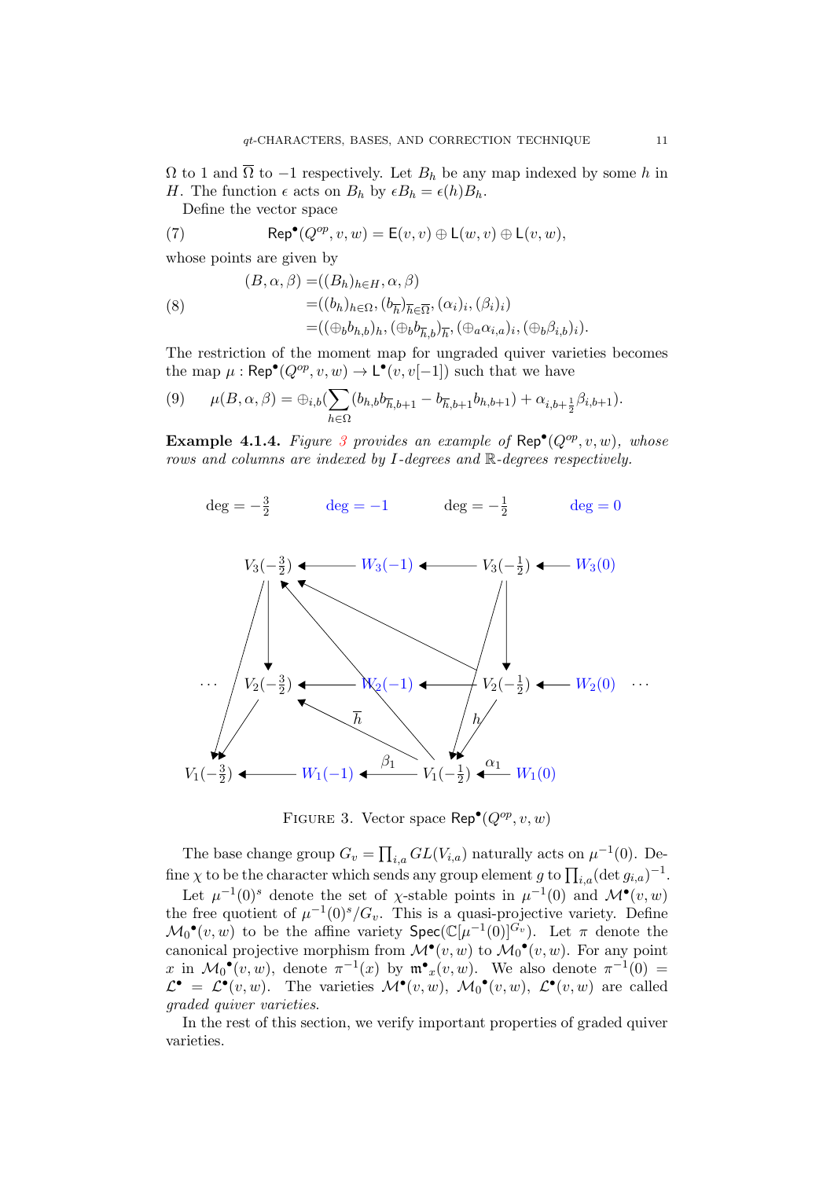$\Omega$ to 1 and $\overline{\Omega}$ to $-1$ respectively. Let $B_h$ be any map indexed by some $h$ in $H$. The function $\epsilon$ acts on $B_h$ by $\epsilon B_h = \epsilon(h) B_h$.

Define the vector space

$$\mathsf{Rep}^\bullet(Q^{op}, v, w) = \mathsf{E}(v, v) \oplus \mathsf{L}(w, v) \oplus \mathsf{L}(v, w), \tag{7}$$

whose points are given by

$$\begin{aligned}(B, \alpha, \beta) =& ((B_h)_{h \in H}, \alpha, \beta) \\ =& ((b_h)_{h\in\Omega}, (b_{\overline{h}})_{\overline{h}\in\overline{\Omega}}, (\alpha_i)_i, (\beta_i)_i) \\ =& ((\oplus_b b_{h,b})_h, (\oplus_b b_{\overline{h},b})_{\overline{h}}, (\oplus_a \alpha_{i,a})_i, (\oplus_b \beta_{i,b})_i).\end{aligned} \tag{8}$$

The restriction of the moment map for ungraded quiver varieties becomes the map $\mu : \mathsf{Rep}^\bullet(Q^{op}, v, w) \to \mathsf{L}^\bullet(v, v[-1])$ such that we have

$$\mu(B, \alpha, \beta) = \oplus_{i,b}\Big(\sum_{h\in\Omega}(b_{h,b} b_{\overline{h},b+1} - b_{\overline{h},b+1} b_{h,b+1}) + \alpha_{i,b+\frac{1}{2}} \beta_{i,b+1}\Big). \tag{9}$$

**Example 4.1.4.** *Figure 3 provides an example of $\mathsf{Rep}^\bullet(Q^{op}, v, w)$, whose rows and columns are indexed by $I$-degrees and $\mathbb{R}$-degrees respectively.*

FIGURE 3. Vector space $\mathsf{Rep}^\bullet(Q^{op}, v, w)$

The base change group $G_v = \prod_{i,a} GL(V_{i,a})$ naturally acts on $\mu^{-1}(0)$. Define $\chi$ to be the character which sends any group element $g$ to $\prod_{i,a}(\det g_{i,a})^{-1}$.

Let $\mu^{-1}(0)^s$ denote the set of $\chi$-stable points in $\mu^{-1}(0)$ and $\mathcal{M}^\bullet(v, w)$ the free quotient of $\mu^{-1}(0)^s / G_v$. This is a quasi-projective variety. Define $\mathcal{M}_0{}^\bullet(v, w)$ to be the affine variety $\mathsf{Spec}(\mathbb{C}[\mu^{-1}(0)]^{G_v})$. Let $\pi$ denote the canonical projective morphism from $\mathcal{M}^\bullet(v, w)$ to $\mathcal{M}_0{}^\bullet(v, w)$. For any point $x$ in $\mathcal{M}_0{}^\bullet(v, w)$, denote $\pi^{-1}(x)$ by $\mathfrak{m}^\bullet{}_x(v, w)$. We also denote $\pi^{-1}(0) = \mathcal{L}^\bullet = \mathcal{L}^\bullet(v, w)$. The varieties $\mathcal{M}^\bullet(v, w)$, $\mathcal{M}_0{}^\bullet(v, w)$, $\mathcal{L}^\bullet(v, w)$ are called *graded quiver varieties*.

In the rest of this section, we verify important properties of graded quiver varieties.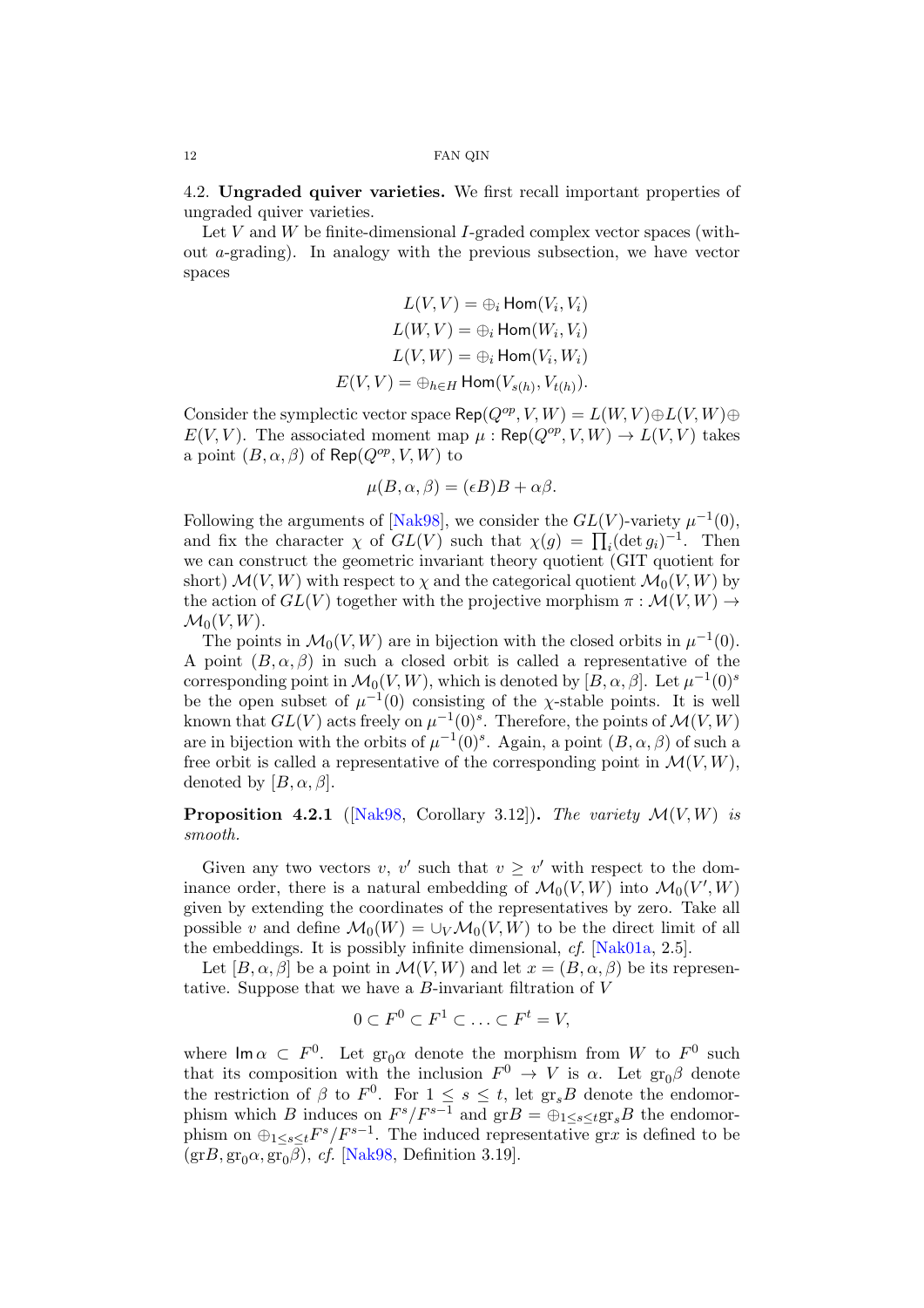**4.2. Ungraded quiver varieties.** We first recall important properties of ungraded quiver varieties.

Let $V$ and $W$ be finite-dimensional $I$-graded complex vector spaces (without $a$-grading). In analogy with the previous subsection, we have vector spaces

$$
\begin{aligned}
L(V,V) &= \oplus_i \mathsf{Hom}(V_i, V_i)\\
L(W,V) &= \oplus_i \mathsf{Hom}(W_i, V_i)\\
L(V,W) &= \oplus_i \mathsf{Hom}(V_i, W_i)\\
E(V,V) &= \oplus_{h\in H} \mathsf{Hom}(V_{s(h)}, V_{t(h)}).
\end{aligned}
$$

Consider the symplectic vector space $\mathsf{Rep}(Q^{op}, V, W) = L(W,V) \oplus L(V,W) \oplus E(V,V)$. The associated moment map $\mu : \mathsf{Rep}(Q^{op}, V, W) \to L(V,V)$ takes a point $(B, \alpha, \beta)$ of $\mathsf{Rep}(Q^{op}, V, W)$ to

$$\mu(B, \alpha, \beta) = (\epsilon B)B + \alpha\beta.$$

Following the arguments of [Nak98], we consider the $GL(V)$-variety $\mu^{-1}(0)$, and fix the character $\chi$ of $GL(V)$ such that $\chi(g) = \prod_i (\det g_i)^{-1}$. Then we can construct the geometric invariant theory quotient (GIT quotient for short) $\mathcal{M}(V,W)$ with respect to $\chi$ and the categorical quotient $\mathcal{M}_0(V,W)$ by the action of $GL(V)$ together with the projective morphism $\pi : \mathcal{M}(V,W) \to \mathcal{M}_0(V,W)$.

The points in $\mathcal{M}_0(V,W)$ are in bijection with the closed orbits in $\mu^{-1}(0)$. A point $(B, \alpha, \beta)$ in such a closed orbit is called a representative of the corresponding point in $\mathcal{M}_0(V,W)$, which is denoted by $[B, \alpha, \beta]$. Let $\mu^{-1}(0)^s$ be the open subset of $\mu^{-1}(0)$ consisting of the $\chi$-stable points. It is well known that $GL(V)$ acts freely on $\mu^{-1}(0)^s$. Therefore, the points of $\mathcal{M}(V,W)$ are in bijection with the orbits of $\mu^{-1}(0)^s$. Again, a point $(B, \alpha, \beta)$ of such a free orbit is called a representative of the corresponding point in $\mathcal{M}(V,W)$, denoted by $[B, \alpha, \beta]$.

**Proposition 4.2.1** ([Nak98, Corollary 3.12])**.** *The variety $\mathcal{M}(V,W)$ is smooth.*

Given any two vectors $v$, $v'$ such that $v \geq v'$ with respect to the dominance order, there is a natural embedding of $\mathcal{M}_0(V,W)$ into $\mathcal{M}_0(V',W)$ given by extending the coordinates of the representatives by zero. Take all possible $v$ and define $\mathcal{M}_0(W) = \cup_V \mathcal{M}_0(V,W)$ to be the direct limit of all the embeddings. It is possibly infinite dimensional, *cf.* [Nak01a, 2.5].

Let $[B, \alpha, \beta]$ be a point in $\mathcal{M}(V,W)$ and let $x = (B, \alpha, \beta)$ be its representative. Suppose that we have a $B$-invariant filtration of $V$

$$0 \subset F^0 \subset F^1 \subset \ldots \subset F^t = V,$$

where $\mathsf{Im}\, \alpha \subset F^0$. Let $\mathrm{gr}_0\alpha$ denote the morphism from $W$ to $F^0$ such that its composition with the inclusion $F^0 \to V$ is $\alpha$. Let $\mathrm{gr}_0\beta$ denote the restriction of $\beta$ to $F^0$. For $1 \leq s \leq t$, let $\mathrm{gr}_s B$ denote the endomorphism which $B$ induces on $F^s/F^{s-1}$ and $\mathrm{gr}B = \oplus_{1\leq s\leq t}\mathrm{gr}_s B$ the endomorphism on $\oplus_{1\leq s\leq t} F^s/F^{s-1}$. The induced representative $\mathrm{gr}x$ is defined to be $(\mathrm{gr}B, \mathrm{gr}_0\alpha, \mathrm{gr}_0\beta)$, *cf.* [Nak98, Definition 3.19].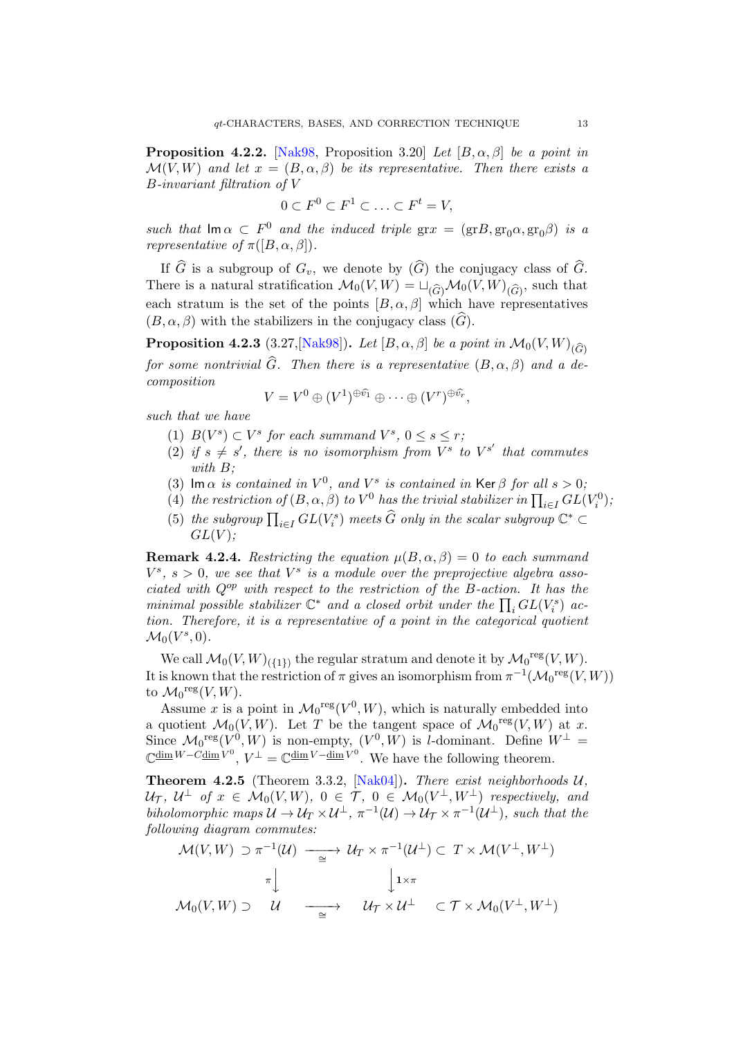**Proposition 4.2.2.** [Nak98, Proposition 3.20] *Let $[B,\alpha,\beta]$ be a point in $\mathcal{M}(V,W)$ and let $x=(B,\alpha,\beta)$ be its representative. Then there exists a $B$-invariant filtration of $V$*

$$0\subset F^0\subset F^1\subset\ldots\subset F^t=V,$$

*such that $\mathsf{Im}\,\alpha\subset F^0$ and the induced triple $\mathrm{gr}x=(\mathrm{gr}B,\mathrm{gr}_0\alpha,\mathrm{gr}_0\beta)$ is a representative of $\pi([B,\alpha,\beta])$.*

If $\widehat{G}$ is a subgroup of $G_v$, we denote by $(\widehat{G})$ the conjugacy class of $\widehat{G}$. There is a natural stratification $\mathcal{M}_0(V,W)=\sqcup_{(\widehat{G})}\mathcal{M}_0(V,W)_{(\widehat{G})}$, such that each stratum is the set of the points $[B,\alpha,\beta]$ which have representatives $(B,\alpha,\beta)$ with the stabilizers in the conjugacy class $(\widehat{G})$.

**Proposition 4.2.3** (3.27,[Nak98])**.** *Let $[B,\alpha,\beta]$ be a point in $\mathcal{M}_0(V,W)_{(\widehat{G})}$ for some nontrivial $\widehat{G}$. Then there is a representative $(B,\alpha,\beta)$ and a decomposition*

$$V=V^0\oplus(V^1)^{\oplus\widehat{v}_1}\oplus\cdots\oplus(V^r)^{\oplus\widehat{v}_r},$$

*such that we have*

1. *$B(V^s)\subset V^s$ for each summand $V^s$, $0\le s\le r$;*
2. *if $s\neq s'$, there is no isomorphism from $V^s$ to $V^{s'}$ that commutes with $B$;*
3. *$\mathsf{Im}\,\alpha$ is contained in $V^0$, and $V^s$ is contained in $\mathsf{Ker}\,\beta$ for all $s>0$;*
4. *the restriction of $(B,\alpha,\beta)$ to $V^0$ has the trivial stabilizer in $\prod_{i\in I}GL(V_i^0)$;*
5. *the subgroup $\prod_{i\in I}GL(V_i^s)$ meets $\widehat{G}$ only in the scalar subgroup $\mathbb{C}^*\subset GL(V)$;*

**Remark 4.2.4.** *Restricting the equation $\mu(B,\alpha,\beta)=0$ to each summand $V^s$, $s>0$, we see that $V^s$ is a module over the preprojective algebra associated with $Q^{op}$ with respect to the restriction of the $B$-action. It has the minimal possible stabilizer $\mathbb{C}^*$ and a closed orbit under the $\prod_i GL(V_i^s)$ action. Therefore, it is a representative of a point in the categorical quotient $\mathcal{M}_0(V^s,0)$.*

We call $\mathcal{M}_0(V,W)_{(\{1\})}$ the regular stratum and denote it by ${\mathcal{M}_0}^{\mathrm{reg}}(V,W)$. It is known that the restriction of $\pi$ gives an isomorphism from $\pi^{-1}({\mathcal{M}_0}^{\mathrm{reg}}(V,W))$ to ${\mathcal{M}_0}^{\mathrm{reg}}(V,W)$.

Assume $x$ is a point in ${\mathcal{M}_0}^{\mathrm{reg}}(V^0,W)$, which is naturally embedded into a quotient $\mathcal{M}_0(V,W)$. Let $T$ be the tangent space of ${\mathcal{M}_0}^{\mathrm{reg}}(V,W)$ at $x$. Since ${\mathcal{M}_0}^{\mathrm{reg}}(V^0,W)$ is non-empty, $(V^0,W)$ is $l$-dominant. Define $W^\perp=\mathbb{C}^{\underline{\dim}W-C\underline{\dim}V^0}$, $V^\perp=\mathbb{C}^{\underline{\dim}V-\underline{\dim}V^0}$. We have the following theorem.

**Theorem 4.2.5** (Theorem 3.3.2, [Nak04])**.** *There exist neighborhoods $\mathcal{U}$, $\mathcal{U}_\mathcal{T}$, $\mathcal{U}^\perp$ of $x\in\mathcal{M}_0(V,W)$, $0\in\mathcal{T}$, $0\in\mathcal{M}_0(V^\perp,W^\perp)$ respectively, and biholomorphic maps $\mathcal{U}\to\mathcal{U}_\mathcal{T}\times\mathcal{U}^\perp$, $\pi^{-1}(\mathcal{U})\to\mathcal{U}_\mathcal{T}\times\pi^{-1}(\mathcal{U}^\perp)$, such that the following diagram commutes:*

$$\begin{array}{ccccc}
\mathcal{M}(V,W)\supset\pi^{-1}(\mathcal{U}) & \xrightarrow[\cong]{} & \mathcal{U}_\mathcal{T}\times\pi^{-1}(\mathcal{U}^\perp) & \subset & T\times\mathcal{M}(V^\perp,W^\perp)\\
\Big\downarrow{\scriptstyle\pi} & & \Big\downarrow{\scriptstyle\mathbf{1}\times\pi} & & \\
\mathcal{M}_0(V,W)\supset\ \mathcal{U} & \xrightarrow[\cong]{} & \mathcal{U}_\mathcal{T}\times\mathcal{U}^\perp & \subset & \mathcal{T}\times\mathcal{M}_0(V^\perp,W^\perp)
\end{array}$$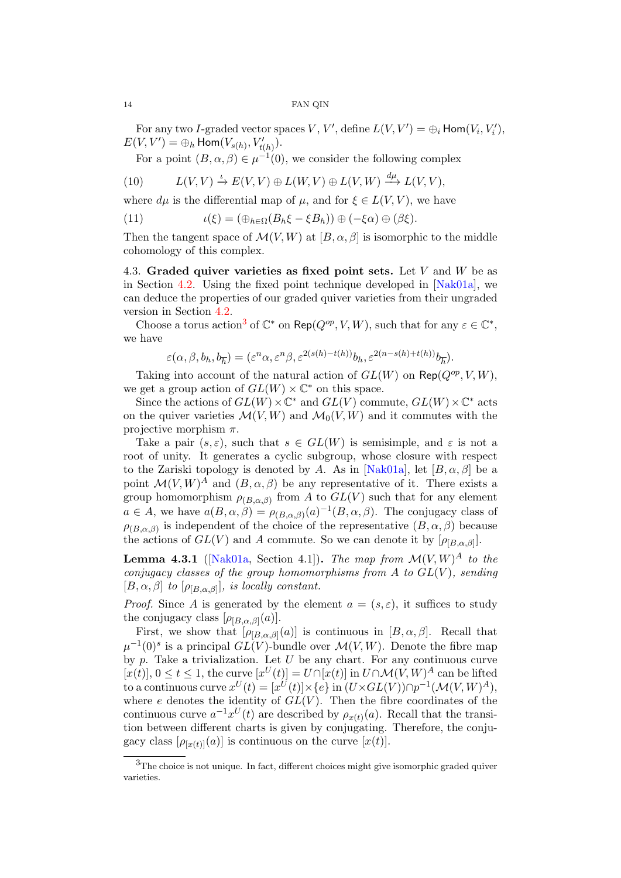For any two $I$-graded vector spaces $V$, $V'$, define $L(V,V') = \oplus_i \mathrm{Hom}(V_i, V'_i)$, $E(V,V') = \oplus_h \mathrm{Hom}(V_{s(h)}, V'_{t(h)})$.

For a point $(B,\alpha,\beta) \in \mu^{-1}(0)$, we consider the following complex

$$L(V,V) \xrightarrow{\iota} E(V,V) \oplus L(W,V) \oplus L(V,W) \xrightarrow{d\mu} L(V,V), \tag{10}$$

where $d\mu$ is the differential map of $\mu$, and for $\xi \in L(V,V)$, we have

$$\iota(\xi) = (\oplus_{h\in\Omega}(B_h\xi - \xi B_h)) \oplus (-\xi\alpha) \oplus (\beta\xi). \tag{11}$$

Then the tangent space of $\mathcal{M}(V,W)$ at $[B,\alpha,\beta]$ is isomorphic to the middle cohomology of this complex.

**4.3. Graded quiver varieties as fixed point sets.** Let $V$ and $W$ be as in Section 4.2. Using the fixed point technique developed in [Nak01a], we can deduce the properties of our graded quiver varieties from their ungraded version in Section 4.2.

Choose a torus action[3] of $\mathbb{C}^*$ on $\mathrm{Rep}(Q^{op}, V, W)$, such that for any $\varepsilon \in \mathbb{C}^*$, we have

$$\varepsilon(\alpha,\beta,b_h,b_{\overline{h}}) = (\varepsilon^n\alpha, \varepsilon^n\beta, \varepsilon^{2(s(h)-t(h))}b_h, \varepsilon^{2(n-s(h)+t(h))}b_{\overline{h}}).$$

Taking into account of the natural action of $GL(W)$ on $\mathrm{Rep}(Q^{op}, V, W)$, we get a group action of $GL(W)\times\mathbb{C}^*$ on this space.

Since the actions of $GL(W)\times\mathbb{C}^*$ and $GL(V)$ commute, $GL(W)\times\mathbb{C}^*$ acts on the quiver varieties $\mathcal{M}(V,W)$ and $\mathcal{M}_0(V,W)$ and it commutes with the projective morphism $\pi$.

Take a pair $(s,\varepsilon)$, such that $s \in GL(W)$ is semisimple, and $\varepsilon$ is not a root of unity. It generates a cyclic subgroup, whose closure with respect to the Zariski topology is denoted by $A$. As in [Nak01a], let $[B,\alpha,\beta]$ be a point $\mathcal{M}(V,W)^A$ and $(B,\alpha,\beta)$ be any representative of it. There exists a group homomorphism $\rho_{(B,\alpha,\beta)}$ from $A$ to $GL(V)$ such that for any element $a \in A$, we have $a(B,\alpha,\beta) = \rho_{(B,\alpha,\beta)}(a)^{-1}(B,\alpha,\beta)$. The conjugacy class of $\rho_{(B,\alpha,\beta)}$ is independent of the choice of the representative $(B,\alpha,\beta)$ because the actions of $GL(V)$ and $A$ commute. So we can denote it by $[\rho_{[B,\alpha,\beta]}]$.

**Lemma 4.3.1** ([Nak01a, Section 4.1])**.** *The map from $\mathcal{M}(V,W)^A$ to the conjugacy classes of the group homomorphisms from $A$ to $GL(V)$, sending $[B,\alpha,\beta]$ to $[\rho_{[B,\alpha,\beta]}]$, is locally constant.*

*Proof.* Since $A$ is generated by the element $a = (s,\varepsilon)$, it suffices to study the conjugacy class $[\rho_{[B,\alpha,\beta]}(a)]$.

First, we show that $[\rho_{[B,\alpha,\beta]}(a)]$ is continuous in $[B,\alpha,\beta]$. Recall that $\mu^{-1}(0)^s$ is a principal $GL(V)$-bundle over $\mathcal{M}(V,W)$. Denote the fibre map by $p$. Take a trivialization. Let $U$ be any chart. For any continuous curve $[x(t)]$, $0\le t\le 1$, the curve $[x^U(t)] = U\cap[x(t)]$ in $U\cap\mathcal{M}(V,W)^A$ can be lifted to a continuous curve $x^U(t) = [x^U(t)]\times\{e\}$ in $(U\times GL(V))\cap p^{-1}(\mathcal{M}(V,W)^A)$, where $e$ denotes the identity of $GL(V)$. Then the fibre coordinates of the continuous curve $a^{-1}x^U(t)$ are described by $\rho_{x(t)}(a)$. Recall that the transition between different charts is given by conjugating. Therefore, the conjugacy class $[\rho_{[x(t)]}(a)]$ is continuous on the curve $[x(t)]$.

---

[3] The choice is not unique. In fact, different choices might give isomorphic graded quiver varieties.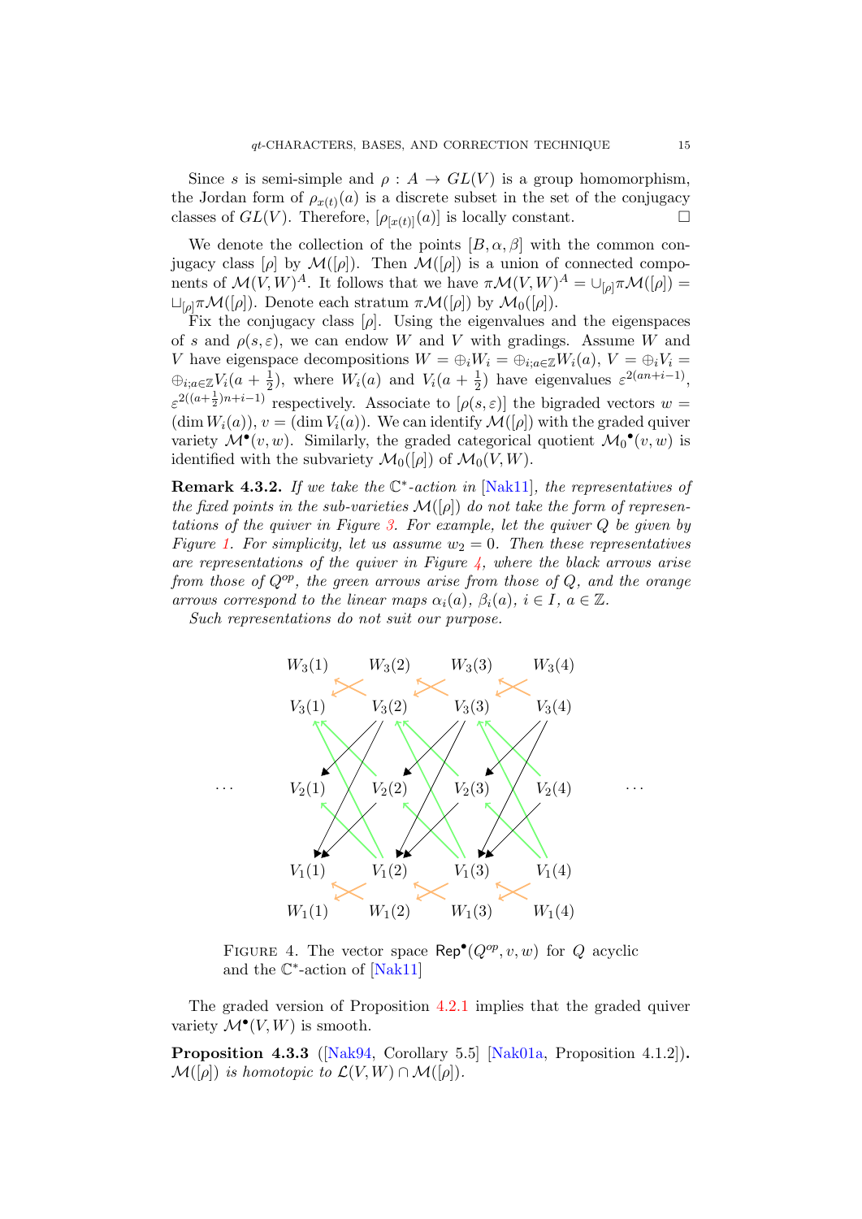Since $s$ is semi-simple and $\rho : A \to GL(V)$ is a group homomorphism, the Jordan form of $\rho_{x(t)}(a)$ is a discrete subset in the set of the conjugacy classes of $GL(V)$. Therefore, $[\rho_{[x(t)]}(a)]$ is locally constant. □

We denote the collection of the points $[B, \alpha, \beta]$ with the common conjugacy class $[\rho]$ by $\mathcal{M}([\rho])$. Then $\mathcal{M}([\rho])$ is a union of connected components of $\mathcal{M}(V, W)^A$. It follows that we have $\pi\mathcal{M}(V, W)^A = \cup_{[\rho]}\pi\mathcal{M}([\rho]) = \sqcup_{[\rho]}\pi\mathcal{M}([\rho])$. Denote each stratum $\pi\mathcal{M}([\rho])$ by $\mathcal{M}_0([\rho])$.

Fix the conjugacy class $[\rho]$. Using the eigenvalues and the eigenspaces of $s$ and $\rho(s, \varepsilon)$, we can endow $W$ and $V$ with gradings. Assume $W$ and $V$ have eigenspace decompositions $W = \oplus_i W_i = \oplus_{i;a\in\mathbb{Z}} W_i(a)$, $V = \oplus_i V_i = \oplus_{i;a\in\mathbb{Z}} V_i(a + \frac{1}{2})$, where $W_i(a)$ and $V_i(a + \frac{1}{2})$ have eigenvalues $\varepsilon^{2(an+i-1)}$, $\varepsilon^{2((a+\frac{1}{2})n+i-1)}$ respectively. Associate to $[\rho(s, \varepsilon)]$ the bigraded vectors $w = (\dim W_i(a))$, $v = (\dim V_i(a))$. We can identify $\mathcal{M}([\rho])$ with the graded quiver variety $\mathcal{M}^\bullet(v, w)$. Similarly, the graded categorical quotient $\mathcal{M}_0{}^\bullet(v, w)$ is identified with the subvariety $\mathcal{M}_0([\rho])$ of $\mathcal{M}_0(V, W)$.

**Remark 4.3.2.** *If we take the $\mathbb{C}^*$-action in [Nak11], the representatives of the fixed points in the sub-varieties $\mathcal{M}([\rho])$ do not take the form of representations of the quiver in Figure 3. For example, let the quiver $Q$ be given by Figure 1. For simplicity, let us assume $w_2 = 0$. Then these representatives are representations of the quiver in Figure 4, where the black arrows arise from those of $Q^{op}$, the green arrows arise from those of $Q$, and the orange arrows correspond to the linear maps $\alpha_i(a)$, $\beta_i(a)$, $i \in I$, $a \in \mathbb{Z}$.*

*Such representations do not suit our purpose.*

FIGURE 4. The vector space $\mathsf{Rep}^\bullet(Q^{op}, v, w)$ for $Q$ acyclic and the $\mathbb{C}^*$-action of [Nak11]

The graded version of Proposition 4.2.1 implies that the graded quiver variety $\mathcal{M}^\bullet(V, W)$ is smooth.

**Proposition 4.3.3** ([Nak94, Corollary 5.5] [Nak01a, Proposition 4.1.2])**.** *$\mathcal{M}([\rho])$ is homotopic to $\mathcal{L}(V, W) \cap \mathcal{M}([\rho])$.*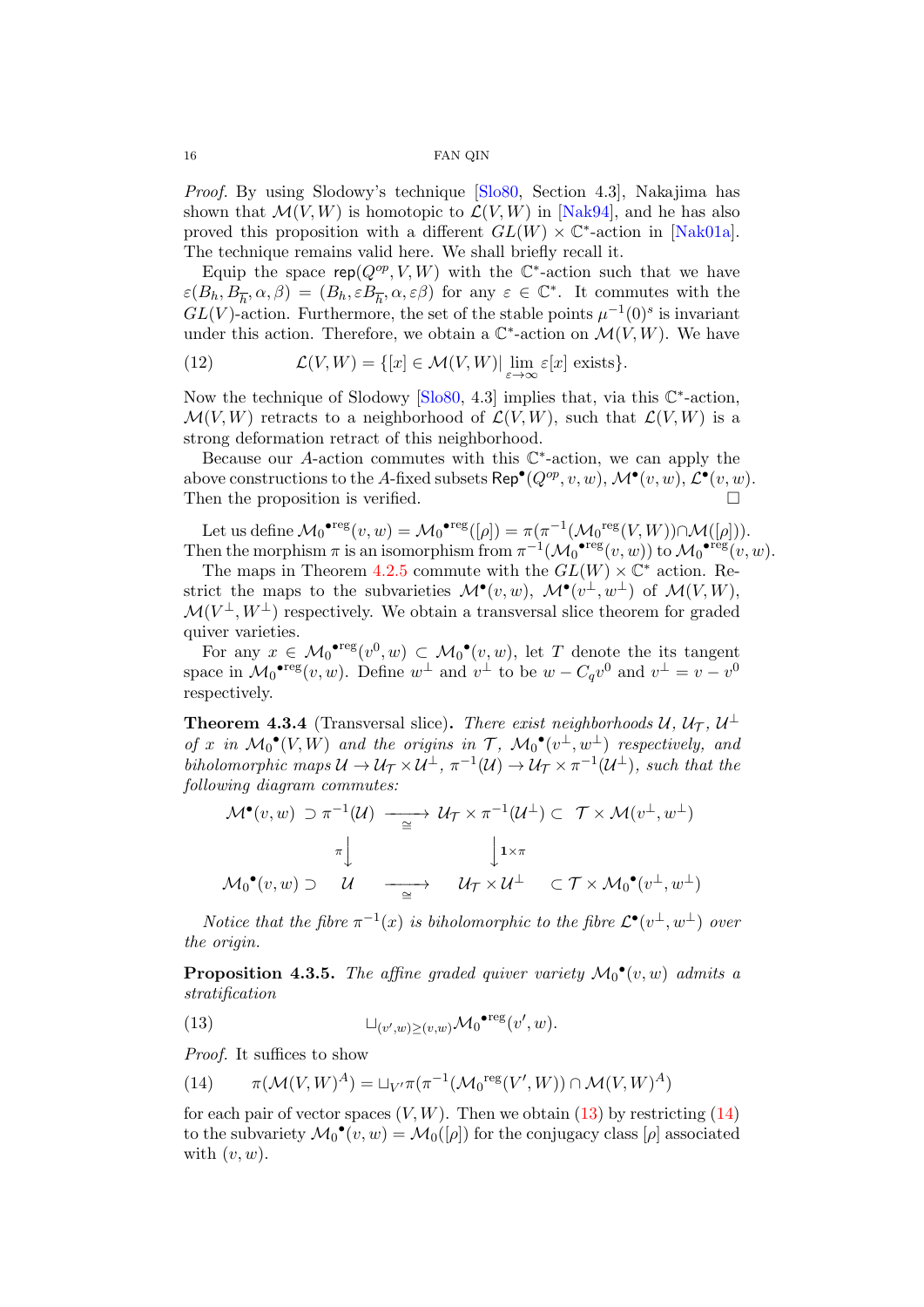*Proof.* By using Slodowy's technique [Slo80, Section 4.3], Nakajima has shown that $\mathcal{M}(V,W)$ is homotopic to $\mathcal{L}(V,W)$ in [Nak94], and he has also proved this proposition with a different $GL(W)\times\mathbb{C}^*$-action in [Nak01a]. The technique remains valid here. We shall briefly recall it.

Equip the space $\mathsf{rep}(Q^{op},V,W)$ with the $\mathbb{C}^*$-action such that we have $\varepsilon(B_h, B_{\overline{h}}, \alpha, \beta) = (B_h, \varepsilon B_{\overline{h}}, \alpha, \varepsilon\beta)$ for any $\varepsilon\in\mathbb{C}^*$. It commutes with the $GL(V)$-action. Furthermore, the set of the stable points $\mu^{-1}(0)^s$ is invariant under this action. Therefore, we obtain a $\mathbb{C}^*$-action on $\mathcal{M}(V,W)$. We have

$$\mathcal{L}(V,W) = \{[x]\in\mathcal{M}(V,W)|\lim_{\varepsilon\to\infty}\varepsilon[x] \text{ exists}\}. \tag{12}$$

Now the technique of Slodowy [Slo80, 4.3] implies that, via this $\mathbb{C}^*$-action, $\mathcal{M}(V,W)$ retracts to a neighborhood of $\mathcal{L}(V,W)$, such that $\mathcal{L}(V,W)$ is a strong deformation retract of this neighborhood.

Because our $A$-action commutes with this $\mathbb{C}^*$-action, we can apply the above constructions to the $A$-fixed subsets $\mathsf{Rep}^\bullet(Q^{op},v,w)$, $\mathcal{M}^\bullet(v,w)$, $\mathcal{L}^\bullet(v,w)$. Then the proposition is verified. $\square$

Let us define ${\mathcal{M}_0}^{\bullet\mathrm{reg}}(v,w) = {\mathcal{M}_0}^{\bullet\mathrm{reg}}([\rho]) = \pi(\pi^{-1}({\mathcal{M}_0}^{\mathrm{reg}}(V,W))\cap\mathcal{M}([\rho]))$. Then the morphism $\pi$ is an isomorphism from $\pi^{-1}({\mathcal{M}_0}^{\bullet\mathrm{reg}}(v,w))$ to ${\mathcal{M}_0}^{\bullet\mathrm{reg}}(v,w)$.

The maps in Theorem 4.2.5 commute with the $GL(W)\times\mathbb{C}^*$ action. Restrict the maps to the subvarieties $\mathcal{M}^\bullet(v,w)$, $\mathcal{M}^\bullet(v^\perp,w^\perp)$ of $\mathcal{M}(V,W)$, $\mathcal{M}(V^\perp,W^\perp)$ respectively. We obtain a transversal slice theorem for graded quiver varieties.

For any $x\in{\mathcal{M}_0}^{\bullet\mathrm{reg}}(v^0,w)\subset{\mathcal{M}_0}^\bullet(v,w)$, let $T$ denote the its tangent space in ${\mathcal{M}_0}^{\bullet\mathrm{reg}}(v,w)$. Define $w^\perp$ and $v^\perp$ to be $w-C_qv^0$ and $v^\perp = v-v^0$ respectively.

**Theorem 4.3.4** (Transversal slice)**.** *There exist neighborhoods $\mathcal{U}$, $\mathcal{U}_{\mathcal{T}}$, $\mathcal{U}^\perp$ of $x$ in ${\mathcal{M}_0}^\bullet(V,W)$ and the origins in $\mathcal{T}$, ${\mathcal{M}_0}^\bullet(v^\perp,w^\perp)$ respectively, and biholomorphic maps $\mathcal{U}\to\mathcal{U}_{\mathcal{T}}\times\mathcal{U}^\perp$, $\pi^{-1}(\mathcal{U})\to\mathcal{U}_{\mathcal{T}}\times\pi^{-1}(\mathcal{U}^\perp)$, such that the following diagram commutes:*

$$\begin{array}{ccccccc}
\mathcal{M}^\bullet(v,w) & \supset \pi^{-1}(\mathcal{U}) & \xrightarrow[\cong]{} & \mathcal{U}_{\mathcal{T}}\times\pi^{-1}(\mathcal{U}^\perp) & \subset & \mathcal{T}\times\mathcal{M}(v^\perp,w^\perp) \\
& \downarrow{\scriptstyle\pi} & & \downarrow{\scriptstyle 1\times\pi} & & \\
{\mathcal{M}_0}^\bullet(v,w) & \supset\ \mathcal{U} & \xrightarrow[\cong]{} & \mathcal{U}_{\mathcal{T}}\times\mathcal{U}^\perp & \subset & \mathcal{T}\times{\mathcal{M}_0}^\bullet(v^\perp,w^\perp)
\end{array}$$

*Notice that the fibre $\pi^{-1}(x)$ is biholomorphic to the fibre $\mathcal{L}^\bullet(v^\perp,w^\perp)$ over the origin.*

**Proposition 4.3.5.** *The affine graded quiver variety ${\mathcal{M}_0}^\bullet(v,w)$ admits a stratification*

$$\sqcup_{(v',w)\geq(v,w)}{\mathcal{M}_0}^{\bullet\mathrm{reg}}(v',w). \tag{13}$$

*Proof.* It suffices to show

$$\pi(\mathcal{M}(V,W)^A) = \sqcup_{V'}\pi(\pi^{-1}({\mathcal{M}_0}^{\mathrm{reg}}(V',W))\cap\mathcal{M}(V,W)^A) \tag{14}$$

for each pair of vector spaces $(V,W)$. Then we obtain (13) by restricting (14) to the subvariety ${\mathcal{M}_0}^\bullet(v,w)=\mathcal{M}_0([\rho])$ for the conjugacy class $[\rho]$ associated with $(v,w)$.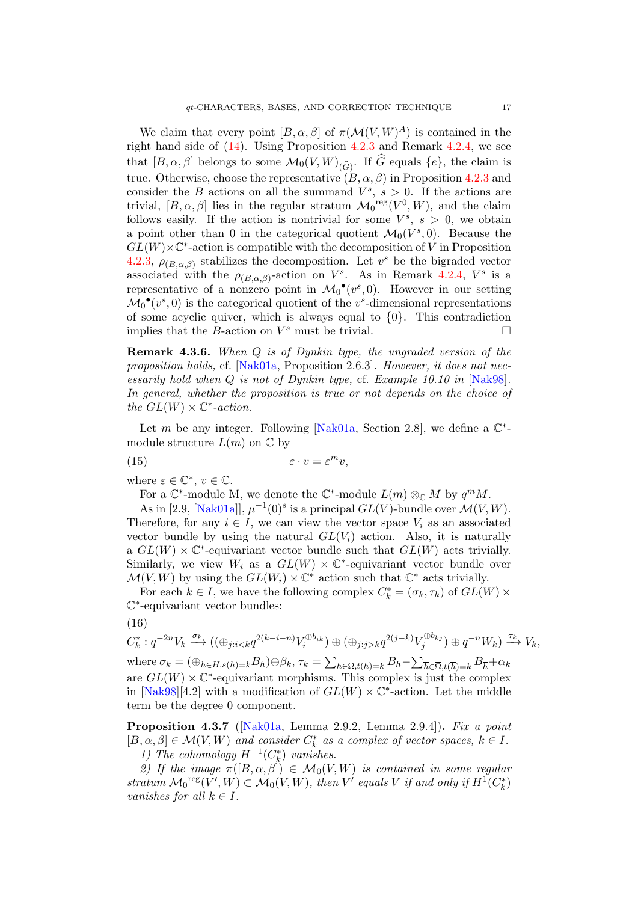We claim that every point $[B,\alpha,\beta]$ of $\pi(\mathcal{M}(V,W)^A)$ is contained in the right hand side of (14). Using Proposition 4.2.3 and Remark 4.2.4, we see that $[B,\alpha,\beta]$ belongs to some $\mathcal{M}_0(V,W)_{(\widehat{G})}$. If $\widehat{G}$ equals $\{e\}$, the claim is true. Otherwise, choose the representative $(B,\alpha,\beta)$ in Proposition 4.2.3 and consider the $B$ actions on all the summand $V^s$, $s>0$. If the actions are trivial, $[B,\alpha,\beta]$ lies in the regular stratum $\mathcal{M}_0{}^{\mathrm{reg}}(V^0,W)$, and the claim follows easily. If the action is nontrivial for some $V^s$, $s>0$, we obtain a point other than 0 in the categorical quotient $\mathcal{M}_0(V^s,0)$. Because the $GL(W)\times\mathbb{C}^*$-action is compatible with the decomposition of $V$ in Proposition 4.2.3, $\rho_{(B,\alpha,\beta)}$ stabilizes the decomposition. Let $v^s$ be the bigraded vector associated with the $\rho_{(B,\alpha,\beta)}$-action on $V^s$. As in Remark 4.2.4, $V^s$ is a representative of a nonzero point in $\mathcal{M}_0{}^\bullet(v^s,0)$. However in our setting $\mathcal{M}_0{}^\bullet(v^s,0)$ is the categorical quotient of the $v^s$-dimensional representations of some acyclic quiver, which is always equal to $\{0\}$. This contradiction implies that the $B$-action on $V^s$ must be trivial. □

**Remark 4.3.6.** *When $Q$ is of Dynkin type, the ungraded version of the proposition holds, cf. [Nak01a, Proposition 2.6.3]. However, it does not necessarily hold when $Q$ is not of Dynkin type, cf. Example 10.10 in [Nak98]. In general, whether the proposition is true or not depends on the choice of the $GL(W)\times\mathbb{C}^*$-action.*

Let $m$ be any integer. Following [Nak01a, Section 2.8], we define a $\mathbb{C}^*$-module structure $L(m)$ on $\mathbb{C}$ by

$$\varepsilon\cdot v=\varepsilon^m v, \tag{15}$$

where $\varepsilon\in\mathbb{C}^*$, $v\in\mathbb{C}$.

For a $\mathbb{C}^*$-module M, we denote the $\mathbb{C}^*$-module $L(m)\otimes_{\mathbb{C}} M$ by $q^m M$.

As in [2.9, [Nak01a]], $\mu^{-1}(0)^s$ is a principal $GL(V)$-bundle over $\mathcal{M}(V,W)$. Therefore, for any $i\in I$, we can view the vector space $V_i$ as an associated vector bundle by using the natural $GL(V_i)$ action. Also, it is naturally a $GL(W)\times\mathbb{C}^*$-equivariant vector bundle such that $GL(W)$ acts trivially. Similarly, we view $W_i$ as a $GL(W)\times\mathbb{C}^*$-equivariant vector bundle over $\mathcal{M}(V,W)$ by using the $GL(W_i)\times\mathbb{C}^*$ action such that $\mathbb{C}^*$ acts trivially.

For each $k\in I$, we have the following complex $C_k^*=(\sigma_k,\tau_k)$ of $GL(W)\times\mathbb{C}^*$-equivariant vector bundles:

$$C_k^*: q^{-2n}V_k \xrightarrow{\sigma_k} ((\oplus_{j:i<k}q^{2(k-i-n)}V_i^{\oplus b_{ik}})\oplus(\oplus_{j:j>k}q^{2(j-k)}V_j^{\oplus b_{kj}})\oplus q^{-n}W_k)\xrightarrow{\tau_k} V_k, \tag{16}$$

where $\sigma_k=(\oplus_{h\in H,s(h)=k}B_h)\oplus\beta_k$, $\tau_k=\sum_{h\in\Omega,t(h)=k}B_h-\sum_{\overline{h}\in\overline{\Omega},t(\overline{h})=k}B_{\overline{h}}+\alpha_k$ are $GL(W)\times\mathbb{C}^*$-equivariant morphisms. This complex is just the complex in [Nak98][4.2] with a modification of $GL(W)\times\mathbb{C}^*$-action. Let the middle term be the degree 0 component.

**Proposition 4.3.7** ([Nak01a, Lemma 2.9.2, Lemma 2.9.4])**.** *Fix a point $[B,\alpha,\beta]\in\mathcal{M}(V,W)$ and consider $C_k^*$ as a complex of vector spaces, $k\in I$.*

*1) The cohomology $H^{-1}(C_k^*)$ vanishes.*

*2) If the image $\pi([B,\alpha,\beta])\in\mathcal{M}_0(V,W)$ is contained in some regular stratum $\mathcal{M}_0{}^{\mathrm{reg}}(V',W)\subset\mathcal{M}_0(V,W)$, then $V'$ equals $V$ if and only if $H^1(C_k^*)$ vanishes for all $k\in I$.*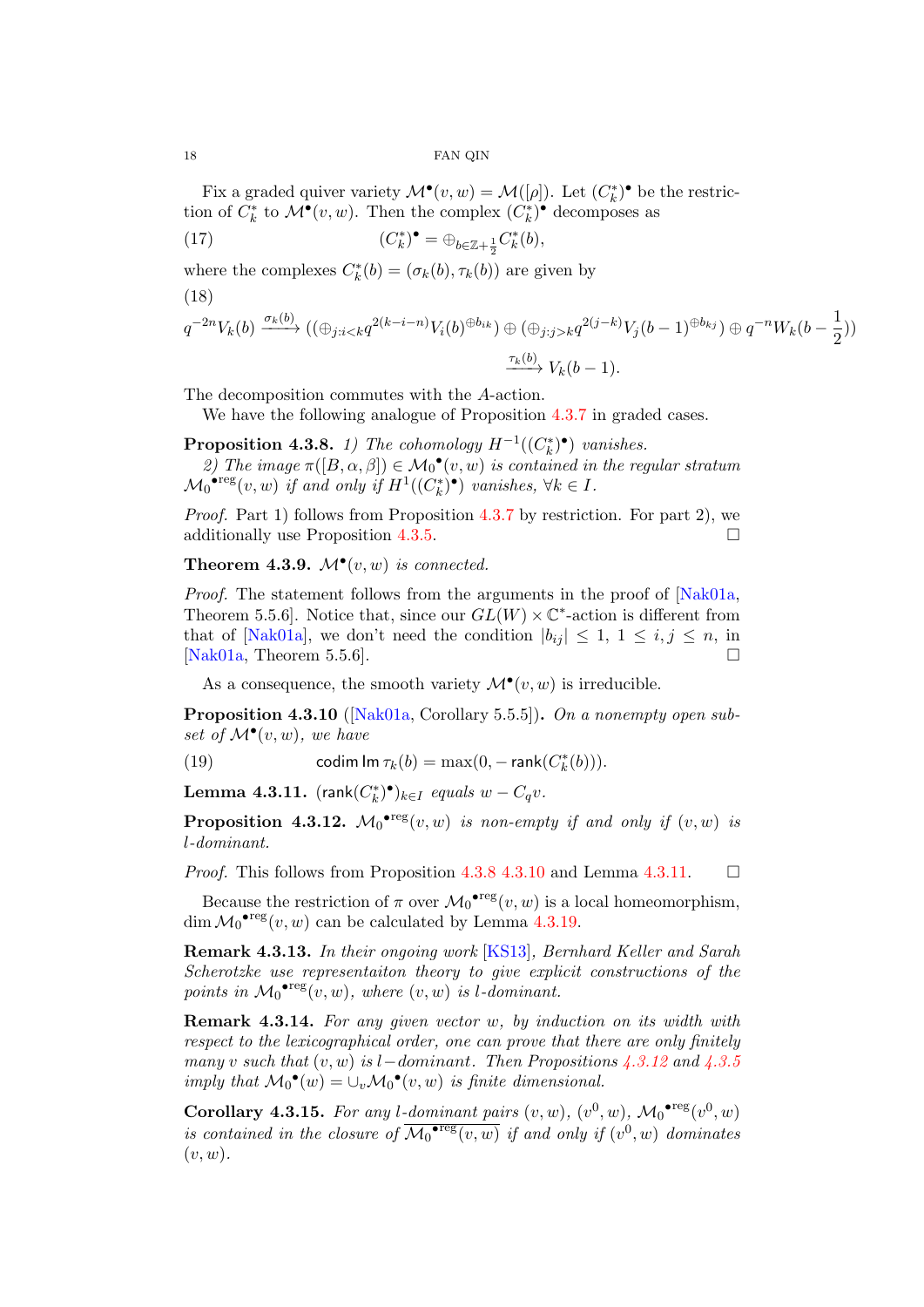Fix a graded quiver variety $\mathcal{M}^\bullet(v,w) = \mathcal{M}([\rho])$. Let $(C_k^*)^\bullet$ be the restriction of $C_k^*$ to $\mathcal{M}^\bullet(v,w)$. Then the complex $(C_k^*)^\bullet$ decomposes as

$$(C_k^*)^\bullet = \oplus_{b\in\mathbb{Z}+\frac{1}{2}} C_k^*(b), \tag{17}$$

where the complexes $C_k^*(b) = (\sigma_k(b), \tau_k(b))$ are given by

(18)

$$q^{-2n}V_k(b) \xrightarrow{\sigma_k(b)} ((\oplus_{j:i<k} q^{2(k-i-n)} V_i(b)^{\oplus b_{ik}}) \oplus (\oplus_{j:j>k} q^{2(j-k)} V_j(b-1)^{\oplus b_{kj}}) \oplus q^{-n} W_k(b-\frac{1}{2}))$$
$$\xrightarrow{\tau_k(b)} V_k(b-1).$$

The decomposition commutes with the $A$-action.

We have the following analogue of Proposition 4.3.7 in graded cases.

**Proposition 4.3.8.** *1) The cohomology $H^{-1}((C_k^*)^\bullet)$ vanishes.*
*2) The image $\pi([B,\alpha,\beta]) \in \mathcal{M}_0{}^\bullet(v,w)$ is contained in the regular stratum $\mathcal{M}_0{}^{\bullet\mathrm{reg}}(v,w)$ if and only if $H^1((C_k^*)^\bullet)$ vanishes, $\forall k\in I$.*

*Proof.* Part 1) follows from Proposition 4.3.7 by restriction. For part 2), we additionally use Proposition 4.3.5. $\square$

**Theorem 4.3.9.** *$\mathcal{M}^\bullet(v,w)$ is connected.*

*Proof.* The statement follows from the arguments in the proof of [Nak01a, Theorem 5.5.6]. Notice that, since our $GL(W)\times\mathbb{C}^*$-action is different from that of [Nak01a], we don't need the condition $|b_{ij}|\leq 1$, $1\leq i,j\leq n$, in [Nak01a, Theorem 5.5.6]. $\square$

As a consequence, the smooth variety $\mathcal{M}^\bullet(v,w)$ is irreducible.

**Proposition 4.3.10** ([Nak01a, Corollary 5.5.5])**.** *On a nonempty open subset of $\mathcal{M}^\bullet(v,w)$, we have*

$$\operatorname{codim}\operatorname{Im}\tau_k(b) = \max(0, -\operatorname{rank}(C_k^*(b))). \tag{19}$$

**Lemma 4.3.11.** *$(\operatorname{rank}(C_k^*)^\bullet)_{k\in I}$ equals $w - C_q v$.*

**Proposition 4.3.12.** *$\mathcal{M}_0{}^{\bullet\mathrm{reg}}(v,w)$ is non-empty if and only if $(v,w)$ is $l$-dominant.*

*Proof.* This follows from Proposition 4.3.8 4.3.10 and Lemma 4.3.11. $\square$

Because the restriction of $\pi$ over $\mathcal{M}_0{}^{\bullet\mathrm{reg}}(v,w)$ is a local homeomorphism, $\dim\mathcal{M}_0{}^{\bullet\mathrm{reg}}(v,w)$ can be calculated by Lemma 4.3.19.

**Remark 4.3.13.** *In their ongoing work [KS13], Bernhard Keller and Sarah Scherotzke use representaiton theory to give explicit constructions of the points in $\mathcal{M}_0{}^{\bullet\mathrm{reg}}(v,w)$, where $(v,w)$ is $l$-dominant.*

**Remark 4.3.14.** *For any given vector $w$, by induction on its width with respect to the lexicographical order, one can prove that there are only finitely many $v$ such that $(v,w)$ is $l-$dominant. Then Propositions 4.3.12 and 4.3.5 imply that $\mathcal{M}_0{}^\bullet(w) = \cup_v \mathcal{M}_0{}^\bullet(v,w)$ is finite dimensional.*

**Corollary 4.3.15.** *For any $l$-dominant pairs $(v,w)$, $(v^0,w)$, $\mathcal{M}_0{}^{\bullet\mathrm{reg}}(v^0,w)$ is contained in the closure of $\overline{\mathcal{M}_0{}^{\bullet\mathrm{reg}}(v,w)}$ if and only if $(v^0,w)$ dominates $(v,w)$.*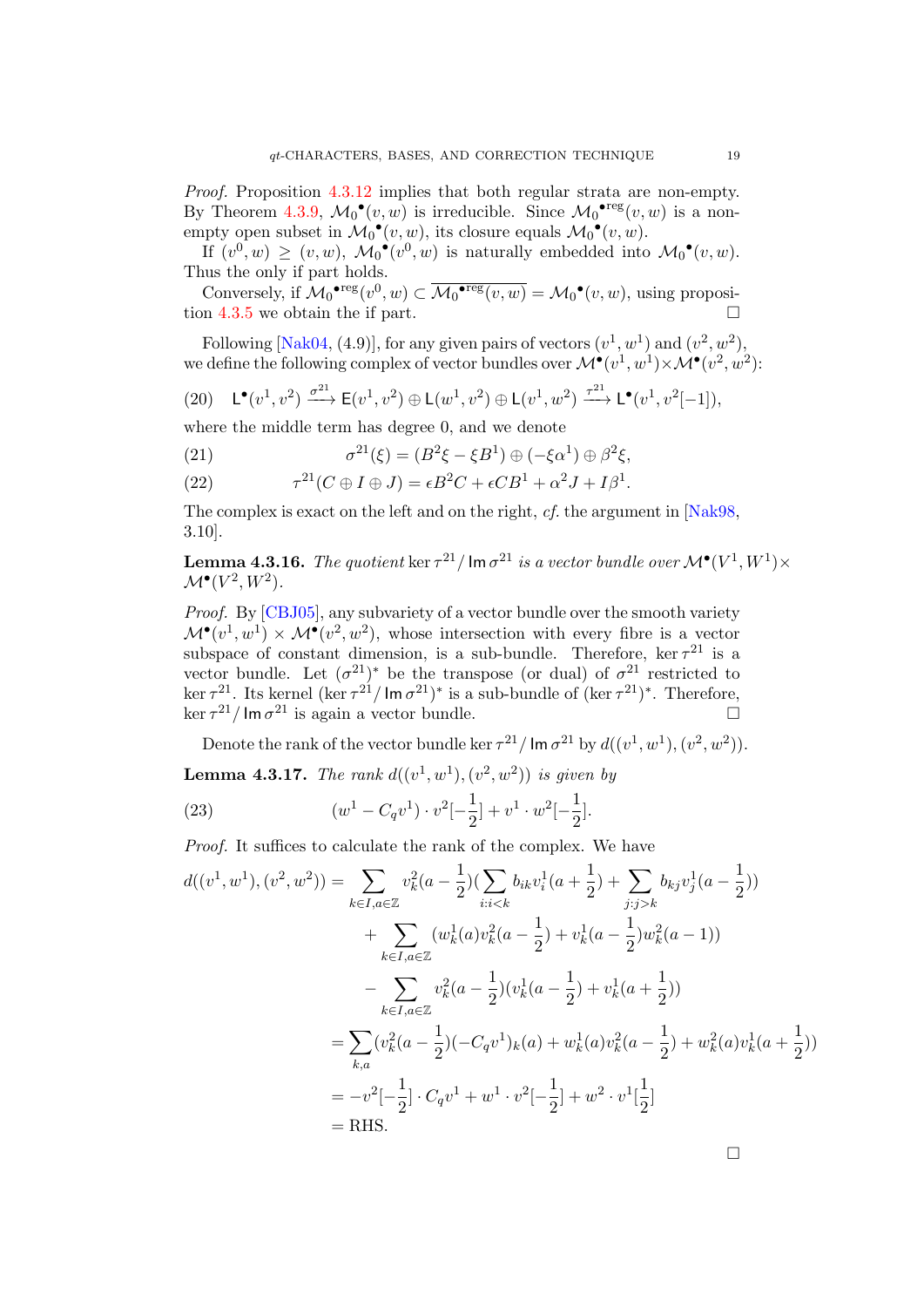*Proof.* Proposition 4.3.12 implies that both regular strata are non-empty. By Theorem 4.3.9, ${\mathcal{M}_0}^\bullet(v,w)$ is irreducible. Since ${\mathcal{M}_0}^{\bullet\mathrm{reg}}(v,w)$ is a non-empty open subset in ${\mathcal{M}_0}^\bullet(v,w)$, its closure equals ${\mathcal{M}_0}^\bullet(v,w)$.

If $(v^0,w) \geq (v,w)$, ${\mathcal{M}_0}^\bullet(v^0,w)$ is naturally embedded into ${\mathcal{M}_0}^\bullet(v,w)$. Thus the only if part holds.

Conversely, if ${\mathcal{M}_0}^{\bullet\mathrm{reg}}(v^0,w) \subset \overline{{\mathcal{M}_0}^{\bullet\mathrm{reg}}(v,w)} = {\mathcal{M}_0}^\bullet(v,w)$, using proposition 4.3.5 we obtain the if part. $\square$

Following [Nak04, (4.9)], for any given pairs of vectors $(v^1,w^1)$ and $(v^2,w^2)$, we define the following complex of vector bundles over $\mathcal{M}^\bullet(v^1,w^1)\times\mathcal{M}^\bullet(v^2,w^2)$:

$$\mathsf{L}^\bullet(v^1,v^2) \xrightarrow{\sigma^{21}} \mathsf{E}(v^1,v^2)\oplus\mathsf{L}(w^1,v^2)\oplus\mathsf{L}(v^1,w^2) \xrightarrow{\tau^{21}} \mathsf{L}^\bullet(v^1,v^2[-1]), \tag{20}$$

where the middle term has degree 0, and we denote

$$\sigma^{21}(\xi) = (B^2\xi - \xi B^1)\oplus(-\xi\alpha^1)\oplus\beta^2\xi, \tag{21}$$

$$\tau^{21}(C\oplus I\oplus J) = \epsilon B^2 C + \epsilon C B^1 + \alpha^2 J + I\beta^1. \tag{22}$$

The complex is exact on the left and on the right, *cf.* the argument in [Nak98, 3.10].

**Lemma 4.3.16.** *The quotient* $\ker\tau^{21}/\operatorname{\mathsf{Im}}\sigma^{21}$ *is a vector bundle over* $\mathcal{M}^\bullet(V^1,W^1)\times\mathcal{M}^\bullet(V^2,W^2)$.

*Proof.* By [CBJ05], any subvariety of a vector bundle over the smooth variety $\mathcal{M}^\bullet(v^1,w^1)\times\mathcal{M}^\bullet(v^2,w^2)$, whose intersection with every fibre is a vector subspace of constant dimension, is a sub-bundle. Therefore, $\ker\tau^{21}$ is a vector bundle. Let $(\sigma^{21})^*$ be the transpose (or dual) of $\sigma^{21}$ restricted to $\ker\tau^{21}$. Its kernel $(\ker\tau^{21}/\operatorname{\mathsf{Im}}\sigma^{21})^*$ is a sub-bundle of $(\ker\tau^{21})^*$. Therefore, $\ker\tau^{21}/\operatorname{\mathsf{Im}}\sigma^{21}$ is again a vector bundle. $\square$

Denote the rank of the vector bundle $\ker\tau^{21}/\operatorname{\mathsf{Im}}\sigma^{21}$ by $d((v^1,w^1),(v^2,w^2))$.

**Lemma 4.3.17.** *The rank* $d((v^1,w^1),(v^2,w^2))$ *is given by*

$$(w^1 - C_q v^1)\cdot v^2[-\frac{1}{2}] + v^1\cdot w^2[-\frac{1}{2}]. \tag{23}$$

*Proof.* It suffices to calculate the rank of the complex. We have

$$\begin{aligned}
d((v^1,w^1),(v^2,w^2)) &= \sum_{k\in I,a\in\mathbb{Z}} v^2_k(a-\frac{1}{2})(\sum_{i:i<k} b_{ik}v^1_i(a+\frac{1}{2}) + \sum_{j:j>k} b_{kj}v^1_j(a-\frac{1}{2}))\\
&\quad + \sum_{k\in I,a\in\mathbb{Z}} (w^1_k(a)v^2_k(a-\frac{1}{2}) + v^1_k(a-\frac{1}{2})w^2_k(a-1))\\
&\quad - \sum_{k\in I,a\in\mathbb{Z}} v^2_k(a-\frac{1}{2})(v^1_k(a-\frac{1}{2}) + v^1_k(a+\frac{1}{2}))\\
&= \sum_{k,a}(v^2_k(a-\frac{1}{2})(-C_qv^1)_k(a) + w^1_k(a)v^2_k(a-\frac{1}{2}) + w^2_k(a)v^1_k(a+\frac{1}{2}))\\
&= -v^2[-\frac{1}{2}]\cdot C_qv^1 + w^1\cdot v^2[-\frac{1}{2}] + w^2\cdot v^1[\frac{1}{2}]\\
&= \text{RHS}.
\end{aligned}$$

$\square$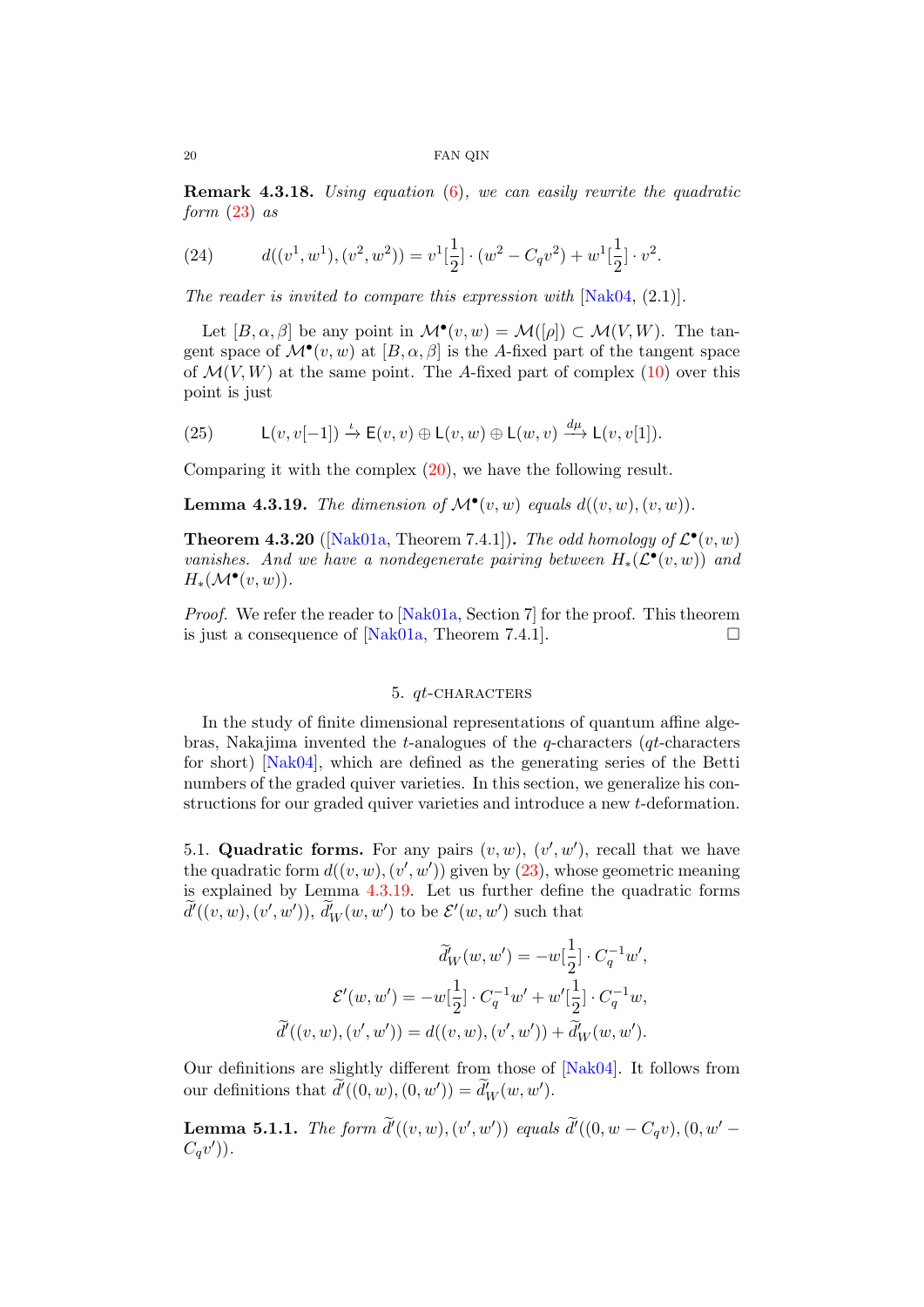**Remark 4.3.18.** *Using equation (6), we can easily rewrite the quadratic form (23) as*

$$d((v^1,w^1),(v^2,w^2)) = v^1[\frac{1}{2}]\cdot(w^2 - C_q v^2) + w^1[\frac{1}{2}]\cdot v^2. \tag{24}$$

*The reader is invited to compare this expression with [Nak04, (2.1)].*

Let $[B,\alpha,\beta]$ be any point in $\mathcal{M}^\bullet(v,w) = \mathcal{M}([\rho]) \subset \mathcal{M}(V,W)$. The tangent space of $\mathcal{M}^\bullet(v,w)$ at $[B,\alpha,\beta]$ is the $A$-fixed part of the tangent space of $\mathcal{M}(V,W)$ at the same point. The $A$-fixed part of complex (10) over this point is just

$$\mathsf{L}(v,v[-1]) \xrightarrow{\iota} \mathsf{E}(v,v)\oplus\mathsf{L}(v,w)\oplus\mathsf{L}(w,v) \xrightarrow{d\mu} \mathsf{L}(v,v[1]). \tag{25}$$

Comparing it with the complex (20), we have the following result.

**Lemma 4.3.19.** *The dimension of $\mathcal{M}^\bullet(v,w)$ equals $d((v,w),(v,w))$.*

**Theorem 4.3.20** ([Nak01a, Theorem 7.4.1])**.** *The odd homology of $\mathcal{L}^\bullet(v,w)$ vanishes. And we have a nondegenerate pairing between $H_*(\mathcal{L}^\bullet(v,w))$ and $H_*(\mathcal{M}^\bullet(v,w))$.*

*Proof.* We refer the reader to [Nak01a, Section 7] for the proof. This theorem is just a consequence of [Nak01a, Theorem 7.4.1]. □

## 5. $qt$-characters

In the study of finite dimensional representations of quantum affine algebras, Nakajima invented the $t$-analogues of the $q$-characters ($qt$-characters for short) [Nak04], which are defined as the generating series of the Betti numbers of the graded quiver varieties. In this section, we generalize his constructions for our graded quiver varieties and introduce a new $t$-deformation.

5.1. **Quadratic forms.** For any pairs $(v,w)$, $(v',w')$, recall that we have the quadratic form $d((v,w),(v',w'))$ given by (23), whose geometric meaning is explained by Lemma 4.3.19. Let us further define the quadratic forms $\widetilde{d}'((v,w),(v',w'))$, $\widetilde{d}'_W(w,w')$ to be $\mathcal{E}'(w,w')$ such that

$$\widetilde{d}'_W(w,w') = -w[\frac{1}{2}]\cdot C_q^{-1}w',$$

$$\mathcal{E}'(w,w') = -w[\frac{1}{2}]\cdot C_q^{-1}w' + w'[\frac{1}{2}]\cdot C_q^{-1}w,$$

$$\widetilde{d}'((v,w),(v',w')) = d((v,w),(v',w')) + \widetilde{d}'_W(w,w').$$

Our definitions are slightly different from those of [Nak04]. It follows from our definitions that $\widetilde{d}'((0,w),(0,w')) = \widetilde{d}'_W(w,w')$.

**Lemma 5.1.1.** *The form $\widetilde{d}'((v,w),(v',w'))$ equals $\widetilde{d}'((0,w-C_qv),(0,w'-C_qv'))$.*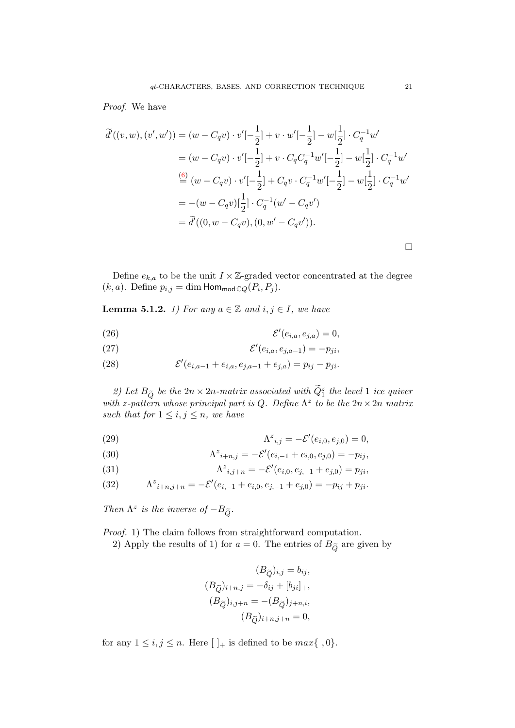*Proof.* We have

$$
\begin{aligned}
\widetilde{d}'((v,w),(v',w')) &= (w - C_q v)\cdot v'[-\tfrac{1}{2}] + v\cdot w'[-\tfrac{1}{2}] - w[\tfrac{1}{2}]\cdot C_q^{-1}w' \\
&= (w - C_q v)\cdot v'[-\tfrac{1}{2}] + v\cdot C_q C_q^{-1} w'[-\tfrac{1}{2}] - w[\tfrac{1}{2}]\cdot C_q^{-1}w' \\
&\overset{(6)}{=} (w - C_q v)\cdot v'[-\tfrac{1}{2}] + C_q v\cdot C_q^{-1} w'[-\tfrac{1}{2}] - w[\tfrac{1}{2}]\cdot C_q^{-1}w' \\
&= -(w - C_q v)[\tfrac{1}{2}]\cdot C_q^{-1}(w' - C_q v') \\
&= \widetilde{d}'((0, w - C_q v),(0, w' - C_q v')).
\end{aligned}
$$

□

Define $e_{k,a}$ to be the unit $I\times\mathbb{Z}$-graded vector concentrated at the degree $(k,a)$. Define $p_{i,j} = \dim \mathsf{Hom}_{\mathsf{mod}\,\mathbb{C}Q}(P_i, P_j)$.

**Lemma 5.1.2.** *1) For any $a\in\mathbb{Z}$ and $i,j\in I$, we have*

$$
\mathcal{E}'(e_{i,a}, e_{j,a}) = 0, \tag{26}
$$

$$
\mathcal{E}'(e_{i,a}, e_{j,a-1}) = -p_{ji}, \tag{27}
$$

$$
\mathcal{E}'(e_{i,a-1}+e_{i,a}, e_{j,a-1}+e_{j,a}) = p_{ij} - p_{ji}. \tag{28}
$$

*2) Let $B_{\widetilde{Q}}$ be the $2n\times 2n$-matrix associated with $\widetilde{Q}^z_1$ the level 1 ice quiver with z-pattern whose principal part is $Q$. Define $\Lambda^z$ to be the $2n\times 2n$ matrix such that for $1\le i,j\le n$, we have*

$$
{\Lambda^z}_{i,j} = -\mathcal{E}'(e_{i,0}, e_{j,0}) = 0, \tag{29}
$$

$$
{\Lambda^z}_{i+n,j} = -\mathcal{E}'(e_{i,-1}+e_{i,0}, e_{j,0}) = -p_{ij}, \tag{30}
$$

$$
{\Lambda^z}_{i,j+n} = -\mathcal{E}'(e_{i,0}, e_{j,-1}+e_{j,0}) = p_{ji}, \tag{31}
$$

$$
{\Lambda^z}_{i+n,j+n} = -\mathcal{E}'(e_{i,-1}+e_{i,0}, e_{j,-1}+e_{j,0}) = -p_{ij} + p_{ji}. \tag{32}
$$

*Then $\Lambda^z$ is the inverse of $-B_{\widetilde{Q}}$.*

*Proof.* 1) The claim follows from straightforward computation.

2) Apply the results of 1) for $a=0$. The entries of $B_{\widetilde{Q}}$ are given by

$$
\begin{aligned}
(B_{\widetilde{Q}})_{i,j} &= b_{ij}, \\
(B_{\widetilde{Q}})_{i+n,j} &= -\delta_{ij} + [b_{ji}]_+, \\
(B_{\widetilde{Q}})_{i,j+n} &= -(B_{\widetilde{Q}})_{j+n,i}, \\
(B_{\widetilde{Q}})_{i+n,j+n} &= 0,
\end{aligned}
$$

for any $1\le i,j\le n$. Here $[\ ]_+$ is defined to be $max\{\ ,0\}$.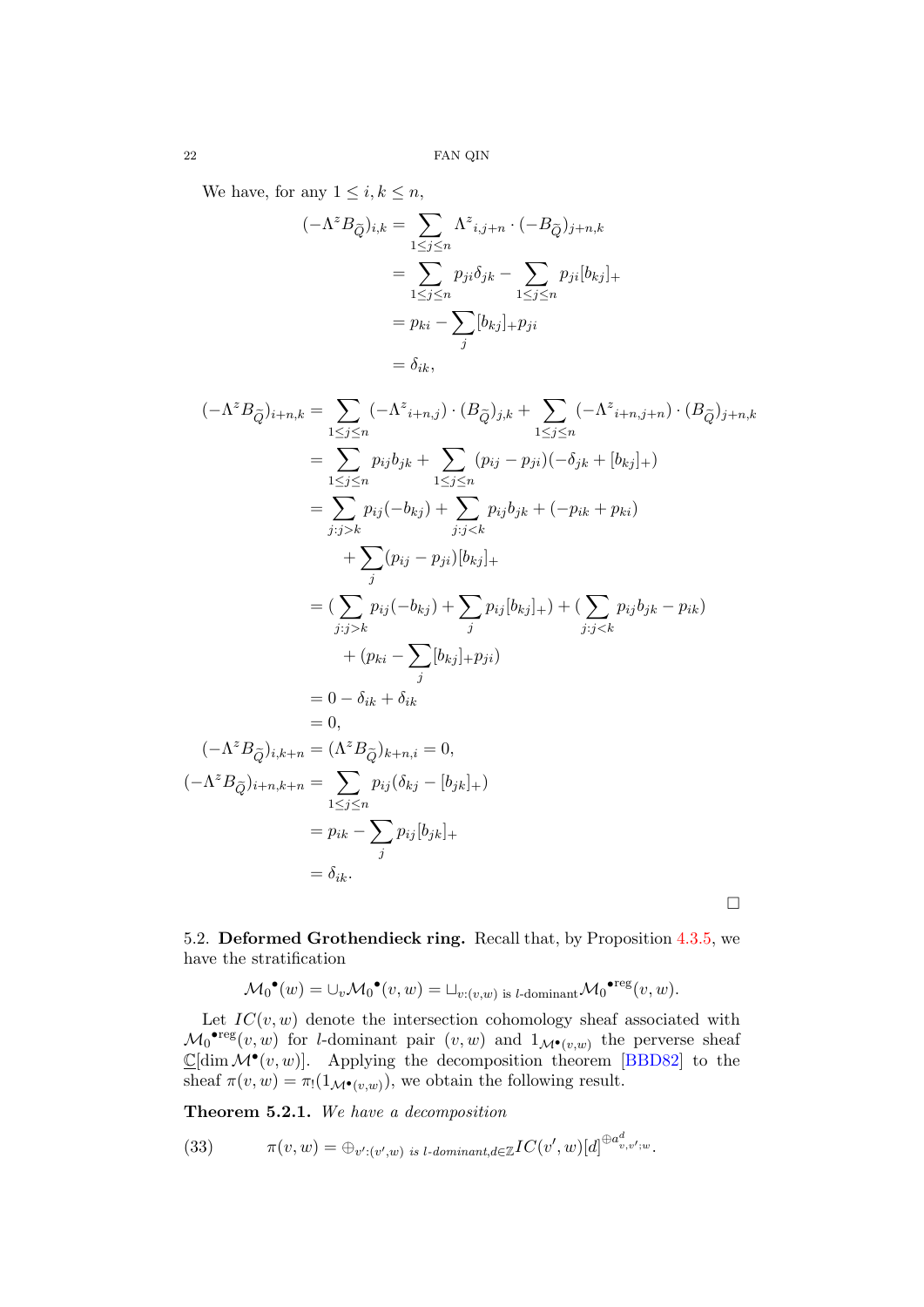We have, for any $1 \leq i, k \leq n$,

$$
\begin{aligned}
(-\Lambda^z B_{\widetilde{Q}})_{i,k} &= \sum_{1 \leq j \leq n} {\Lambda^z}_{i,j+n} \cdot (-B_{\widetilde{Q}})_{j+n,k} \\
&= \sum_{1 \leq j \leq n} p_{ji} \delta_{jk} - \sum_{1 \leq j \leq n} p_{ji} [b_{kj}]_+ \\
&= p_{ki} - \sum_j [b_{kj}]_+ p_{ji} \\
&= \delta_{ik},
\end{aligned}
$$

$$
\begin{aligned}
(-\Lambda^z B_{\widetilde{Q}})_{i+n,k} &= \sum_{1 \leq j \leq n} (-{\Lambda^z}_{i+n,j}) \cdot (B_{\widetilde{Q}})_{j,k} + \sum_{1 \leq j \leq n} (-{\Lambda^z}_{i+n,j+n}) \cdot (B_{\widetilde{Q}})_{j+n,k} \\
&= \sum_{1 \leq j \leq n} p_{ij} b_{jk} + \sum_{1 \leq j \leq n} (p_{ij} - p_{ji})(-\delta_{jk} + [b_{kj}]_+) \\
&= \sum_{j: j > k} p_{ij}(-b_{kj}) + \sum_{j: j < k} p_{ij} b_{jk} + (-p_{ik} + p_{ki}) \\
&\quad + \sum_j (p_{ij} - p_{ji}) [b_{kj}]_+ \\
&= (\sum_{j: j > k} p_{ij}(-b_{kj}) + \sum_j p_{ij} [b_{kj}]_+) + (\sum_{j: j < k} p_{ij} b_{jk} - p_{ik}) \\
&\quad + (p_{ki} - \sum_j [b_{kj}]_+ p_{ji}) \\
&= 0 - \delta_{ik} + \delta_{ik} \\
&= 0,
\end{aligned}
$$

$$
\begin{aligned}
(-\Lambda^z B_{\widetilde{Q}})_{i,k+n} &= (\Lambda^z B_{\widetilde{Q}})_{k+n,i} = 0, \\
(-\Lambda^z B_{\widetilde{Q}})_{i+n,k+n} &= \sum_{1 \leq j \leq n} p_{ij} (\delta_{kj} - [b_{jk}]_+) \\
&= p_{ik} - \sum_j p_{ij} [b_{jk}]_+ \\
&= \delta_{ik}.
\end{aligned}
$$

□

## 5.2. Deformed Grothendieck ring.

Recall that, by Proposition 4.3.5, we have the stratification

$$
{\mathcal{M}_0}^\bullet(w) = \cup_v {\mathcal{M}_0}^\bullet(v, w) = \sqcup_{v:(v,w) \text{ is } l\text{-dominant}} {\mathcal{M}_0}^{\bullet \mathrm{reg}}(v, w).
$$

Let $IC(v, w)$ denote the intersection cohomology sheaf associated with ${\mathcal{M}_0}^{\bullet \mathrm{reg}}(v, w)$ for $l$-dominant pair $(v, w)$ and $1_{\mathcal{M}^\bullet(v,w)}$ the perverse sheaf $\underline{\mathbb{C}}[\dim \mathcal{M}^\bullet(v, w)]$. Applying the decomposition theorem [BBD82] to the sheaf $\pi(v, w) = \pi_!(1_{\mathcal{M}^\bullet(v,w)})$, we obtain the following result.

**Theorem 5.2.1.** *We have a decomposition*

$$
\pi(v, w) = \oplus_{v':(v',w) \text{ is } l\text{-dominant}, d \in \mathbb{Z}} IC(v', w)[d]^{\oplus a^d_{v,v';w}}. \tag{33}
$$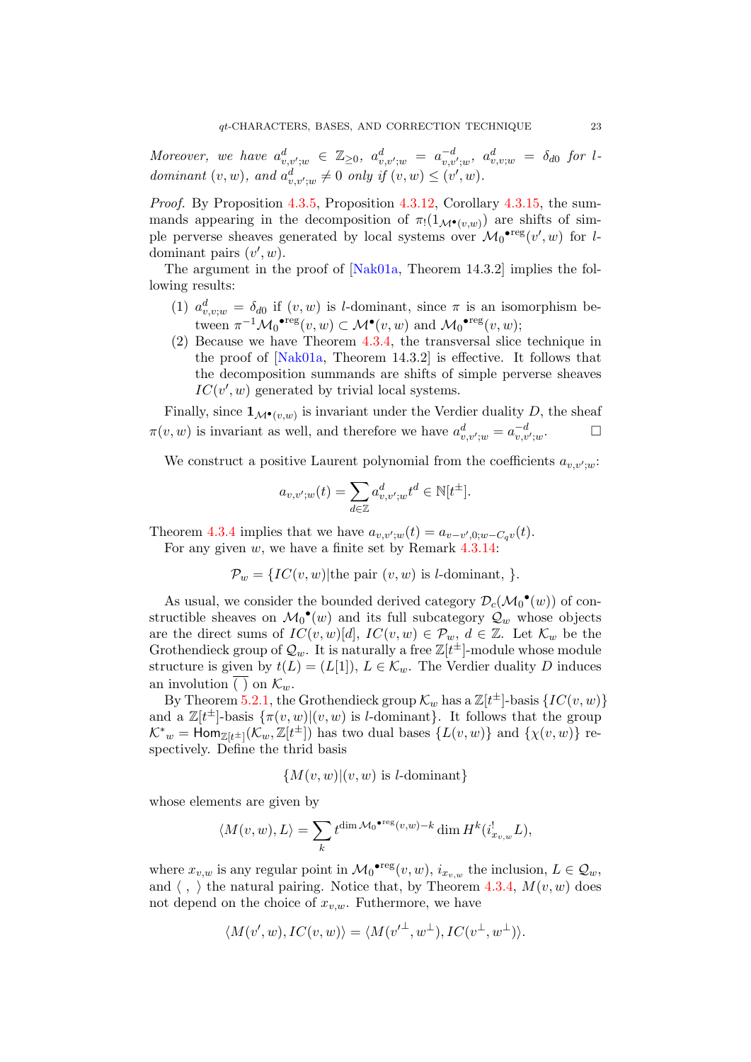*Moreover, we have $a^d_{v,v';w} \in \mathbb{Z}_{\geq 0}$, $a^d_{v,v';w} = a^{-d}_{v,v';w}$, $a^d_{v,v;w} = \delta_{d0}$ for $l$-dominant $(v,w)$, and $a^d_{v,v';w} \neq 0$ only if $(v,w) \leq (v',w)$.*

*Proof.* By Proposition 4.3.5, Proposition 4.3.12, Corollary 4.3.15, the summands appearing in the decomposition of $\pi_!(1_{\mathcal{M}^\bullet(v,w)})$ are shifts of simple perverse sheaves generated by local systems over ${\mathcal{M}_0}^{\bullet\mathrm{reg}}(v',w)$ for $l$-dominant pairs $(v',w)$.

The argument in the proof of [Nak01a, Theorem 14.3.2] implies the following results:

1. $a^d_{v,v;w} = \delta_{d0}$ if $(v,w)$ is $l$-dominant, since $\pi$ is an isomorphism between $\pi^{-1}{\mathcal{M}_0}^{\bullet\mathrm{reg}}(v,w) \subset \mathcal{M}^\bullet(v,w)$ and ${\mathcal{M}_0}^{\bullet\mathrm{reg}}(v,w)$;
2. Because we have Theorem 4.3.4, the transversal slice technique in the proof of [Nak01a, Theorem 14.3.2] is effective. It follows that the decomposition summands are shifts of simple perverse sheaves $IC(v',w)$ generated by trivial local systems.

Finally, since $\mathbf{1}_{\mathcal{M}^\bullet(v,w)}$ is invariant under the Verdier duality $D$, the sheaf $\pi(v,w)$ is invariant as well, and therefore we have $a^d_{v,v';w} = a^{-d}_{v,v';w}$. $\square$

We construct a positive Laurent polynomial from the coefficients $a_{v,v';w}$:

$$a_{v,v';w}(t) = \sum_{d\in\mathbb{Z}} a^d_{v,v';w} t^d \in \mathbb{N}[t^\pm].$$

Theorem 4.3.4 implies that we have $a_{v,v';w}(t) = a_{v-v',0;w-C_q v}(t)$.

For any given $w$, we have a finite set by Remark 4.3.14:

$$\mathcal{P}_w = \{IC(v,w)|\text{the pair } (v,w) \text{ is } l\text{-dominant, }\}.$$

As usual, we consider the bounded derived category $\mathcal{D}_c({\mathcal{M}_0}^\bullet(w))$ of constructible sheaves on ${\mathcal{M}_0}^\bullet(w)$ and its full subcategory $\mathcal{Q}_w$ whose objects are the direct sums of $IC(v,w)[d]$, $IC(v,w) \in \mathcal{P}_w$, $d \in \mathbb{Z}$. Let $\mathcal{K}_w$ be the Grothendieck group of $\mathcal{Q}_w$. It is naturally a free $\mathbb{Z}[t^\pm]$-module whose module structure is given by $t(L) = (L[1])$, $L \in \mathcal{K}_w$. The Verdier duality $D$ induces an involution $\overline{(\ )}$ on $\mathcal{K}_w$.

By Theorem 5.2.1, the Grothendieck group $\mathcal{K}_w$ has a $\mathbb{Z}[t^\pm]$-basis $\{IC(v,w)\}$ and a $\mathbb{Z}[t^\pm]$-basis $\{\pi(v,w)|(v,w) \text{ is } l\text{-dominant}\}$. It follows that the group ${\mathcal{K}^*}_w = \mathsf{Hom}_{\mathbb{Z}[t^\pm]}(\mathcal{K}_w, \mathbb{Z}[t^\pm])$ has two dual bases $\{L(v,w)\}$ and $\{\chi(v,w)\}$ respectively. Define the thrid basis

$$\{M(v,w)|(v,w) \text{ is } l\text{-dominant}\}$$

whose elements are given by

$$\langle M(v,w), L\rangle = \sum_k t^{\dim {\mathcal{M}_0}^{\bullet\mathrm{reg}}(v,w)-k} \dim H^k(i^!_{x_{v,w}} L),$$

where $x_{v,w}$ is any regular point in ${\mathcal{M}_0}^{\bullet\mathrm{reg}}(v,w)$, $i_{x_{v,w}}$ the inclusion, $L \in \mathcal{Q}_w$, and $\langle\ ,\ \rangle$ the natural pairing. Notice that, by Theorem 4.3.4, $M(v,w)$ does not depend on the choice of $x_{v,w}$. Futhermore, we have

$$\langle M(v',w), IC(v,w)\rangle = \langle M({v'}^\perp, w^\perp), IC(v^\perp, w^\perp)\rangle.$$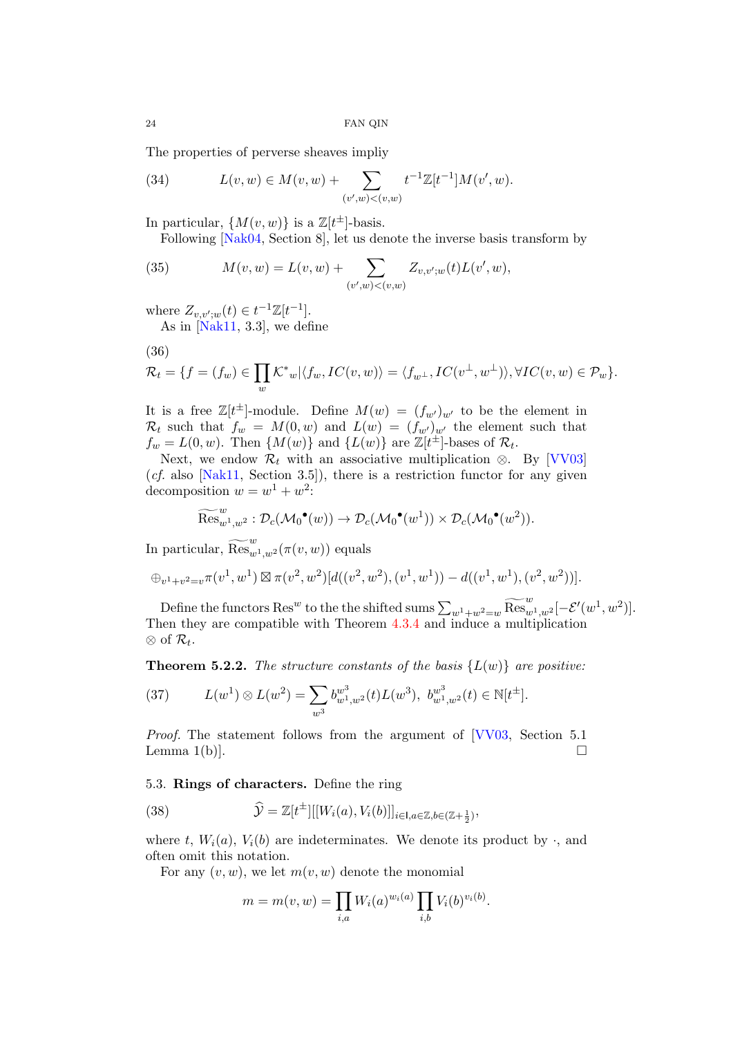The properties of perverse sheaves impliy

$$L(v,w) \in M(v,w) + \sum_{(v',w)<(v,w)} t^{-1}\mathbb{Z}[t^{-1}]M(v',w). \tag{34}$$

In particular, $\{M(v,w)\}$ is a $\mathbb{Z}[t^{\pm}]$-basis.

Following [Nak04, Section 8], let us denote the inverse basis transform by

$$M(v,w) = L(v,w) + \sum_{(v',w)<(v,w)} Z_{v,v';w}(t) L(v',w), \tag{35}$$

where $Z_{v,v';w}(t) \in t^{-1}\mathbb{Z}[t^{-1}]$.

As in [Nak11, 3.3], we define

$$\mathcal{R}_t = \{f = (f_w) \in \prod_w \mathcal{K}^*{}_w | \langle f_w, IC(v,w)\rangle = \langle f_{w^\perp}, IC(v^\perp, w^\perp)\rangle, \forall IC(v,w) \in \mathcal{P}_w\}. \tag{36}$$

It is a free $\mathbb{Z}[t^{\pm}]$-module. Define $M(w) = (f_{w'})_{w'}$ to be the element in $\mathcal{R}_t$ such that $f_w = M(0,w)$ and $L(w) = (f_{w'})_{w'}$ the element such that $f_w = L(0,w)$. Then $\{M(w)\}$ and $\{L(w)\}$ are $\mathbb{Z}[t^{\pm}]$-bases of $\mathcal{R}_t$.

Next, we endow $\mathcal{R}_t$ with an associative multiplication $\otimes$. By [VV03] (*cf.* also [Nak11, Section 3.5]), there is a restriction functor for any given decomposition $w = w^1 + w^2$:

$$\widetilde{\mathrm{Res}}^w_{w^1,w^2} : \mathcal{D}_c(\mathcal{M}_0{}^\bullet(w)) \to \mathcal{D}_c(\mathcal{M}_0{}^\bullet(w^1)) \times \mathcal{D}_c(\mathcal{M}_0{}^\bullet(w^2)).$$

In particular, $\widetilde{\mathrm{Res}}^w_{w^1,w^2}(\pi(v,w))$ equals

$$\oplus_{v^1+v^2=v}\pi(v^1,w^1) \boxtimes \pi(v^2,w^2)[d((v^2,w^2),(v^1,w^1)) - d((v^1,w^1),(v^2,w^2))].$$

Define the functors $\mathrm{Res}^w$ to the the shifted sums $\sum_{w^1+w^2=w} \widetilde{\mathrm{Res}}^w_{w^1,w^2}[-\mathcal{E}'(w^1,w^2)]$. Then they are compatible with Theorem 4.3.4 and induce a multiplication $\otimes$ of $\mathcal{R}_t$.

**Theorem 5.2.2.** *The structure constants of the basis $\{L(w)\}$ are positive:*

$$L(w^1) \otimes L(w^2) = \sum_{w^3} b^{w^3}_{w^1,w^2}(t) L(w^3),\ b^{w^3}_{w^1,w^2}(t) \in \mathbb{N}[t^{\pm}]. \tag{37}$$

*Proof.* The statement follows from the argument of [VV03, Section 5.1 Lemma 1(b)]. □

### 5.3. Rings of characters.

Define the ring

$$\widehat{\mathcal{Y}} = \mathbb{Z}[t^{\pm}][[W_i(a), V_i(b)]]_{i\in \mathrm{I}, a\in\mathbb{Z}, b\in(\mathbb{Z}+\frac{1}{2})}, \tag{38}$$

where $t$, $W_i(a)$, $V_i(b)$ are indeterminates. We denote its product by $\cdot$, and often omit this notation.

For any $(v,w)$, we let $m(v,w)$ denote the monomial

$$m = m(v,w) = \prod_{i,a} W_i(a)^{w_i(a)} \prod_{i,b} V_i(b)^{v_i(b)}.$$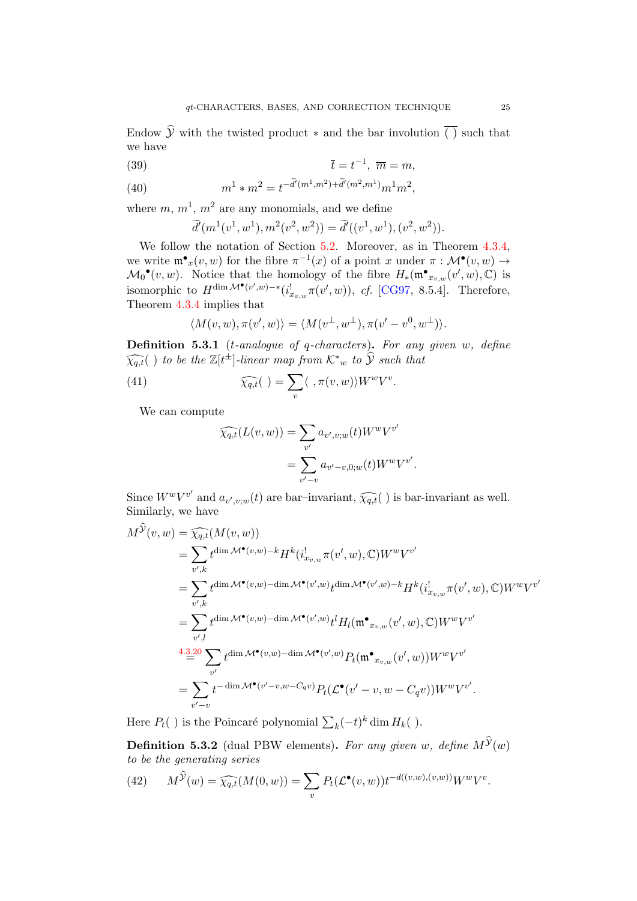Endow $\widehat{\mathcal{Y}}$ with the twisted product $*$ and the bar involution $\overline{(\ )}$ such that we have

$$\overline{t} = t^{-1},\ \overline{m} = m, \tag{39}$$

$$m^1 * m^2 = t^{-\widetilde{d}'(m^1,m^2)+\widetilde{d}'(m^2,m^1)} m^1 m^2, \tag{40}$$

where $m$, $m^1$, $m^2$ are any monomials, and we define

$$\widetilde{d}'(m^1(v^1,w^1), m^2(v^2,w^2)) = \widetilde{d}'((v^1,w^1),(v^2,w^2)).$$

We follow the notation of Section 5.2. Moreover, as in Theorem 4.3.4, we write $\mathfrak{m}^{\bullet}{}_x(v,w)$ for the fibre $\pi^{-1}(x)$ of a point $x$ under $\pi : \mathcal{M}^{\bullet}(v,w) \to \mathcal{M}_0{}^{\bullet}(v,w)$. Notice that the homology of the fibre $H_*(\mathfrak{m}^{\bullet}{}_{x_{v,w}}(v',w),\mathbb{C})$ is isomorphic to $H^{\dim \mathcal{M}^{\bullet}(v',w)-*}(i^!_{x_{v,w}}\pi(v',w))$, *cf.* [CG97, 8.5.4]. Therefore, Theorem 4.3.4 implies that

$$\langle M(v,w), \pi(v',w)\rangle = \langle M(v^{\perp},w^{\perp}), \pi(v'-v^0,w^{\perp})\rangle.$$

**Definition 5.3.1** (*t-analogue of q-characters*)**.** *For any given* $w$*, define* $\widehat{\chi_{q,t}}(\ )$ *to be the* $\mathbb{Z}[t^{\pm}]$*-linear map from* $\mathcal{K}^*{}_w$ *to* $\widehat{\mathcal{Y}}$ *such that*

$$\widehat{\chi_{q,t}}(\ ) = \sum_v \langle\ , \pi(v,w)\rangle W^w V^v. \tag{41}$$

We can compute

$$\begin{aligned}
\widehat{\chi_{q,t}}(L(v,w)) &= \sum_{v'} a_{v',v;w}(t) W^w V^{v'} \\
&= \sum_{v'-v} a_{v'-v,0;w}(t) W^w V^{v'}.
\end{aligned}$$

Since $W^w V^{v'}$ and $a_{v',v;w}(t)$ are bar–invariant, $\widehat{\chi_{q,t}}(\ )$ is bar-invariant as well. Similarly, we have

$$\begin{aligned}
M^{\widehat{\mathcal{Y}}}(v,w) &= \widehat{\chi_{q,t}}(M(v,w)) \\
&= \sum_{v',k} t^{\dim \mathcal{M}^{\bullet}(v,w)-k} H^k(i^!_{x_{v,w}}\pi(v',w),\mathbb{C}) W^w V^{v'} \\
&= \sum_{v',k} t^{\dim \mathcal{M}^{\bullet}(v,w)-\dim \mathcal{M}^{\bullet}(v',w)} t^{\dim \mathcal{M}^{\bullet}(v',w)-k} H^k(i^!_{x_{v,w}}\pi(v',w),\mathbb{C}) W^w V^{v'} \\
&= \sum_{v',l} t^{\dim \mathcal{M}^{\bullet}(v,w)-\dim \mathcal{M}^{\bullet}(v',w)} t^l H_l(\mathfrak{m}^{\bullet}{}_{x_{v,w}}(v',w),\mathbb{C}) W^w V^{v'} \\
&\overset{4.3.20}{=} \sum_{v'} t^{\dim \mathcal{M}^{\bullet}(v,w)-\dim \mathcal{M}^{\bullet}(v',w)} P_t(\mathfrak{m}^{\bullet}{}_{x_{v,w}}(v',w)) W^w V^{v'} \\
&= \sum_{v'-v} t^{-\dim \mathcal{M}^{\bullet}(v'-v,w-C_q v)} P_t(\mathcal{L}^{\bullet}(v'-v,w-C_q v)) W^w V^{v'}.
\end{aligned}$$

Here $P_t(\ )$ is the Poincaré polynomial $\sum_k (-t)^k \dim H_k(\ )$.

**Definition 5.3.2** (dual PBW elements)**.** *For any given* $w$*, define* $M^{\widehat{\mathcal{Y}}}(w)$ *to be the generating series*

$$M^{\widehat{\mathcal{Y}}}(w) = \widehat{\chi_{q,t}}(M(0,w)) = \sum_v P_t(\mathcal{L}^{\bullet}(v,w)) t^{-d((v,w),(v,w))} W^w V^v. \tag{42}$$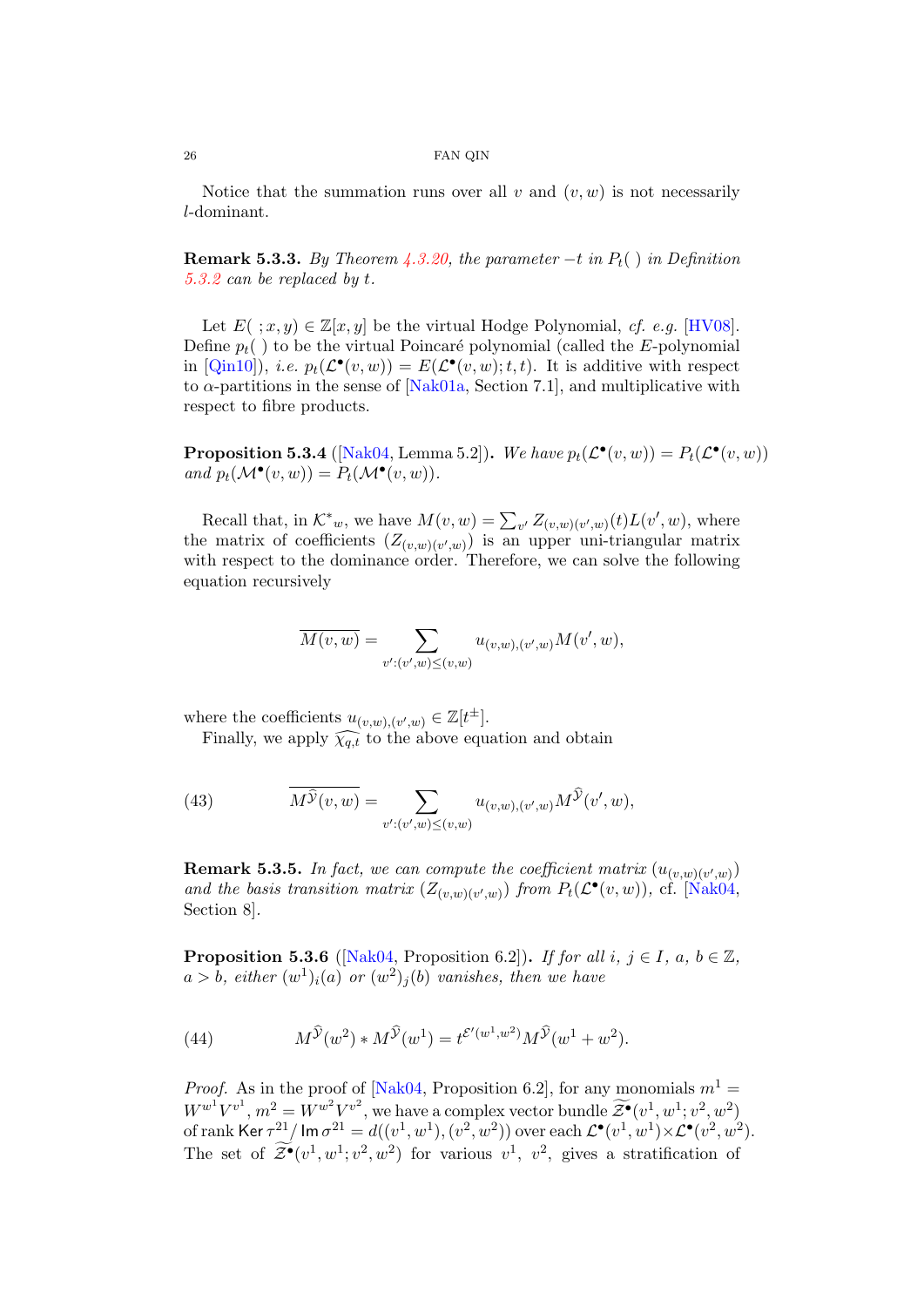Notice that the summation runs over all $v$ and $(v,w)$ is not necessarily $l$-dominant.

**Remark 5.3.3.** *By Theorem 4.3.20, the parameter $-t$ in $P_t(\ )$ in Definition 5.3.2 can be replaced by $t$.*

Let $E(\ ;x,y) \in \mathbb{Z}[x,y]$ be the virtual Hodge Polynomial, *cf. e.g.* [HV08]. Define $p_t(\ )$ to be the virtual Poincaré polynomial (called the $E$-polynomial in [Qin10]), *i.e.* $p_t(\mathcal{L}^\bullet(v,w)) = E(\mathcal{L}^\bullet(v,w);t,t)$. It is additive with respect to $\alpha$-partitions in the sense of [Nak01a, Section 7.1], and multiplicative with respect to fibre products.

**Proposition 5.3.4** ([Nak04, Lemma 5.2])**.** *We have $p_t(\mathcal{L}^\bullet(v,w)) = P_t(\mathcal{L}^\bullet(v,w))$ and $p_t(\mathcal{M}^\bullet(v,w)) = P_t(\mathcal{M}^\bullet(v,w))$.*

Recall that, in $\mathcal{K}^*{}_w$, we have $M(v,w) = \sum_{v'} Z_{(v,w)(v',w)}(t)L(v',w)$, where the matrix of coefficients $(Z_{(v,w)(v',w)})$ is an upper uni-triangular matrix with respect to the dominance order. Therefore, we can solve the following equation recursively

$$\overline{M(v,w)} = \sum_{v':(v',w)\leq(v,w)} u_{(v,w),(v',w)} M(v',w),$$

where the coefficients $u_{(v,w),(v',w)} \in \mathbb{Z}[t^\pm]$.

Finally, we apply $\widehat{\chi_{q,t}}$ to the above equation and obtain

$$\overline{M^{\widehat{\mathcal{Y}}}(v,w)} = \sum_{v':(v',w)\leq(v,w)} u_{(v,w),(v',w)} M^{\widehat{\mathcal{Y}}}(v',w), \tag{43}$$

**Remark 5.3.5.** *In fact, we can compute the coefficient matrix $(u_{(v,w)(v',w)})$ and the basis transition matrix $(Z_{(v,w)(v',w)})$ from $P_t(\mathcal{L}^\bullet(v,w))$,* cf. [Nak04, Section 8].

**Proposition 5.3.6** ([Nak04, Proposition 6.2])**.** *If for all $i, j \in I$, $a, b \in \mathbb{Z}$, $a > b$, either $(w^1)_i(a)$ or $(w^2)_j(b)$ vanishes, then we have*

$$M^{\widehat{\mathcal{Y}}}(w^2) * M^{\widehat{\mathcal{Y}}}(w^1) = t^{\mathcal{E}'(w^1,w^2)} M^{\widehat{\mathcal{Y}}}(w^1 + w^2). \tag{44}$$

*Proof.* As in the proof of [Nak04, Proposition 6.2], for any monomials $m^1 = W^{w^1}V^{v^1}$, $m^2 = W^{w^2}V^{v^2}$, we have a complex vector bundle $\widetilde{\mathcal{Z}^\bullet}(v^1,w^1;v^2,w^2)$ of rank $\mathsf{Ker}\,\tau^{21}/\,\mathsf{Im}\,\sigma^{21} = d((v^1,w^1),(v^2,w^2))$ over each $\mathcal{L}^\bullet(v^1,w^1)\times\mathcal{L}^\bullet(v^2,w^2)$. The set of $\widetilde{\mathcal{Z}^\bullet}(v^1,w^1;v^2,w^2)$ for various $v^1$, $v^2$, gives a stratification of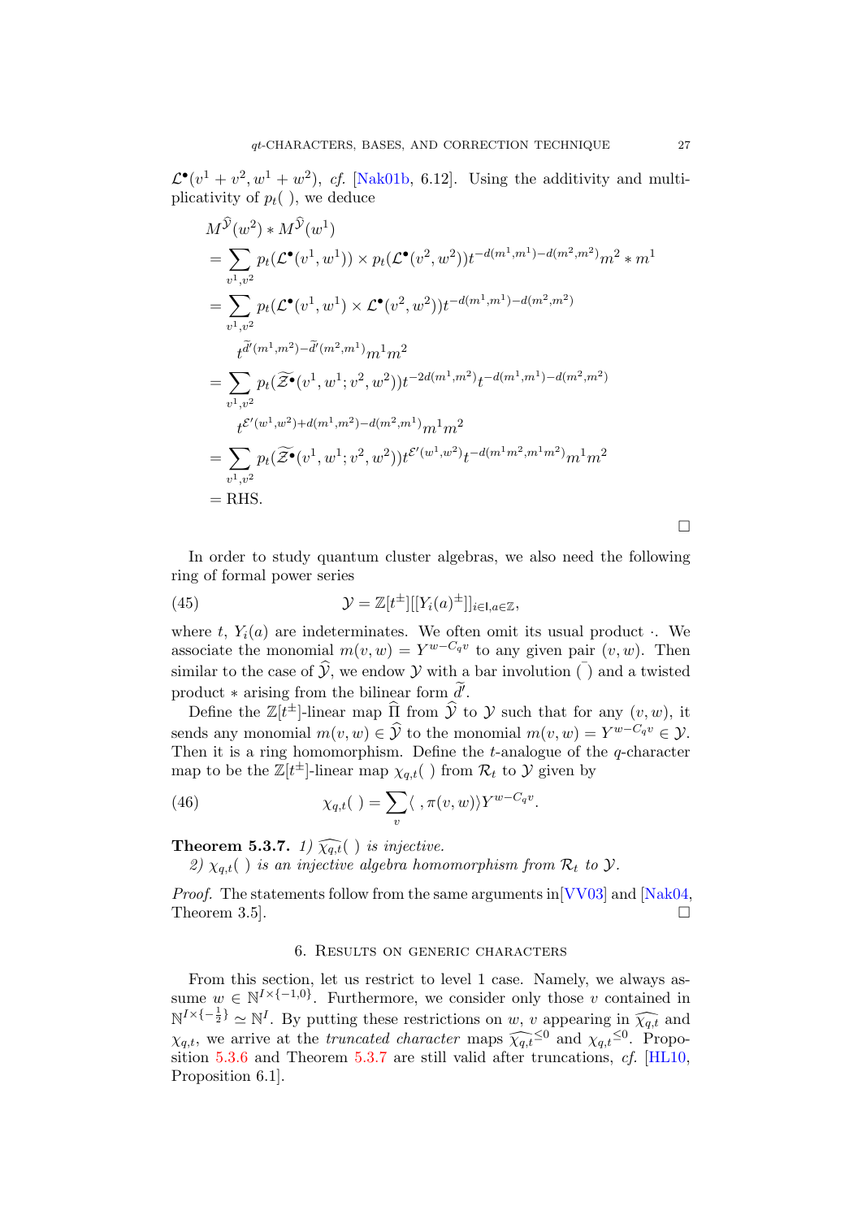$\mathcal{L}^\bullet(v^1+v^2, w^1+w^2)$, *cf.* [Nak01b, 6.12]. Using the additivity and multiplicativity of $p_t(\ )$, we deduce

$$
\begin{aligned}
&M^{\widehat{\mathcal{Y}}}(w^2) * M^{\widehat{\mathcal{Y}}}(w^1)\\
&= \sum_{v^1,v^2} p_t(\mathcal{L}^\bullet(v^1,w^1)) \times p_t(\mathcal{L}^\bullet(v^2,w^2)) t^{-d(m^1,m^1)-d(m^2,m^2)} m^2 * m^1\\
&= \sum_{v^1,v^2} p_t(\mathcal{L}^\bullet(v^1,w^1) \times \mathcal{L}^\bullet(v^2,w^2)) t^{-d(m^1,m^1)-d(m^2,m^2)}\\
&\qquad t^{\widetilde{d}'(m^1,m^2)-\widetilde{d}'(m^2,m^1)} m^1 m^2\\
&= \sum_{v^1,v^2} p_t(\widetilde{\mathcal{Z}}^\bullet(v^1,w^1;v^2,w^2)) t^{-2d(m^1,m^2)} t^{-d(m^1,m^1)-d(m^2,m^2)}\\
&\qquad t^{\mathcal{E}'(w^1,w^2)+d(m^1,m^2)-d(m^2,m^1)} m^1 m^2\\
&= \sum_{v^1,v^2} p_t(\widetilde{\mathcal{Z}}^\bullet(v^1,w^1;v^2,w^2)) t^{\mathcal{E}'(w^1,w^2)} t^{-d(m^1m^2,m^1m^2)} m^1 m^2\\
&= \text{RHS}.
\end{aligned}
$$

□

In order to study quantum cluster algebras, we also need the following ring of formal power series

$$
\mathcal{Y} = \mathbb{Z}[t^\pm][[Y_i(a)^\pm]]_{i\in \mathbf{I}, a\in\mathbb{Z}}, \tag{45}
$$

where $t$, $Y_i(a)$ are indeterminates. We often omit its usual product $\cdot$. We associate the monomial $m(v,w) = Y^{w-C_q v}$ to any given pair $(v,w)$. Then similar to the case of $\widehat{\mathcal{Y}}$, we endow $\mathcal{Y}$ with a bar involution $\bar{(\ )}$ and a twisted product $*$ arising from the bilinear form $\widetilde{d}'$.

Define the $\mathbb{Z}[t^\pm]$-linear map $\widehat{\Pi}$ from $\widehat{\mathcal{Y}}$ to $\mathcal{Y}$ such that for any $(v,w)$, it sends any monomial $m(v,w) \in \widehat{\mathcal{Y}}$ to the monomial $m(v,w) = Y^{w-C_q v} \in \mathcal{Y}$. Then it is a ring homomorphism. Define the $t$-analogue of the $q$-character map to be the $\mathbb{Z}[t^\pm]$-linear map $\chi_{q,t}(\ )$ from $\mathcal{R}_t$ to $\mathcal{Y}$ given by

$$
\chi_{q,t}(\ ) = \sum_v \langle\ , \pi(v,w)\rangle Y^{w-C_q v}. \tag{46}
$$

**Theorem 5.3.7.** *1) $\widehat{\chi_{q,t}}(\ )$ is injective.*

*2) $\chi_{q,t}(\ )$ is an injective algebra homomorphism from $\mathcal{R}_t$ to $\mathcal{Y}$.*

*Proof.* The statements follow from the same arguments in[VV03] and [Nak04, Theorem 3.5]. □

## 6. Results on generic characters

From this section, let us restrict to level 1 case. Namely, we always assume $w \in \mathbb{N}^{I\times\{-1,0\}}$. Furthermore, we consider only those $v$ contained in $\mathbb{N}^{I\times\{-\frac{1}{2}\}} \simeq \mathbb{N}^I$. By putting these restrictions on $w$, $v$ appearing in $\widehat{\chi_{q,t}}$ and $\chi_{q,t}$, we arrive at the *truncated character* maps $\widehat{\chi_{q,t}}^{\leq 0}$ and $\chi_{q,t}{}^{\leq 0}$. Proposition 5.3.6 and Theorem 5.3.7 are still valid after truncations, *cf.* [HL10, Proposition 6.1].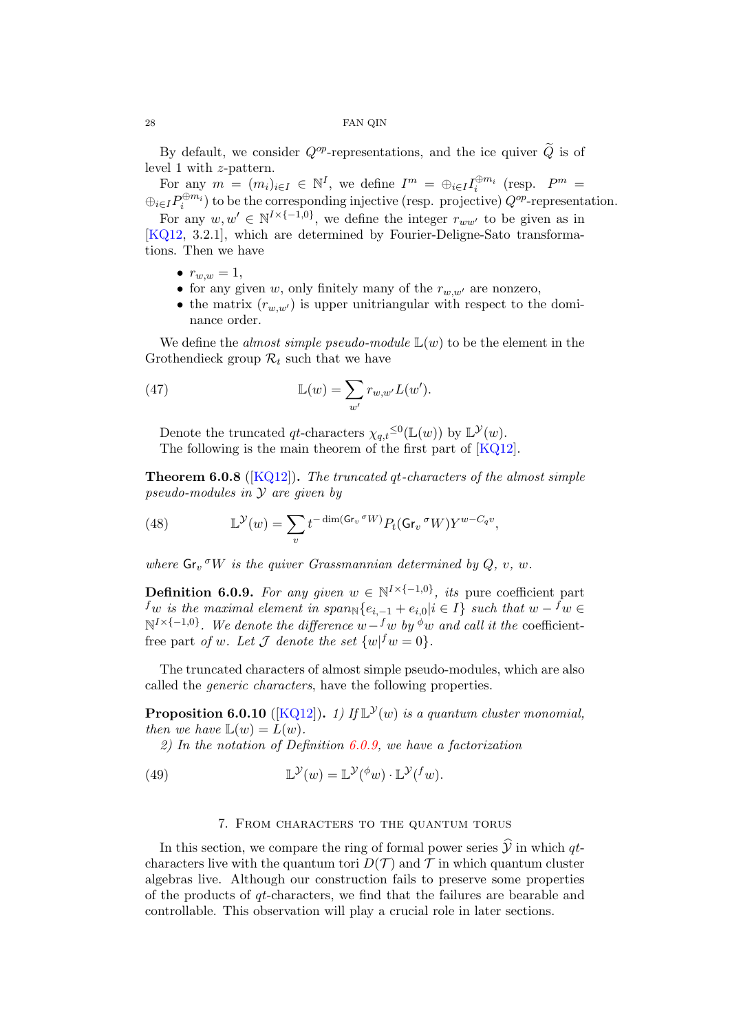By default, we consider $Q^{op}$-representations, and the ice quiver $\widetilde{Q}$ is of level 1 with $z$-pattern.

For any $m = (m_i)_{i\in I} \in \mathbb{N}^I$, we define $I^m = \oplus_{i\in I} I_i^{\oplus m_i}$ (resp. $P^m = \oplus_{i\in I} P_i^{\oplus m_i}$) to be the corresponding injective (resp. projective) $Q^{op}$-representation.

For any $w, w' \in \mathbb{N}^{I\times\{-1,0\}}$, we define the integer $r_{ww'}$ to be given as in [KQ12, 3.2.1], which are determined by Fourier-Deligne-Sato transformations. Then we have

- $r_{w,w} = 1$,
- for any given $w$, only finitely many of the $r_{w,w'}$ are nonzero,
- the matrix $(r_{w,w'})$ is upper unitriangular with respect to the dominance order.

We define the *almost simple pseudo-module* $\mathbb{L}(w)$ to be the element in the Grothendieck group $\mathcal{R}_t$ such that we have

$$\mathbb{L}(w) = \sum_{w'} r_{w,w'} L(w'). \tag{47}$$

Denote the truncated $qt$-characters $\chi_{q,t}{}^{\leq 0}(\mathbb{L}(w))$ by $\mathbb{L}^{\mathcal{Y}}(w)$.

The following is the main theorem of the first part of [KQ12].

**Theorem 6.0.8** ([KQ12]). *The truncated $qt$-characters of the almost simple pseudo-modules in $\mathcal{Y}$ are given by*

$$\mathbb{L}^{\mathcal{Y}}(w) = \sum_v t^{-\dim(\mathsf{Gr}_v{}^{\sigma}W)} P_t(\mathsf{Gr}_v{}^{\sigma}W) Y^{w-C_q v}, \tag{48}$$

*where $\mathsf{Gr}_v{}^{\sigma}W$ is the quiver Grassmannian determined by $Q$, $v$, $w$.*

**Definition 6.0.9.** *For any given $w \in \mathbb{N}^{I\times\{-1,0\}}$, its* pure coefficient part *${}^f w$ is the maximal element in $span_{\mathbb{N}}\{e_{i,-1} + e_{i,0} | i \in I\}$ such that $w - {}^f w \in \mathbb{N}^{I\times\{-1,0\}}$. We denote the difference $w - {}^f w$ by ${}^{\phi}w$ and call it the* coefficient-free part *of $w$. Let $\mathcal{J}$ denote the set $\{w | {}^f w = 0\}$.*

The truncated characters of almost simple pseudo-modules, which are also called the *generic characters*, have the following properties.

**Proposition 6.0.10** ([KQ12]). *1) If $\mathbb{L}^{\mathcal{Y}}(w)$ is a quantum cluster monomial, then we have $\mathbb{L}(w) = L(w)$.*

*2) In the notation of Definition 6.0.9, we have a factorization*

$$\mathbb{L}^{\mathcal{Y}}(w) = \mathbb{L}^{\mathcal{Y}}({}^{\phi}w) \cdot \mathbb{L}^{\mathcal{Y}}({}^f w). \tag{49}$$

## 7. From characters to the quantum torus

In this section, we compare the ring of formal power series $\widehat{\mathcal{Y}}$ in which $qt$-characters live with the quantum tori $D(\mathcal{T})$ and $\mathcal{T}$ in which quantum cluster algebras live. Although our construction fails to preserve some properties of the products of $qt$-characters, we find that the failures are bearable and controllable. This observation will play a crucial role in later sections.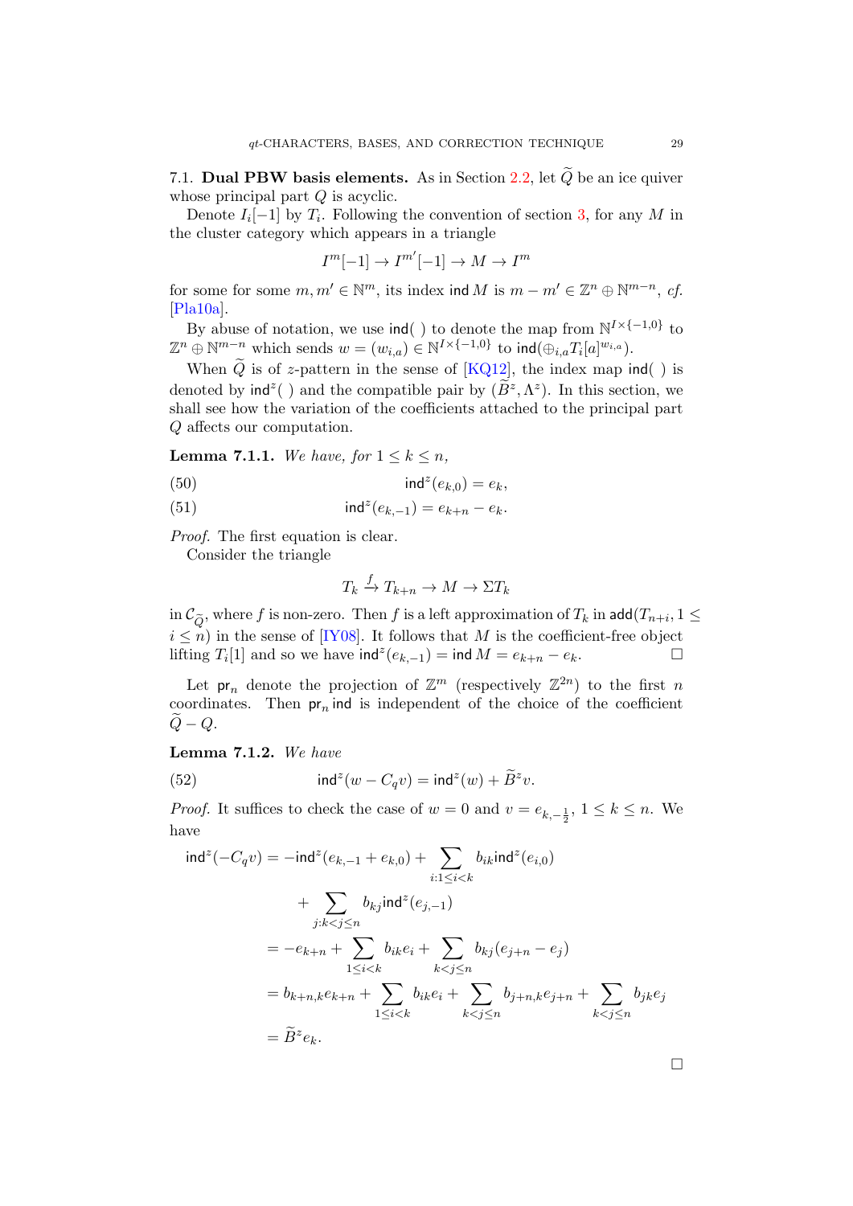7.1. **Dual PBW basis elements.** As in Section 2.2, let $\widetilde{Q}$ be an ice quiver whose principal part $Q$ is acyclic.

Denote $I_i[-1]$ by $T_i$. Following the convention of section 3, for any $M$ in the cluster category which appears in a triangle

$$I^m[-1] \to I^{m'}[-1] \to M \to I^m$$

for some for some $m, m' \in \mathbb{N}^m$, its index $\mathsf{ind}\, M$ is $m - m' \in \mathbb{Z}^n \oplus \mathbb{N}^{m-n}$, *cf.* [Pla10a].

By abuse of notation, we use $\mathsf{ind}(\ )$ to denote the map from $\mathbb{N}^{I\times\{-1,0\}}$ to $\mathbb{Z}^n \oplus \mathbb{N}^{m-n}$ which sends $w = (w_{i,a}) \in \mathbb{N}^{I\times\{-1,0\}}$ to $\mathsf{ind}(\oplus_{i,a} T_i[a]^{w_{i,a}})$.

When $\widetilde{Q}$ is of $z$-pattern in the sense of [KQ12], the index map $\mathsf{ind}(\ )$ is denoted by $\mathsf{ind}^z(\ )$ and the compatible pair by $(\widetilde{B}^z, \Lambda^z)$. In this section, we shall see how the variation of the coefficients attached to the principal part $Q$ affects our computation.

**Lemma 7.1.1.** *We have, for $1 \le k \le n$,*

$$\mathsf{ind}^z(e_{k,0}) = e_k, \tag{50}$$

$$\mathsf{ind}^z(e_{k,-1}) = e_{k+n} - e_k. \tag{51}$$

*Proof.* The first equation is clear.

Consider the triangle

$$T_k \xrightarrow{f} T_{k+n} \to M \to \Sigma T_k$$

in $\mathcal{C}_{\widetilde{Q}}$, where $f$ is non-zero. Then $f$ is a left approximation of $T_k$ in $\mathsf{add}(T_{n+i}, 1 \le i \le n)$ in the sense of [IY08]. It follows that $M$ is the coefficient-free object lifting $T_i[1]$ and so we have $\mathsf{ind}^z(e_{k,-1}) = \mathsf{ind}\, M = e_{k+n} - e_k$. □

Let $\mathsf{pr}_n$ denote the projection of $\mathbb{Z}^m$ (respectively $\mathbb{Z}^{2n}$) to the first $n$ coordinates. Then $\mathsf{pr}_n \mathsf{ind}$ is independent of the choice of the coefficient $\widetilde{Q} - Q$.

**Lemma 7.1.2.** *We have*

$$\mathsf{ind}^z(w - C_q v) = \mathsf{ind}^z(w) + \widetilde{B}^z v. \tag{52}$$

*Proof.* It suffices to check the case of $w = 0$ and $v = e_{k,-\frac{1}{2}}$, $1 \le k \le n$. We have

$$\begin{aligned}
\mathsf{ind}^z(-C_q v) &= -\mathsf{ind}^z(e_{k,-1} + e_{k,0}) + \sum_{i:1\le i<k} b_{ik}\mathsf{ind}^z(e_{i,0}) \\
&\quad + \sum_{j:k<j\le n} b_{kj}\mathsf{ind}^z(e_{j,-1}) \\
&= -e_{k+n} + \sum_{1\le i<k} b_{ik}e_i + \sum_{k<j\le n} b_{kj}(e_{j+n} - e_j) \\
&= b_{k+n,k}e_{k+n} + \sum_{1\le i<k} b_{ik}e_i + \sum_{k<j\le n} b_{j+n,k}e_{j+n} + \sum_{k<j\le n} b_{jk}e_j \\
&= \widetilde{B}^z e_k.
\end{aligned}$$

□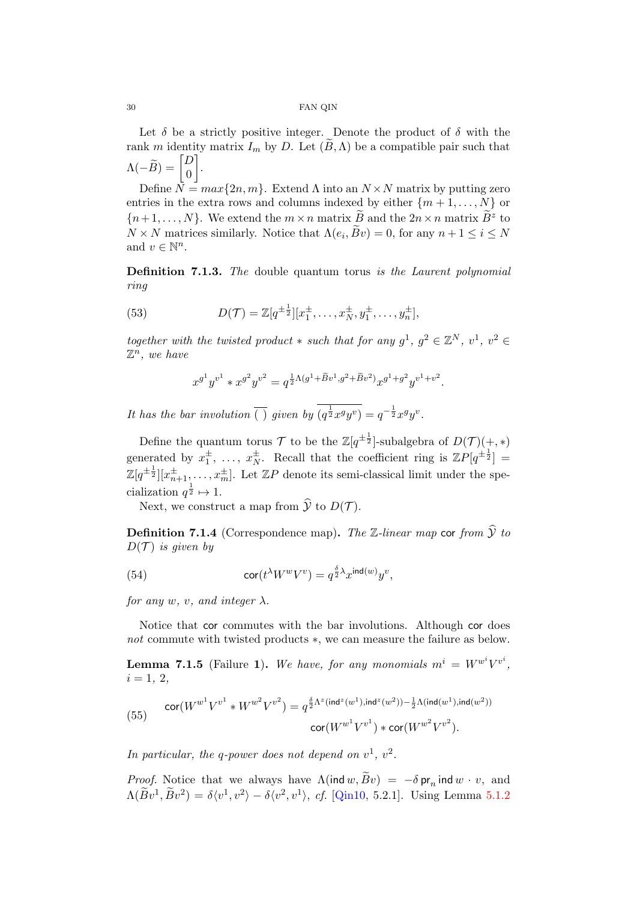Let $\delta$ be a strictly positive integer. Denote the product of $\delta$ with the rank $m$ identity matrix $I_m$ by $D$. Let $(\widetilde{B},\Lambda)$ be a compatible pair such that $\Lambda(-\widetilde{B}) = \begin{bmatrix} D \\ 0 \end{bmatrix}$.

Define $N = max\{2n, m\}$. Extend $\Lambda$ into an $N\times N$ matrix by putting zero entries in the extra rows and columns indexed by either $\{m+1,\ldots,N\}$ or $\{n+1,\ldots,N\}$. We extend the $m\times n$ matrix $\widetilde{B}$ and the $2n\times n$ matrix $\widetilde{B}^z$ to $N\times N$ matrices similarly. Notice that $\Lambda(e_i,\widetilde{B}v)=0$, for any $n+1\leq i\leq N$ and $v\in\mathbb{N}^n$.

**Definition 7.1.3.** *The* double quantum torus *is the Laurent polynomial ring*

$$D(\mathcal{T}) = \mathbb{Z}[q^{\pm\frac{1}{2}}][x_1^{\pm},\ldots,x_N^{\pm},y_1^{\pm},\ldots,y_n^{\pm}], \tag{53}$$

*together with the twisted product $*$ such that for any $g^1$, $g^2\in\mathbb{Z}^N$, $v^1$, $v^2\in\mathbb{Z}^n$, we have*

$$x^{g^1}y^{v^1} * x^{g^2}y^{v^2} = q^{\frac{1}{2}\Lambda(g^1+\widetilde{B}v^1, g^2+\widetilde{B}v^2)}x^{g^1+g^2}y^{v^1+v^2}.$$

*It has the bar involution $\overline{(\ )}$ given by $\overline{(q^{\frac{1}{2}}x^g y^v)} = q^{-\frac{1}{2}}x^g y^v$.*

Define the quantum torus $\mathcal{T}$ to be the $\mathbb{Z}[q^{\pm\frac{1}{2}}]$-subalgebra of $D(\mathcal{T})(+,*)$ generated by $x_1^{\pm}$, $\ldots$, $x_N^{\pm}$. Recall that the coefficient ring is $\mathbb{Z}P[q^{\pm\frac{1}{2}}] = \mathbb{Z}[q^{\pm\frac{1}{2}}][x_{n+1}^{\pm},\ldots,x_m^{\pm}]$. Let $\mathbb{Z}P$ denote its semi-classical limit under the specialization $q^{\frac{1}{2}}\mapsto 1$.

Next, we construct a map from $\widehat{\mathcal{Y}}$ to $D(\mathcal{T})$.

**Definition 7.1.4** (Correspondence map)**.** *The $\mathbb{Z}$-linear map* $\mathsf{cor}$ *from $\widehat{\mathcal{Y}}$ to $D(\mathcal{T})$ is given by*

$$\mathsf{cor}(t^\lambda W^w V^v) = q^{\frac{\delta}{2}\lambda}x^{\mathsf{ind}(w)}y^v, \tag{54}$$

*for any $w$, $v$, and integer $\lambda$.*

Notice that $\mathsf{cor}$ commutes with the bar involutions. Although $\mathsf{cor}$ does *not* commute with twisted products $*$, we can measure the failure as below.

**Lemma 7.1.5** (Failure 1)**.** *We have, for any monomials $m^i = W^{w^i}V^{v^i}$, $i=1$, $2$,*

$$\begin{aligned}\mathsf{cor}(W^{w^1}V^{v^1} * W^{w^2}V^{v^2}) = q^{\frac{\delta}{2}\Lambda^z(\mathsf{ind}^z(w^1),\mathsf{ind}^z(w^2))-\frac{1}{2}\Lambda(\mathsf{ind}(w^1),\mathsf{ind}(w^2))} \\ \mathsf{cor}(W^{w^1}V^{v^1}) * \mathsf{cor}(W^{w^2}V^{v^2}).\end{aligned} \tag{55}$$

*In particular, the $q$-power does not depend on $v^1$, $v^2$.*

*Proof.* Notice that we always have $\Lambda(\mathsf{ind}\, w,\widetilde{B}v) = -\delta\,\mathsf{pr}_n\,\mathsf{ind}\, w\cdot v$, and $\Lambda(\widetilde{B}v^1,\widetilde{B}v^2) = \delta\langle v^1,v^2\rangle - \delta\langle v^2,v^1\rangle$, *cf.* [Qin10, 5.2.1]. Using Lemma 5.1.2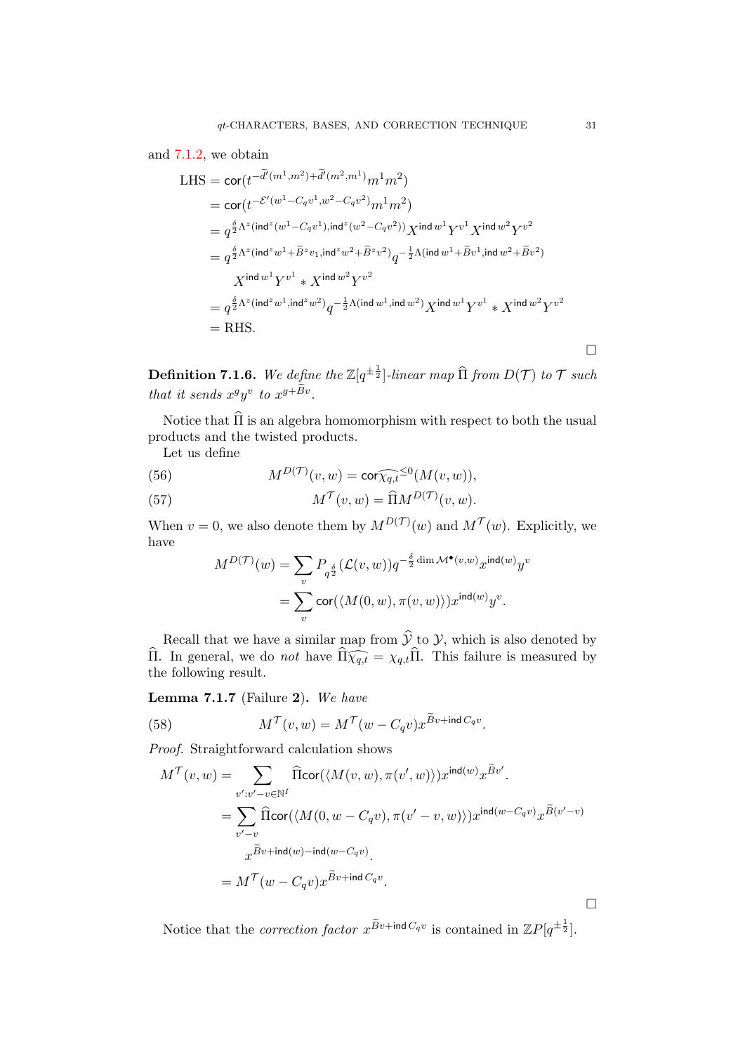and 7.1.2, we obtain

$$
\begin{aligned}
\text{LHS} &= \mathsf{cor}(t^{-\widetilde{d}'(m^1,m^2)+\widetilde{d}'(m^2,m^1)}m^1m^2)\\
&= \mathsf{cor}(t^{-\mathcal{E}'(w^1-C_qv^1,w^2-C_qv^2)}m^1m^2)\\
&= q^{\frac{\delta}{2}\Lambda^z(\mathsf{ind}^z(w^1-C_qv^1),\mathsf{ind}^z(w^2-C_qv^2))}X^{\mathsf{ind}\, w^1}Y^{v^1}X^{\mathsf{ind}\, w^2}Y^{v^2}\\
&= q^{\frac{\delta}{2}\Lambda^z(\mathsf{ind}^z w^1+\widetilde{B}^z v_1,\mathsf{ind}^z w^2+\widetilde{B}^z v^2)}q^{-\frac{1}{2}\Lambda(\mathsf{ind}\, w^1+\widetilde{B}v^1,\mathsf{ind}\, w^2+\widetilde{B}v^2)}\\
&\qquad X^{\mathsf{ind}\, w^1}Y^{v^1} * X^{\mathsf{ind}\, w^2}Y^{v^2}\\
&= q^{\frac{\delta}{2}\Lambda^z(\mathsf{ind}^z w^1,\mathsf{ind}^z w^2)}q^{-\frac{1}{2}\Lambda(\mathsf{ind}\, w^1,\mathsf{ind}\, w^2)}X^{\mathsf{ind}\, w^1}Y^{v^1} * X^{\mathsf{ind}\, w^2}Y^{v^2}\\
&= \text{RHS}.
\end{aligned}
$$

□

**Definition 7.1.6.** *We define the $\mathbb{Z}[q^{\pm\frac{1}{2}}]$-linear map $\widehat{\Pi}$ from $D(\mathcal{T})$ to $\mathcal{T}$ such that it sends $x^g y^v$ to $x^{g+\widetilde{B}v}$.*

Notice that $\widehat{\Pi}$ is an algebra homomorphism with respect to both the usual products and the twisted products.

Let us define

$$M^{D(\mathcal{T})}(v,w) = \mathsf{cor}\widehat{\chi_{q,t}}^{\leq 0}(M(v,w)), \tag{56}$$

$$M^{\mathcal{T}}(v,w) = \widehat{\Pi}M^{D(\mathcal{T})}(v,w). \tag{57}$$

When $v=0$, we also denote them by $M^{D(\mathcal{T})}(w)$ and $M^{\mathcal{T}}(w)$. Explicitly, we have

$$
\begin{aligned}
M^{D(\mathcal{T})}(w) &= \sum_v P_{q^{\frac{\delta}{2}}}(\mathcal{L}(v,w))q^{-\frac{\delta}{2}\dim \mathcal{M}^\bullet(v,w)}x^{\mathsf{ind}(w)}y^v\\
&= \sum_v \mathsf{cor}(\langle M(0,w),\pi(v,w)\rangle)x^{\mathsf{ind}(w)}y^v.
\end{aligned}
$$

Recall that we have a similar map from $\widehat{\mathcal{Y}}$ to $\mathcal{Y}$, which is also denoted by $\widehat{\Pi}$. In general, we do *not* have $\widehat{\Pi}\widehat{\chi_{q,t}} = \chi_{q,t}\widehat{\Pi}$. This failure is measured by the following result.

**Lemma 7.1.7** (Failure **2**). *We have*

$$M^{\mathcal{T}}(v,w) = M^{\mathcal{T}}(w-C_qv)x^{\widetilde{B}v+\mathsf{ind}\, C_qv}. \tag{58}$$

*Proof.* Straightforward calculation shows

$$
\begin{aligned}
M^{\mathcal{T}}(v,w) &= \sum_{v':v'-v\in\mathbb{N}^I}\widehat{\Pi}\mathsf{cor}(\langle M(v,w),\pi(v',w)\rangle)x^{\mathsf{ind}(w)}x^{\widetilde{B}v'}.\\
&= \sum_{v'-v}\widehat{\Pi}\mathsf{cor}(\langle M(0,w-C_qv),\pi(v'-v,w)\rangle)x^{\mathsf{ind}(w-C_qv)}x^{\widetilde{B}(v'-v)}\\
&\qquad x^{\widetilde{B}v+\mathsf{ind}(w)-\mathsf{ind}(w-C_qv)}.\\
&= M^{\mathcal{T}}(w-C_qv)x^{\widetilde{B}v+\mathsf{ind}\, C_qv}.
\end{aligned}
$$

□

Notice that the *correction factor* $x^{\widetilde{B}v+\mathsf{ind}\, C_qv}$ is contained in $\mathbb{Z}P[q^{\pm\frac{1}{2}}]$.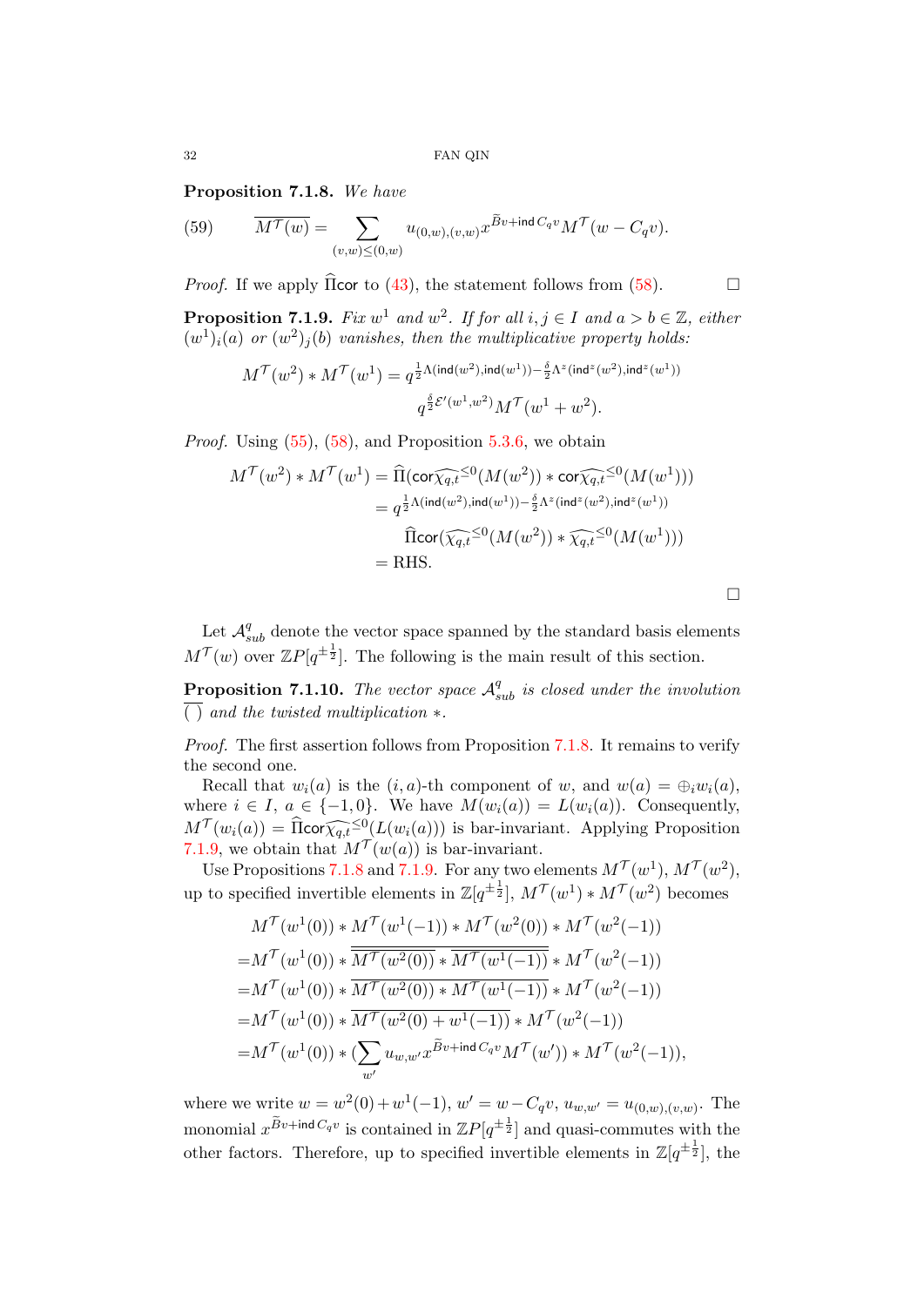**Proposition 7.1.8.** *We have*

$$\overline{M^{\mathcal{T}}(w)} = \sum_{(v,w)\leq(0,w)} u_{(0,w),(v,w)} x^{\widetilde{B}v+\mathsf{ind}\, C_q v} M^{\mathcal{T}}(w - C_q v). \tag{59}$$

*Proof.* If we apply $\widehat{\Pi}\mathsf{cor}$ to (43), the statement follows from (58). □

**Proposition 7.1.9.** *Fix $w^1$ and $w^2$. If for all $i, j \in I$ and $a > b \in \mathbb{Z}$, either $(w^1)_i(a)$ or $(w^2)_j(b)$ vanishes, then the multiplicative property holds:*

$$M^{\mathcal{T}}(w^2) * M^{\mathcal{T}}(w^1) = q^{\frac{1}{2}\Lambda(\mathsf{ind}(w^2),\mathsf{ind}(w^1)) - \frac{\delta}{2}\Lambda^z(\mathsf{ind}^z(w^2),\mathsf{ind}^z(w^1))} q^{\frac{\delta}{2}\mathcal{E}'(w^1,w^2)} M^{\mathcal{T}}(w^1 + w^2).$$

*Proof.* Using (55), (58), and Proposition 5.3.6, we obtain

$$\begin{aligned}
M^{\mathcal{T}}(w^2) * M^{\mathcal{T}}(w^1) &= \widehat{\Pi}(\mathsf{cor}\widehat{\chi_{q,t}}^{\leq 0}(M(w^2)) * \mathsf{cor}\widehat{\chi_{q,t}}^{\leq 0}(M(w^1))) \\
&= q^{\frac{1}{2}\Lambda(\mathsf{ind}(w^2),\mathsf{ind}(w^1)) - \frac{\delta}{2}\Lambda^z(\mathsf{ind}^z(w^2),\mathsf{ind}^z(w^1))} \\
&\quad \widehat{\Pi}\mathsf{cor}(\widehat{\chi_{q,t}}^{\leq 0}(M(w^2)) * \widehat{\chi_{q,t}}^{\leq 0}(M(w^1))) \\
&= \mathrm{RHS}.
\end{aligned}$$

□

Let $\mathcal{A}^q_{sub}$ denote the vector space spanned by the standard basis elements $M^{\mathcal{T}}(w)$ over $\mathbb{Z}P[q^{\pm\frac{1}{2}}]$. The following is the main result of this section.

**Proposition 7.1.10.** *The vector space $\mathcal{A}^q_{sub}$ is closed under the involution $\overline{(\ )}$ and the twisted multiplication $*$.*

*Proof.* The first assertion follows from Proposition 7.1.8. It remains to verify the second one.

Recall that $w_i(a)$ is the $(i,a)$-th component of $w$, and $w(a) = \oplus_i w_i(a)$, where $i \in I$, $a \in \{-1, 0\}$. We have $M(w_i(a)) = L(w_i(a))$. Consequently, $M^{\mathcal{T}}(w_i(a)) = \widehat{\Pi}\mathsf{cor}\widehat{\chi_{q,t}}^{\leq 0}(L(w_i(a)))$ is bar-invariant. Applying Proposition 7.1.9, we obtain that $M^{\mathcal{T}}(w(a))$ is bar-invariant.

Use Propositions 7.1.8 and 7.1.9. For any two elements $M^{\mathcal{T}}(w^1)$, $M^{\mathcal{T}}(w^2)$, up to specified invertible elements in $\mathbb{Z}[q^{\pm\frac{1}{2}}]$, $M^{\mathcal{T}}(w^1) * M^{\mathcal{T}}(w^2)$ becomes

$$\begin{aligned}
&M^{\mathcal{T}}(w^1(0)) * M^{\mathcal{T}}(w^1(-1)) * M^{\mathcal{T}}(w^2(0)) * M^{\mathcal{T}}(w^2(-1)) \\
=&M^{\mathcal{T}}(w^1(0)) * \overline{\overline{M^{\mathcal{T}}(w^2(0))} * \overline{M^{\mathcal{T}}(w^1(-1))}} * M^{\mathcal{T}}(w^2(-1)) \\
=&M^{\mathcal{T}}(w^1(0)) * \overline{M^{\mathcal{T}}(w^2(0)) * M^{\mathcal{T}}(w^1(-1))} * M^{\mathcal{T}}(w^2(-1)) \\
=&M^{\mathcal{T}}(w^1(0)) * \overline{M^{\mathcal{T}}(w^2(0) + w^1(-1))} * M^{\mathcal{T}}(w^2(-1)) \\
=&M^{\mathcal{T}}(w^1(0)) * (\sum_{w'} u_{w,w'} x^{\widetilde{B}v+\mathsf{ind}\, C_q v} M^{\mathcal{T}}(w')) * M^{\mathcal{T}}(w^2(-1)),
\end{aligned}$$

where we write $w = w^2(0) + w^1(-1)$, $w' = w - C_q v$, $u_{w,w'} = u_{(0,w),(v,w)}$. The monomial $x^{\widetilde{B}v+\mathsf{ind}\, C_q v}$ is contained in $\mathbb{Z}P[q^{\pm\frac{1}{2}}]$ and quasi-commutes with the other factors. Therefore, up to specified invertible elements in $\mathbb{Z}[q^{\pm\frac{1}{2}}]$, the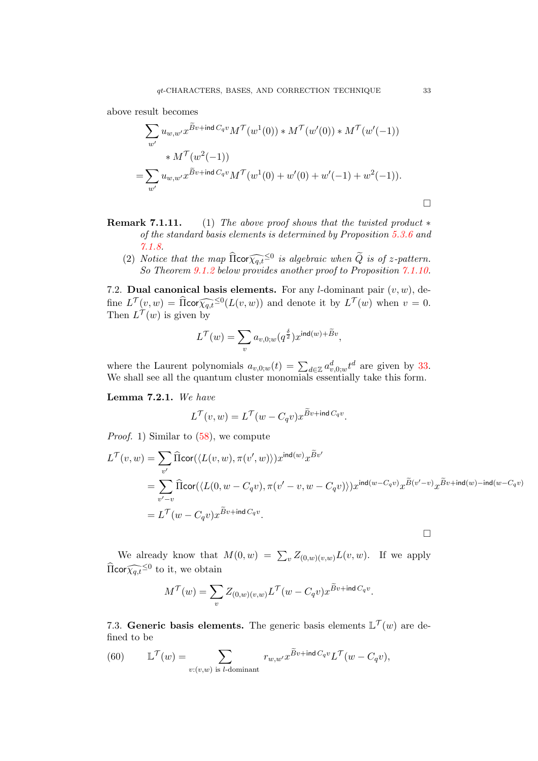above result becomes

$$
\begin{aligned}
&\sum_{w'} u_{w,w'} x^{\widetilde{B}v+\mathsf{ind}\, C_q v} M^{\mathcal{T}}(w^1(0)) * M^{\mathcal{T}}(w'(0)) * M^{\mathcal{T}}(w'(-1)) \\
&\qquad * M^{\mathcal{T}}(w^2(-1)) \\
=&\sum_{w'} u_{w,w'} x^{\widetilde{B}v+\mathsf{ind}\, C_q v} M^{\mathcal{T}}(w^1(0) + w'(0) + w'(-1) + w^2(-1)).
\end{aligned}
$$

□

**Remark 7.1.11.** (1) *The above proof shows that the twisted product $*$ of the standard basis elements is determined by Proposition 5.3.6 and 7.1.8.*

(2) *Notice that the map $\widehat{\Pi}\mathsf{cor}\widehat{\chi_{q,t}}^{\leq 0}$ is algebraic when $\widetilde{Q}$ is of $z$-pattern. So Theorem 9.1.2 below provides another proof to Proposition 7.1.10.*

7.2. **Dual canonical basis elements.** For any $l$-dominant pair $(v, w)$, define $L^{\mathcal{T}}(v, w) = \widehat{\Pi}\mathsf{cor}\widehat{\chi_{q,t}}^{\leq 0}(L(v, w))$ and denote it by $L^{\mathcal{T}}(w)$ when $v = 0$. Then $L^{\mathcal{T}}(w)$ is given by

$$
L^{\mathcal{T}}(w) = \sum_v a_{v,0;w}(q^{\frac{\delta}{2}}) x^{\mathsf{ind}(w)+\widetilde{B}v},
$$

where the Laurent polynomials $a_{v,0;w}(t) = \sum_{d\in\mathbb{Z}} a^d_{v,0;w} t^d$ are given by 33. We shall see all the quantum cluster monomials essentially take this form.

**Lemma 7.2.1.** *We have*

$$
L^{\mathcal{T}}(v, w) = L^{\mathcal{T}}(w - C_q v) x^{\widetilde{B}v+\mathsf{ind}\, C_q v}.
$$

*Proof.* 1) Similar to (58), we compute

$$
\begin{aligned}
L^{\mathcal{T}}(v, w) &= \sum_{v'} \widehat{\Pi}\mathsf{cor}(\langle L(v, w), \pi(v', w)\rangle) x^{\mathsf{ind}(w)} x^{\widetilde{B}v'} \\
&= \sum_{v'-v} \widehat{\Pi}\mathsf{cor}(\langle L(0, w - C_q v), \pi(v' - v, w - C_q v)\rangle) x^{\mathsf{ind}(w-C_q v)} x^{\widetilde{B}(v'-v)} x^{\widetilde{B}v+\mathsf{ind}(w)-\mathsf{ind}(w-C_q v)} \\
&= L^{\mathcal{T}}(w - C_q v) x^{\widetilde{B}v+\mathsf{ind}\, C_q v}.
\end{aligned}
$$

□

We already know that $M(0, w) = \sum_v Z_{(0,w)(v,w)} L(v, w)$. If we apply $\widehat{\Pi}\mathsf{cor}\widehat{\chi_{q,t}}^{\leq 0}$ to it, we obtain

$$
M^{\mathcal{T}}(w) = \sum_v Z_{(0,w)(v,w)} L^{\mathcal{T}}(w - C_q v) x^{\widetilde{B}v+\mathsf{ind}\, C_q v}.
$$

7.3. **Generic basis elements.** The generic basis elements $\mathbb{L}^{\mathcal{T}}(w)$ are defined to be

$$
\mathbb{L}^{\mathcal{T}}(w) = \sum_{v:(v,w)\text{ is } l\text{-dominant}} r_{w,w'} x^{\widetilde{B}v+\mathsf{ind}\, C_q v} L^{\mathcal{T}}(w - C_q v), \tag{60}
$$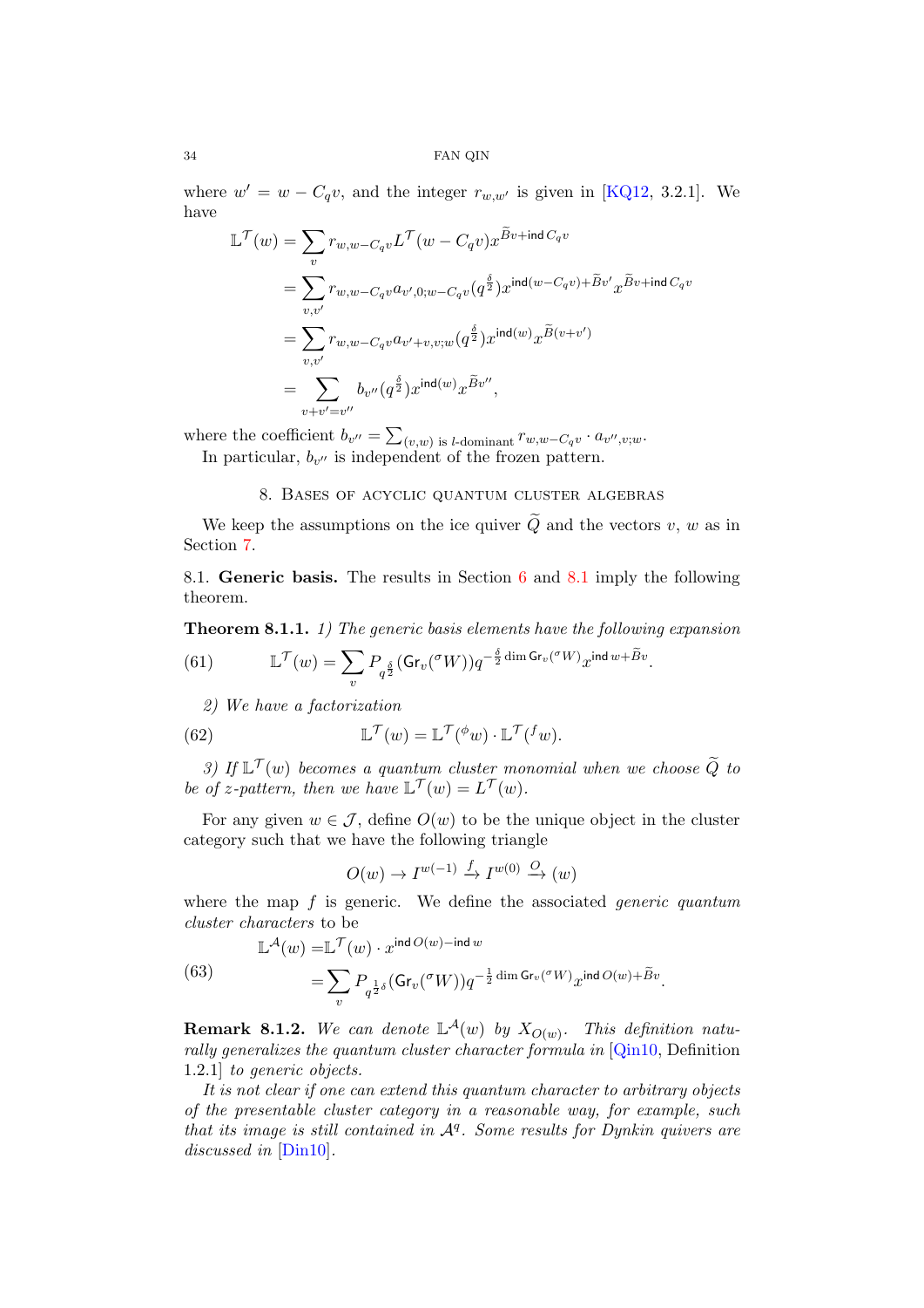where $w' = w - C_q v$, and the integer $r_{w,w'}$ is given in [KQ12, 3.2.1]. We have

$$
\begin{aligned}
\mathbb{L}^{\mathcal{T}}(w) &= \sum_{v} r_{w,w-C_q v} L^{\mathcal{T}}(w - C_q v) x^{\widetilde{B}v + \mathsf{ind}\, C_q v} \\
&= \sum_{v,v'} r_{w,w-C_q v} a_{v',0;w-C_q v}(q^{\frac{\delta}{2}}) x^{\mathsf{ind}(w-C_q v) + \widetilde{B}v'} x^{\widetilde{B}v + \mathsf{ind}\, C_q v} \\
&= \sum_{v,v'} r_{w,w-C_q v} a_{v'+v,v;w}(q^{\frac{\delta}{2}}) x^{\mathsf{ind}(w)} x^{\widetilde{B}(v+v')} \\
&= \sum_{v+v'=v''} b_{v''}(q^{\frac{\delta}{2}}) x^{\mathsf{ind}(w)} x^{\widetilde{B}v''},
\end{aligned}
$$

where the coefficient $b_{v''} = \sum_{(v,w) \text{ is } l\text{-dominant}} r_{w,w-C_q v} \cdot a_{v'',v;w}$.

In particular, $b_{v''}$ is independent of the frozen pattern.

## 8. Bases of acyclic quantum cluster algebras

We keep the assumptions on the ice quiver $\widetilde{Q}$ and the vectors $v$, $w$ as in Section 7.

### 8.1. Generic basis.

The results in Section 6 and 8.1 imply the following theorem.

**Theorem 8.1.1.** *1) The generic basis elements have the following expansion*

$$
\mathbb{L}^{\mathcal{T}}(w) = \sum_{v} P_{q^{\frac{\delta}{2}}}(\mathsf{Gr}_v({}^{\sigma}W)) q^{-\frac{\delta}{2}\dim \mathsf{Gr}_v({}^{\sigma}W)} x^{\mathsf{ind}\, w + \widetilde{B}v}. \tag{61}
$$

*2) We have a factorization*

$$
\mathbb{L}^{\mathcal{T}}(w) = \mathbb{L}^{\mathcal{T}}({}^{\phi}w) \cdot \mathbb{L}^{\mathcal{T}}({}^{f}w). \tag{62}
$$

*3) If $\mathbb{L}^{\mathcal{T}}(w)$ becomes a quantum cluster monomial when we choose $\widetilde{Q}$ to be of z-pattern, then we have $\mathbb{L}^{\mathcal{T}}(w) = L^{\mathcal{T}}(w)$.*

For any given $w \in \mathcal{J}$, define $O(w)$ to be the unique object in the cluster category such that we have the following triangle

$$
O(w) \to I^{w(-1)} \xrightarrow{f} I^{w(0)} \xrightarrow{O} (w)
$$

where the map $f$ is generic. We define the associated *generic quantum cluster characters* to be

$$
\begin{aligned}
\mathbb{L}^{\mathcal{A}}(w) &= \mathbb{L}^{\mathcal{T}}(w) \cdot x^{\mathsf{ind}\, O(w) - \mathsf{ind}\, w} \\
&= \sum_{v} P_{q^{\frac{1}{2}\delta}}(\mathsf{Gr}_v({}^{\sigma}W)) q^{-\frac{1}{2}\dim \mathsf{Gr}_v({}^{\sigma}W)} x^{\mathsf{ind}\, O(w) + \widetilde{B}v}.
\end{aligned} \tag{63}
$$

**Remark 8.1.2.** *We can denote $\mathbb{L}^{\mathcal{A}}(w)$ by $X_{O(w)}$. This definition naturally generalizes the quantum cluster character formula in [Qin10, Definition 1.2.1] to generic objects.*

*It is not clear if one can extend this quantum character to arbitrary objects of the presentable cluster category in a reasonable way, for example, such that its image is still contained in $\mathcal{A}^q$. Some results for Dynkin quivers are discussed in [Din10].*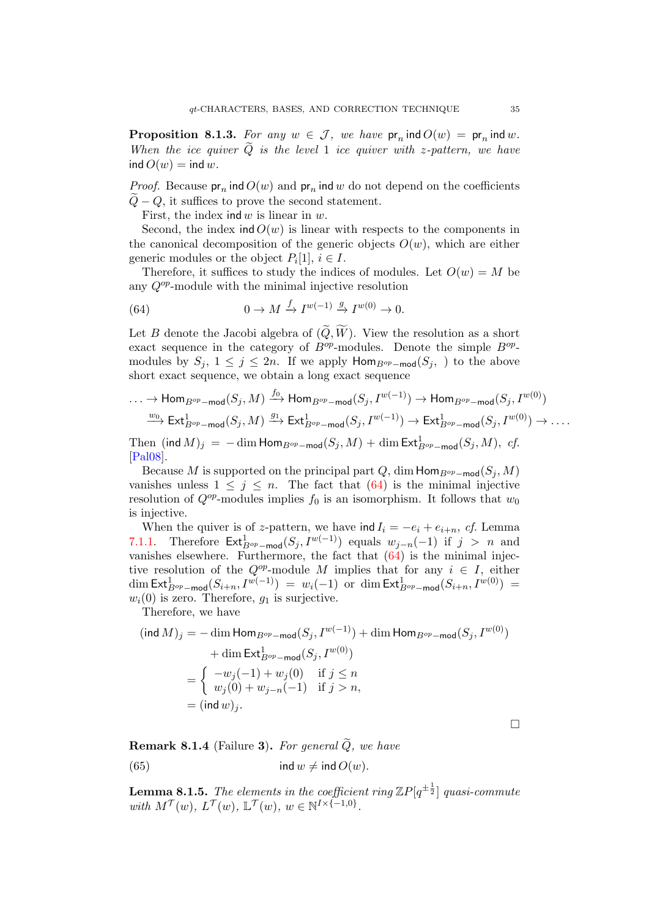**Proposition 8.1.3.** *For any $w \in \mathcal{J}$, we have $\mathsf{pr}_n \,\mathsf{ind}\, O(w) = \mathsf{pr}_n \,\mathsf{ind}\, w$. When the ice quiver $\widetilde{Q}$ is the level 1 ice quiver with $z$-pattern, we have $\mathsf{ind}\, O(w) = \mathsf{ind}\, w$.*

*Proof.* Because $\mathsf{pr}_n \,\mathsf{ind}\, O(w)$ and $\mathsf{pr}_n \,\mathsf{ind}\, w$ do not depend on the coefficients $\widetilde{Q} - Q$, it suffices to prove the second statement.

First, the index $\mathsf{ind}\, w$ is linear in $w$.

Second, the index $\mathsf{ind}\, O(w)$ is linear with respects to the components in the canonical decomposition of the generic objects $O(w)$, which are either generic modules or the object $P_i[1]$, $i \in I$.

Therefore, it suffices to study the indices of modules. Let $O(w) = M$ be any $Q^{op}$-module with the minimal injective resolution

$$0 \to M \xrightarrow{f} I^{w(-1)} \xrightarrow{g} I^{w(0)} \to 0. \tag{64}$$

Let $B$ denote the Jacobi algebra of $(\widetilde{Q}, \widetilde{W})$. View the resolution as a short exact sequence in the category of $B^{op}$-modules. Denote the simple $B^{op}$-modules by $S_j$, $1 \leq j \leq 2n$. If we apply $\mathsf{Hom}_{B^{op}-\mathsf{mod}}(S_j, \ )$ to the above short exact sequence, we obtain a long exact sequence

$$\ldots \to \mathsf{Hom}_{B^{op}-\mathsf{mod}}(S_j, M) \xrightarrow{f_0} \mathsf{Hom}_{B^{op}-\mathsf{mod}}(S_j, I^{w(-1)}) \to \mathsf{Hom}_{B^{op}-\mathsf{mod}}(S_j, I^{w(0)})$$
$$\xrightarrow{w_0} \mathsf{Ext}^1_{B^{op}-\mathsf{mod}}(S_j, M) \xrightarrow{g_1} \mathsf{Ext}^1_{B^{op}-\mathsf{mod}}(S_j, I^{w(-1)}) \to \mathsf{Ext}^1_{B^{op}-\mathsf{mod}}(S_j, I^{w(0)}) \to \ldots.$$

Then $(\mathsf{ind}\, M)_j = -\dim \mathsf{Hom}_{B^{op}-\mathsf{mod}}(S_j, M) + \dim \mathsf{Ext}^1_{B^{op}-\mathsf{mod}}(S_j, M)$, *cf.* [Pal08].

Because $M$ is supported on the principal part $Q$, $\dim \mathsf{Hom}_{B^{op}-\mathsf{mod}}(S_j, M)$ vanishes unless $1 \leq j \leq n$. The fact that (64) is the minimal injective resolution of $Q^{op}$-modules implies $f_0$ is an isomorphism. It follows that $w_0$ is injective.

When the quiver is of $z$-pattern, we have $\mathsf{ind}\, I_i = -e_i + e_{i+n}$, *cf.* Lemma 7.1.1. Therefore $\mathsf{Ext}^1_{B^{op}-\mathsf{mod}}(S_j, I^{w(-1)})$ equals $w_{j-n}(-1)$ if $j > n$ and vanishes elsewhere. Furthermore, the fact that (64) is the minimal injective resolution of the $Q^{op}$-module $M$ implies that for any $i \in I$, either $\dim \mathsf{Ext}^1_{B^{op}-\mathsf{mod}}(S_{i+n}, I^{w(-1)}) = w_i(-1)$ or $\dim \mathsf{Ext}^1_{B^{op}-\mathsf{mod}}(S_{i+n}, I^{w(0)}) = w_i(0)$ is zero. Therefore, $g_1$ is surjective.

Therefore, we have

$$\begin{aligned}
(\mathsf{ind}\, M)_j &= -\dim \mathsf{Hom}_{B^{op}-\mathsf{mod}}(S_j, I^{w(-1)}) + \dim \mathsf{Hom}_{B^{op}-\mathsf{mod}}(S_j, I^{w(0)}) \\
&\quad + \dim \mathsf{Ext}^1_{B^{op}-\mathsf{mod}}(S_j, I^{w(0)}) \\
&= \begin{cases} -w_j(-1) + w_j(0) & \text{if } j \leq n \\ w_j(0) + w_{j-n}(-1) & \text{if } j > n, \end{cases} \\
&= (\mathsf{ind}\, w)_j.
\end{aligned}$$

$\square$

**Remark 8.1.4** (Failure **3**). *For general $\widetilde{Q}$, we have*

$$\mathsf{ind}\, w \neq \mathsf{ind}\, O(w). \tag{65}$$

**Lemma 8.1.5.** *The elements in the coefficient ring $\mathbb{Z}P[q^{\pm\frac{1}{2}}]$ quasi-commute with $M^{\mathcal{T}}(w)$, $L^{\mathcal{T}}(w)$, $\mathbb{L}^{\mathcal{T}}(w)$, $w \in \mathbb{N}^{I \times \{-1,0\}}$.*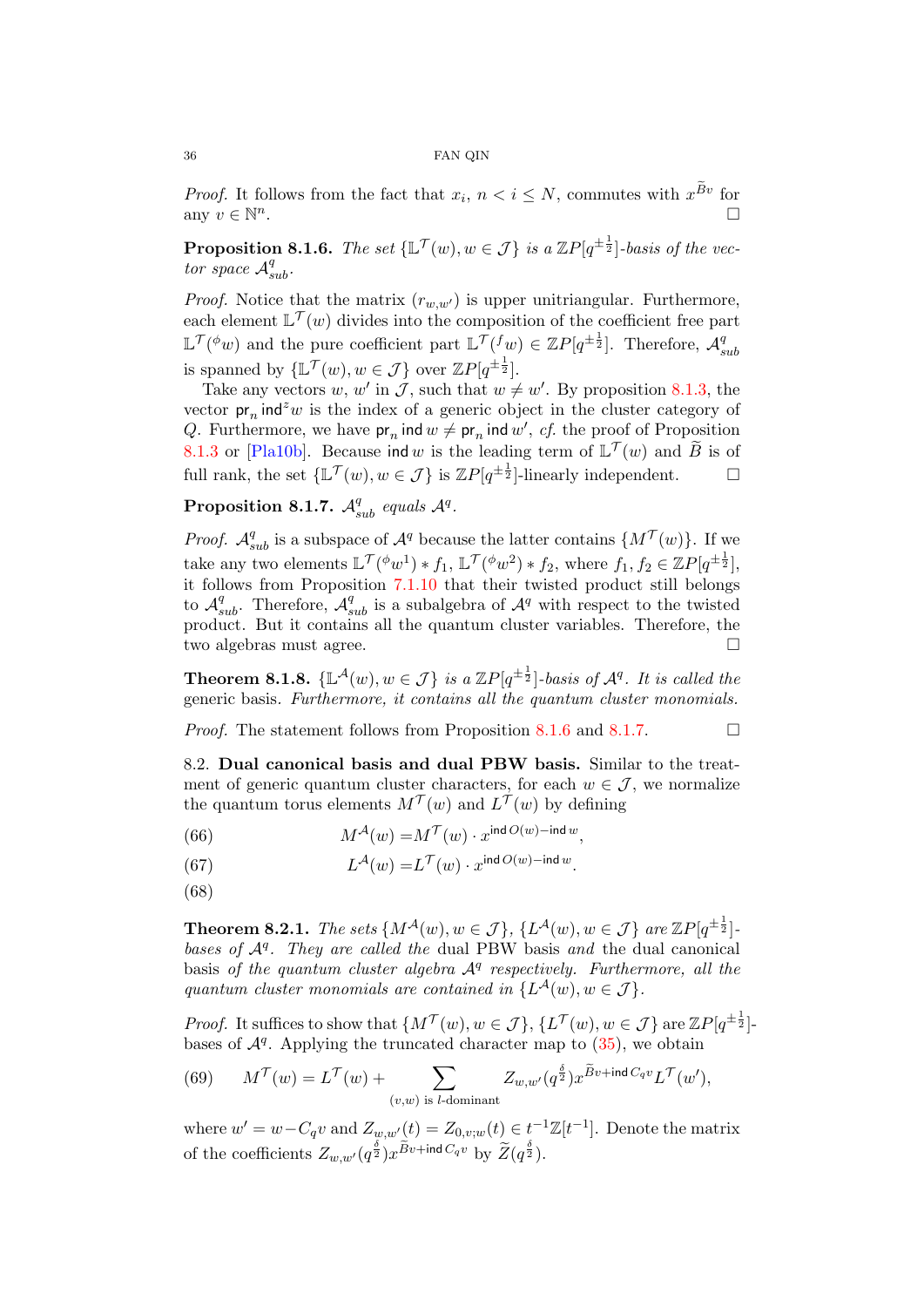*Proof.* It follows from the fact that $x_i$, $n < i \leq N$, commutes with $x^{\widetilde{B}v}$ for any $v \in \mathbb{N}^n$. □

**Proposition 8.1.6.** *The set $\{\mathbb{L}^{\mathcal{T}}(w), w \in \mathcal{J}\}$ is a $\mathbb{Z}P[q^{\pm\frac{1}{2}}]$-basis of the vector space $\mathcal{A}^q_{sub}$.*

*Proof.* Notice that the matrix $(r_{w,w'})$ is upper unitriangular. Furthermore, each element $\mathbb{L}^{\mathcal{T}}(w)$ divides into the composition of the coefficient free part $\mathbb{L}^{\mathcal{T}}({}^{\phi}w)$ and the pure coefficient part $\mathbb{L}^{\mathcal{T}}({}^{f}w) \in \mathbb{Z}P[q^{\pm\frac{1}{2}}]$. Therefore, $\mathcal{A}^q_{sub}$ is spanned by $\{\mathbb{L}^{\mathcal{T}}(w), w \in \mathcal{J}\}$ over $\mathbb{Z}P[q^{\pm\frac{1}{2}}]$.

Take any vectors $w$, $w'$ in $\mathcal{J}$, such that $w \neq w'$. By proposition 8.1.3, the vector $\mathsf{pr}_n \mathsf{ind}^z w$ is the index of a generic object in the cluster category of $Q$. Furthermore, we have $\mathsf{pr}_n \mathsf{ind}\, w \neq \mathsf{pr}_n \mathsf{ind}\, w'$, *cf.* the proof of Proposition 8.1.3 or [Pla10b]. Because $\mathsf{ind}\, w$ is the leading term of $\mathbb{L}^{\mathcal{T}}(w)$ and $\widetilde{B}$ is of full rank, the set $\{\mathbb{L}^{\mathcal{T}}(w), w \in \mathcal{J}\}$ is $\mathbb{Z}P[q^{\pm\frac{1}{2}}]$-linearly independent. □

**Proposition 8.1.7.** *$\mathcal{A}^q_{sub}$ equals $\mathcal{A}^q$.*

*Proof.* $\mathcal{A}^q_{sub}$ is a subspace of $\mathcal{A}^q$ because the latter contains $\{M^{\mathcal{T}}(w)\}$. If we take any two elements $\mathbb{L}^{\mathcal{T}}({}^{\phi}w^1) * f_1$, $\mathbb{L}^{\mathcal{T}}({}^{\phi}w^2) * f_2$, where $f_1, f_2 \in \mathbb{Z}P[q^{\pm\frac{1}{2}}]$, it follows from Proposition 7.1.10 that their twisted product still belongs to $\mathcal{A}^q_{sub}$. Therefore, $\mathcal{A}^q_{sub}$ is a subalgebra of $\mathcal{A}^q$ with respect to the twisted product. But it contains all the quantum cluster variables. Therefore, the two algebras must agree. □

**Theorem 8.1.8.** *$\{\mathbb{L}^{\mathcal{A}}(w), w \in \mathcal{J}\}$ is a $\mathbb{Z}P[q^{\pm\frac{1}{2}}]$-basis of $\mathcal{A}^q$. It is called the* generic basis. *Furthermore, it contains all the quantum cluster monomials.*

*Proof.* The statement follows from Proposition 8.1.6 and 8.1.7. □

8.2. **Dual canonical basis and dual PBW basis.** Similar to the treatment of generic quantum cluster characters, for each $w \in \mathcal{J}$, we normalize the quantum torus elements $M^{\mathcal{T}}(w)$ and $L^{\mathcal{T}}(w)$ by defining

$$M^{\mathcal{A}}(w) = M^{\mathcal{T}}(w) \cdot x^{\mathsf{ind}\, O(w) - \mathsf{ind}\, w}, \tag{66}$$

$$L^{\mathcal{A}}(w) = L^{\mathcal{T}}(w) \cdot x^{\mathsf{ind}\, O(w) - \mathsf{ind}\, w}. \tag{67}$$

(68)

**Theorem 8.2.1.** *The sets $\{M^{\mathcal{A}}(w), w \in \mathcal{J}\}$, $\{L^{\mathcal{A}}(w), w \in \mathcal{J}\}$ are $\mathbb{Z}P[q^{\pm\frac{1}{2}}]$-bases of $\mathcal{A}^q$. They are called the* dual PBW basis *and the* dual canonical basis *of the quantum cluster algebra $\mathcal{A}^q$ respectively. Furthermore, all the quantum cluster monomials are contained in $\{L^{\mathcal{A}}(w), w \in \mathcal{J}\}$.*

*Proof.* It suffices to show that $\{M^{\mathcal{T}}(w), w \in \mathcal{J}\}$, $\{L^{\mathcal{T}}(w), w \in \mathcal{J}\}$ are $\mathbb{Z}P[q^{\pm\frac{1}{2}}]$-bases of $\mathcal{A}^q$. Applying the truncated character map to (35), we obtain

$$M^{\mathcal{T}}(w) = L^{\mathcal{T}}(w) + \sum_{(v,w) \text{ is } l\text{-dominant}} Z_{w,w'}(q^{\frac{\delta}{2}}) x^{\widetilde{B}v + \mathsf{ind}\, C_q v} L^{\mathcal{T}}(w'), \tag{69}$$

where $w' = w - C_q v$ and $Z_{w,w'}(t) = Z_{0,v;w}(t) \in t^{-1}\mathbb{Z}[t^{-1}]$. Denote the matrix of the coefficients $Z_{w,w'}(q^{\frac{\delta}{2}}) x^{\widetilde{B}v + \mathsf{ind}\, C_q v}$ by $\widetilde{Z}(q^{\frac{\delta}{2}})$.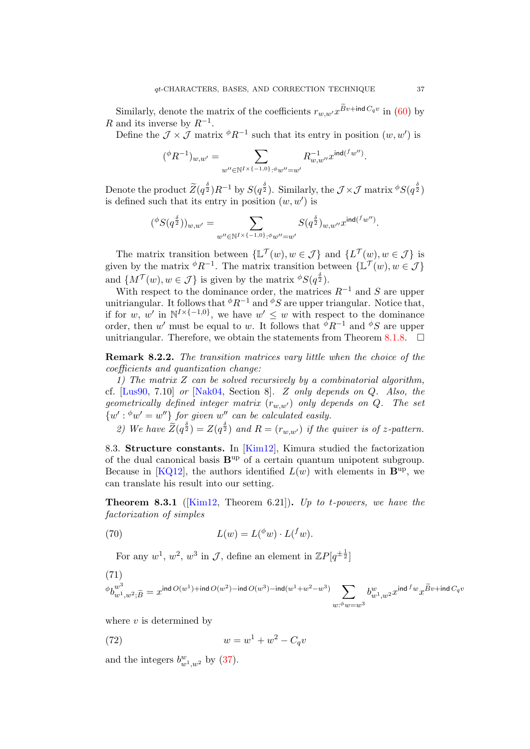Similarly, denote the matrix of the coefficients $r_{w,w'}x^{\widetilde{B}v+\mathrm{ind}\, C_q v}$ in (60) by $R$ and its inverse by $R^{-1}$.

Define the $\mathcal{J}\times\mathcal{J}$ matrix ${}^\phi R^{-1}$ such that its entry in position $(w,w')$ is

$$({}^\phi R^{-1})_{w,w'} = \sum_{w''\in\mathbb{N}^{I\times\{-1,0\}}:{}^\phi w''=w'} R^{-1}_{w,w''}x^{\mathrm{ind}({}^f w'')}.$$

Denote the product $\widetilde{Z}(q^{\frac{\delta}{2}})R^{-1}$ by $S(q^{\frac{\delta}{2}})$. Similarly, the $\mathcal{J}\times\mathcal{J}$ matrix ${}^\phi S(q^{\frac{\delta}{2}})$ is defined such that its entry in position $(w,w')$ is

$$({}^\phi S(q^{\frac{\delta}{2}}))_{w,w'} = \sum_{w''\in\mathbb{N}^{I\times\{-1,0\}}:{}^\phi w''=w'} S(q^{\frac{\delta}{2}})_{w,w''}x^{\mathrm{ind}({}^f w'')}.$$

The matrix transition between $\{\mathbb{L}^{\mathcal{T}}(w), w\in\mathcal{J}\}$ and $\{L^{\mathcal{T}}(w), w\in\mathcal{J}\}$ is given by the matrix ${}^\phi R^{-1}$. The matrix transition between $\{\mathbb{L}^{\mathcal{T}}(w), w\in\mathcal{J}\}$ and $\{M^{\mathcal{T}}(w), w\in\mathcal{J}\}$ is given by the matrix ${}^\phi S(q^{\frac{\delta}{2}})$.

With respect to the dominance order, the matrices $R^{-1}$ and $S$ are upper unitriangular. It follows that ${}^\phi R^{-1}$ and ${}^\phi S$ are upper triangular. Notice that, if for $w$, $w'$ in $\mathbb{N}^{I\times\{-1,0\}}$, we have $w'\leq w$ with respect to the dominance order, then $w'$ must be equal to $w$. It follows that ${}^\phi R^{-1}$ and ${}^\phi S$ are upper unitriangular. Therefore, we obtain the statements from Theorem 8.1.8. $\square$

**Remark 8.2.2.** *The transition matrices vary little when the choice of the coefficients and quantization change:*

*1) The matrix $Z$ can be solved recursively by a combinatorial algorithm, cf. [Lus90, 7.10] or [Nak04, Section 8]. $Z$ only depends on $Q$. Also, the geometrically defined integer matrix $(r_{w,w'})$ only depends on $Q$. The set $\{w' : {}^\phi w' = w''\}$ for given $w''$ can be calculated easily.*

*2) We have $\widetilde{Z}(q^{\frac{\delta}{2}}) = Z(q^{\frac{\delta}{2}})$ and $R=(r_{w,w'})$ if the quiver is of $z$-pattern.*

8.3. **Structure constants.** In [Kim12], Kimura studied the factorization of the dual canonical basis $\mathbf{B}^{\mathrm{up}}$ of a certain quantum unipotent subgroup. Because in [KQ12], the authors identified $L(w)$ with elements in $\mathbf{B}^{\mathrm{up}}$, we can translate his result into our setting.

**Theorem 8.3.1** ([Kim12, Theorem 6.21])**.** *Up to $t$-powers, we have the factorization of simples*

$$L(w) = L({}^\phi w)\cdot L({}^f w). \tag{70}$$

For any $w^1$, $w^2$, $w^3$ in $\mathcal{J}$, define an element in $\mathbb{Z}P[q^{\pm\frac{1}{2}}]$

$$ {}^\phi b^{w^3}_{w^1,w^2;\widetilde{B}} = x^{\mathrm{ind}\, O(w^1)+\mathrm{ind}\, O(w^2)-\mathrm{ind}\, O(w^3)-\mathrm{ind}(w^1+w^2-w^3)} \sum_{w:{}^\phi w=w^3} b^{w}_{w^1,w^2}x^{\mathrm{ind}\, {}^f w}x^{\widetilde{B}v+\mathrm{ind}\, C_q v} \tag{71}$$

where $v$ is determined by

$$w = w^1+w^2-C_q v \tag{72}$$

and the integers $b^w_{w^1,w^2}$ by (37).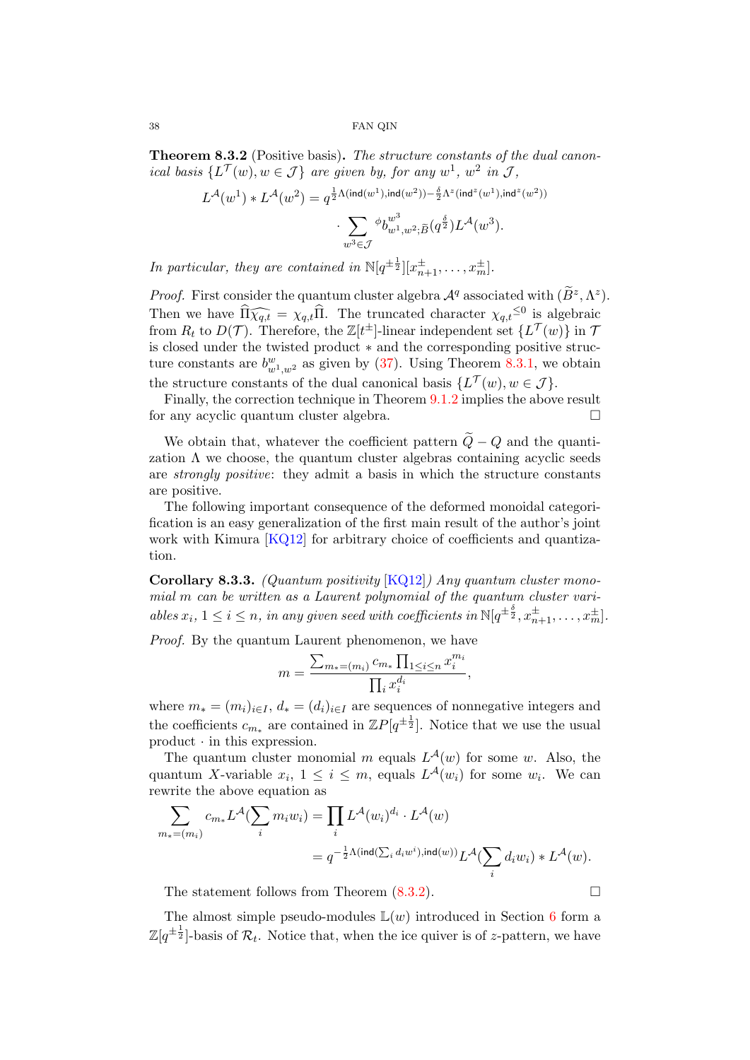**Theorem 8.3.2** (Positive basis)**.** *The structure constants of the dual canonical basis $\{L^{\mathcal{T}}(w), w \in \mathcal{J}\}$ are given by, for any $w^1$, $w^2$ in $\mathcal{J}$,*

$$L^{\mathcal{A}}(w^1) * L^{\mathcal{A}}(w^2) = q^{\frac{1}{2}\Lambda(\mathsf{ind}(w^1),\mathsf{ind}(w^2)) - \frac{\delta}{2}\Lambda^z(\mathsf{ind}^z(w^1),\mathsf{ind}^z(w^2))}$$
$$\cdot \sum_{w^3 \in \mathcal{J}} {}^{\phi}b^{w^3}_{w^1,w^2;\widetilde{B}}(q^{\frac{\delta}{2}}) L^{\mathcal{A}}(w^3).$$

*In particular, they are contained in $\mathbb{N}[q^{\pm\frac{1}{2}}][x^{\pm}_{n+1}, \ldots, x^{\pm}_{m}]$.*

*Proof.* First consider the quantum cluster algebra $\mathcal{A}^q$ associated with $(\widetilde{B}^z, \Lambda^z)$. Then we have $\widehat{\Pi}\widehat{\chi_{q,t}} = \chi_{q,t}\widehat{\Pi}$. The truncated character $\chi_{q,t}^{\leq 0}$ is algebraic from $R_t$ to $D(\mathcal{T})$. Therefore, the $\mathbb{Z}[t^{\pm}]$-linear independent set $\{L^{\mathcal{T}}(w)\}$ in $\mathcal{T}$ is closed under the twisted product $*$ and the corresponding positive structure constants are $b^w_{w^1,w^2}$ as given by (37). Using Theorem 8.3.1, we obtain the structure constants of the dual canonical basis $\{L^{\mathcal{T}}(w), w \in \mathcal{J}\}$.

Finally, the correction technique in Theorem 9.1.2 implies the above result for any acyclic quantum cluster algebra. $\square$

We obtain that, whatever the coefficient pattern $\widetilde{Q} - Q$ and the quantization $\Lambda$ we choose, the quantum cluster algebras containing acyclic seeds are *strongly positive*: they admit a basis in which the structure constants are positive.

The following important consequence of the deformed monoidal categorification is an easy generalization of the first main result of the author's joint work with Kimura [KQ12] for arbitrary choice of coefficients and quantization.

**Corollary 8.3.3.** *(Quantum positivity [KQ12]) Any quantum cluster monomial $m$ can be written as a Laurent polynomial of the quantum cluster variables $x_i$, $1 \leq i \leq n$, in any given seed with coefficients in $\mathbb{N}[q^{\pm\frac{\delta}{2}}, x^{\pm}_{n+1}, \ldots, x^{\pm}_{m}]$.*

*Proof.* By the quantum Laurent phenomenon, we have

$$m = \frac{\sum_{m_*=(m_i)} c_{m_*} \prod_{1 \leq i \leq n} x_i^{m_i}}{\prod_i x_i^{d_i}},$$

where $m_* = (m_i)_{i \in I}$, $d_* = (d_i)_{i \in I}$ are sequences of nonnegative integers and the coefficients $c_{m_*}$ are contained in $\mathbb{Z}P[q^{\pm\frac{1}{2}}]$. Notice that we use the usual product $\cdot$ in this expression.

The quantum cluster monomial $m$ equals $L^{\mathcal{A}}(w)$ for some $w$. Also, the quantum $X$-variable $x_i$, $1 \leq i \leq m$, equals $L^{\mathcal{A}}(w_i)$ for some $w_i$. We can rewrite the above equation as

$$\sum_{m_*=(m_i)} c_{m_*} L^{\mathcal{A}}(\sum_i m_i w_i) = \prod_i L^{\mathcal{A}}(w_i)^{d_i} \cdot L^{\mathcal{A}}(w)$$
$$= q^{-\frac{1}{2}\Lambda(\mathsf{ind}(\sum_i d_i w^i),\mathsf{ind}(w))} L^{\mathcal{A}}(\sum_i d_i w_i) * L^{\mathcal{A}}(w).$$

The statement follows from Theorem (8.3.2). $\square$

The almost simple pseudo-modules $\mathbb{L}(w)$ introduced in Section 6 form a $\mathbb{Z}[q^{\pm\frac{1}{2}}]$-basis of $\mathcal{R}_t$. Notice that, when the ice quiver is of $z$-pattern, we have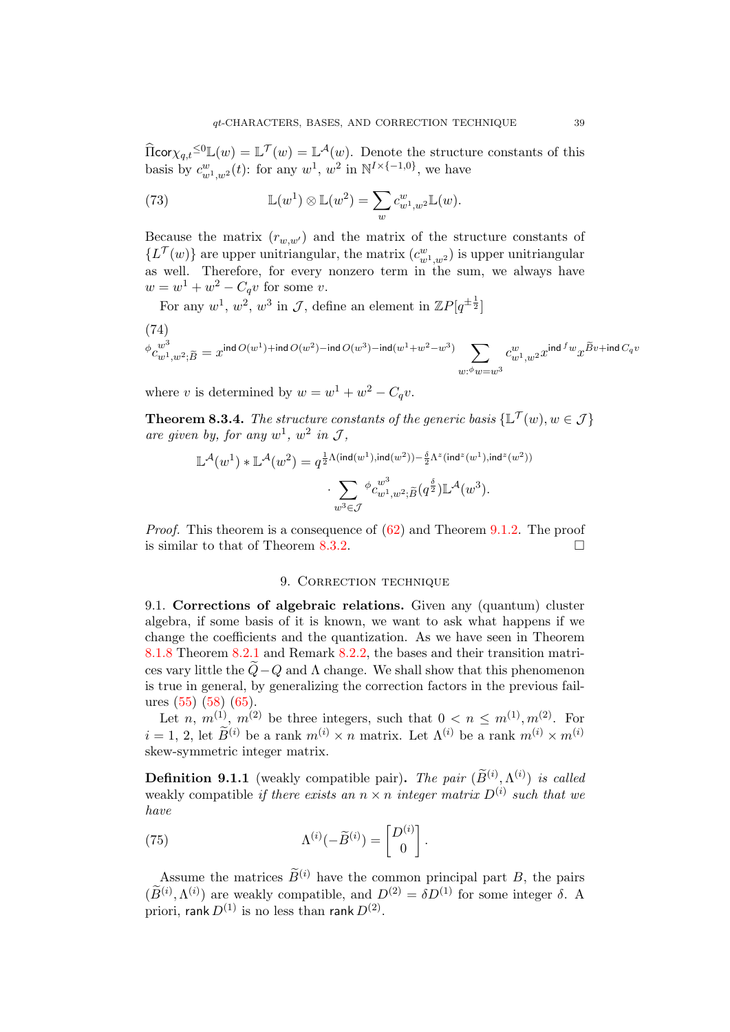$\widehat{\Pi}\mathsf{cor}\chi_{q,t}{}^{\leq 0}\mathbb{L}(w) = \mathbb{L}^{\mathcal{T}}(w) = \mathbb{L}^{\mathcal{A}}(w)$. Denote the structure constants of this basis by $c^{w}_{w^1,w^2}(t)$: for any $w^1$, $w^2$ in $\mathbb{N}^{I\times\{-1,0\}}$, we have

$$\mathbb{L}(w^1) \otimes \mathbb{L}(w^2) = \sum_{w} c^{w}_{w^1,w^2}\mathbb{L}(w). \tag{73}$$

Because the matrix $(r_{w,w'})$ and the matrix of the structure constants of $\{L^{\mathcal{T}}(w)\}$ are upper unitriangular, the matrix $(c^{w}_{w^1,w^2})$ is upper unitriangular as well. Therefore, for every nonzero term in the sum, we always have $w = w^1 + w^2 - C_q v$ for some $v$.

For any $w^1$, $w^2$, $w^3$ in $\mathcal{J}$, define an element in $\mathbb{Z}P[q^{\pm\frac{1}{2}}]$

$$
{}^{\phi}c^{w^3}_{w^1,w^2;\widetilde{B}} = x^{\mathsf{ind}\,O(w^1)+\mathsf{ind}\,O(w^2)-\mathsf{ind}\,O(w^3)-\mathsf{ind}(w^1+w^2-w^3)} \sum_{w:{}^{\phi}w=w^3} c^{w}_{w^1,w^2} x^{\mathsf{ind}^f w} x^{\widetilde{B}v+\mathsf{ind}\,C_q v} \tag{74}
$$

where $v$ is determined by $w = w^1 + w^2 - C_q v$.

**Theorem 8.3.4.** *The structure constants of the generic basis $\{\mathbb{L}^{\mathcal{T}}(w), w \in \mathcal{J}\}$ are given by, for any $w^1$, $w^2$ in $\mathcal{J}$,*

$$\mathbb{L}^{\mathcal{A}}(w^1) * \mathbb{L}^{\mathcal{A}}(w^2) = q^{\frac{1}{2}\Lambda(\mathsf{ind}(w^1),\mathsf{ind}(w^2))-\frac{\delta}{2}\Lambda^z(\mathsf{ind}^z(w^1),\mathsf{ind}^z(w^2))}$$
$$\cdot \sum_{w^3\in\mathcal{J}} {}^{\phi}c^{w^3}_{w^1,w^2;\widetilde{B}}(q^{\frac{\delta}{2}})\mathbb{L}^{\mathcal{A}}(w^3).$$

*Proof.* This theorem is a consequence of (62) and Theorem 9.1.2. The proof is similar to that of Theorem 8.3.2. □

## 9. Correction technique

**9.1. Corrections of algebraic relations.** Given any (quantum) cluster algebra, if some basis of it is known, we want to ask what happens if we change the coefficients and the quantization. As we have seen in Theorem 8.1.8 Theorem 8.2.1 and Remark 8.2.2, the bases and their transition matrices vary little the $\widetilde{Q}-Q$ and $\Lambda$ change. We shall show that this phenomenon is true in general, by generalizing the correction factors in the previous failures (55) (58) (65).

Let $n$, $m^{(1)}$, $m^{(2)}$ be three integers, such that $0 < n \leq m^{(1)}, m^{(2)}$. For $i = 1, 2$, let $\widetilde{B}^{(i)}$ be a rank $m^{(i)} \times n$ matrix. Let $\Lambda^{(i)}$ be a rank $m^{(i)} \times m^{(i)}$ skew-symmetric integer matrix.

**Definition 9.1.1** (weakly compatible pair)**.** *The pair $(\widetilde{B}^{(i)}, \Lambda^{(i)})$ is called* weakly compatible *if there exists an $n \times n$ integer matrix $D^{(i)}$ such that we have*

$$\Lambda^{(i)}(-\widetilde{B}^{(i)}) = \begin{bmatrix} D^{(i)} \\ 0 \end{bmatrix}. \tag{75}$$

Assume the matrices $\widetilde{B}^{(i)}$ have the common principal part $B$, the pairs $(\widetilde{B}^{(i)}, \Lambda^{(i)})$ are weakly compatible, and $D^{(2)} = \delta D^{(1)}$ for some integer $\delta$. A priori, $\mathsf{rank}\, D^{(1)}$ is no less than $\mathsf{rank}\, D^{(2)}$.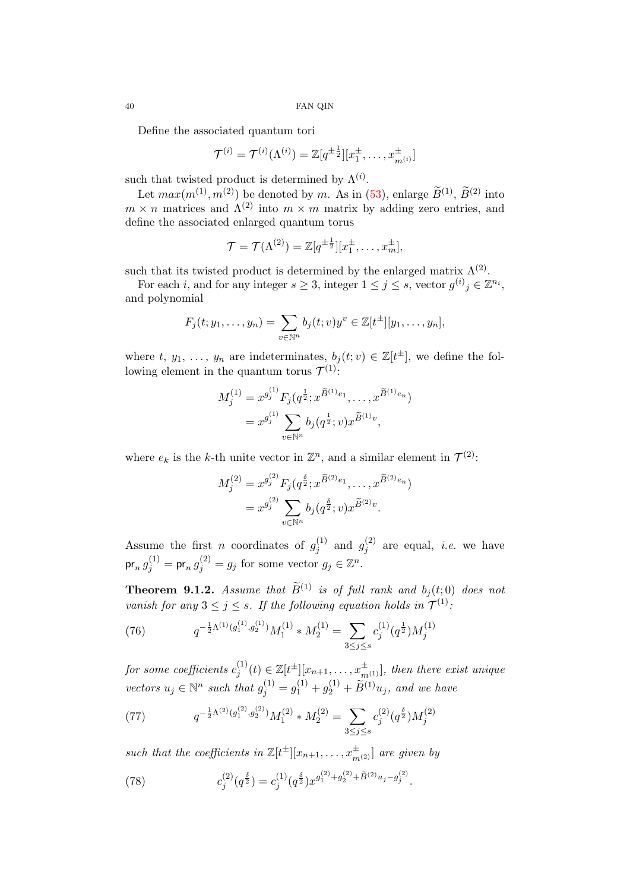Define the associated quantum tori

$$\mathcal{T}^{(i)} = \mathcal{T}^{(i)}(\Lambda^{(i)}) = \mathbb{Z}[q^{\pm\frac{1}{2}}][x_1^{\pm}, \ldots, x_{m^{(i)}}^{\pm}]$$

such that twisted product is determined by $\Lambda^{(i)}$.

Let $max(m^{(1)}, m^{(2)})$ be denoted by $m$. As in (53), enlarge $\widetilde{B}^{(1)}$, $\widetilde{B}^{(2)}$ into $m \times n$ matrices and $\Lambda^{(2)}$ into $m \times m$ matrix by adding zero entries, and define the associated enlarged quantum torus

$$\mathcal{T} = \mathcal{T}(\Lambda^{(2)}) = \mathbb{Z}[q^{\pm\frac{1}{2}}][x_1^{\pm}, \ldots, x_m^{\pm}],$$

such that its twisted product is determined by the enlarged matrix $\Lambda^{(2)}$.

For each $i$, and for any integer $s \geq 3$, integer $1 \leq j \leq s$, vector $g^{(i)}{}_j \in \mathbb{Z}^{n_i}$, and polynomial

$$F_j(t; y_1, \ldots, y_n) = \sum_{v \in \mathbb{N}^n} b_j(t; v) y^v \in \mathbb{Z}[t^{\pm}][y_1, \ldots, y_n],$$

where $t$, $y_1$, $\ldots$, $y_n$ are indeterminates, $b_j(t; v) \in \mathbb{Z}[t^{\pm}]$, we define the following element in the quantum torus $\mathcal{T}^{(1)}$:

$$\begin{aligned} M_j^{(1)} &= x^{g_j^{(1)}} F_j(q^{\frac{1}{2}}; x^{\widetilde{B}^{(1)} e_1}, \ldots, x^{\widetilde{B}^{(1)} e_n}) \\ &= x^{g_j^{(1)}} \sum_{v \in \mathbb{N}^n} b_j(q^{\frac{1}{2}}; v) x^{\widetilde{B}^{(1)} v}, \end{aligned}$$

where $e_k$ is the $k$-th unite vector in $\mathbb{Z}^n$, and a similar element in $\mathcal{T}^{(2)}$:

$$\begin{aligned} M_j^{(2)} &= x^{g_j^{(2)}} F_j(q^{\frac{\delta}{2}}; x^{\widetilde{B}^{(2)} e_1}, \ldots, x^{\widetilde{B}^{(2)} e_n}) \\ &= x^{g_j^{(2)}} \sum_{v \in \mathbb{N}^n} b_j(q^{\frac{\delta}{2}}; v) x^{\widetilde{B}^{(2)} v}. \end{aligned}$$

Assume the first $n$ coordinates of $g_j^{(1)}$ and $g_j^{(2)}$ are equal, *i.e.* we have $\mathsf{pr}_n\, g_j^{(1)} = \mathsf{pr}_n\, g_j^{(2)} = g_j$ for some vector $g_j \in \mathbb{Z}^n$.

**Theorem 9.1.2.** *Assume that $\widetilde{B}^{(1)}$ is of full rank and $b_j(t; 0)$ does not vanish for any $3 \leq j \leq s$. If the following equation holds in $\mathcal{T}^{(1)}$:*

$$q^{-\frac{1}{2}\Lambda^{(1)}(g_1^{(1)}, g_2^{(1)})} M_1^{(1)} * M_2^{(1)} = \sum_{3 \leq j \leq s} c_j^{(1)}(q^{\frac{1}{2}}) M_j^{(1)} \tag{76}$$

*for some coefficients $c_j^{(1)}(t) \in \mathbb{Z}[t^{\pm}][x_{n+1}, \ldots, x_{m^{(1)}}^{\pm}]$, then there exist unique vectors $u_j \in \mathbb{N}^n$ such that $g_j^{(1)} = g_1^{(1)} + g_2^{(1)} + \widetilde{B}^{(1)} u_j$, and we have*

$$q^{-\frac{1}{2}\Lambda^{(2)}(g_1^{(2)}, g_2^{(2)})} M_1^{(2)} * M_2^{(2)} = \sum_{3 \leq j \leq s} c_j^{(2)}(q^{\frac{\delta}{2}}) M_j^{(2)} \tag{77}$$

*such that the coefficients in $\mathbb{Z}[t^{\pm}][x_{n+1}, \ldots, x_{m^{(2)}}^{\pm}]$ are given by*

$$c_j^{(2)}(q^{\frac{\delta}{2}}) = c_j^{(1)}(q^{\frac{\delta}{2}}) x^{g_1^{(2)} + g_2^{(2)} + \widetilde{B}^{(2)} u_j - g_j^{(2)}}. \tag{78}$$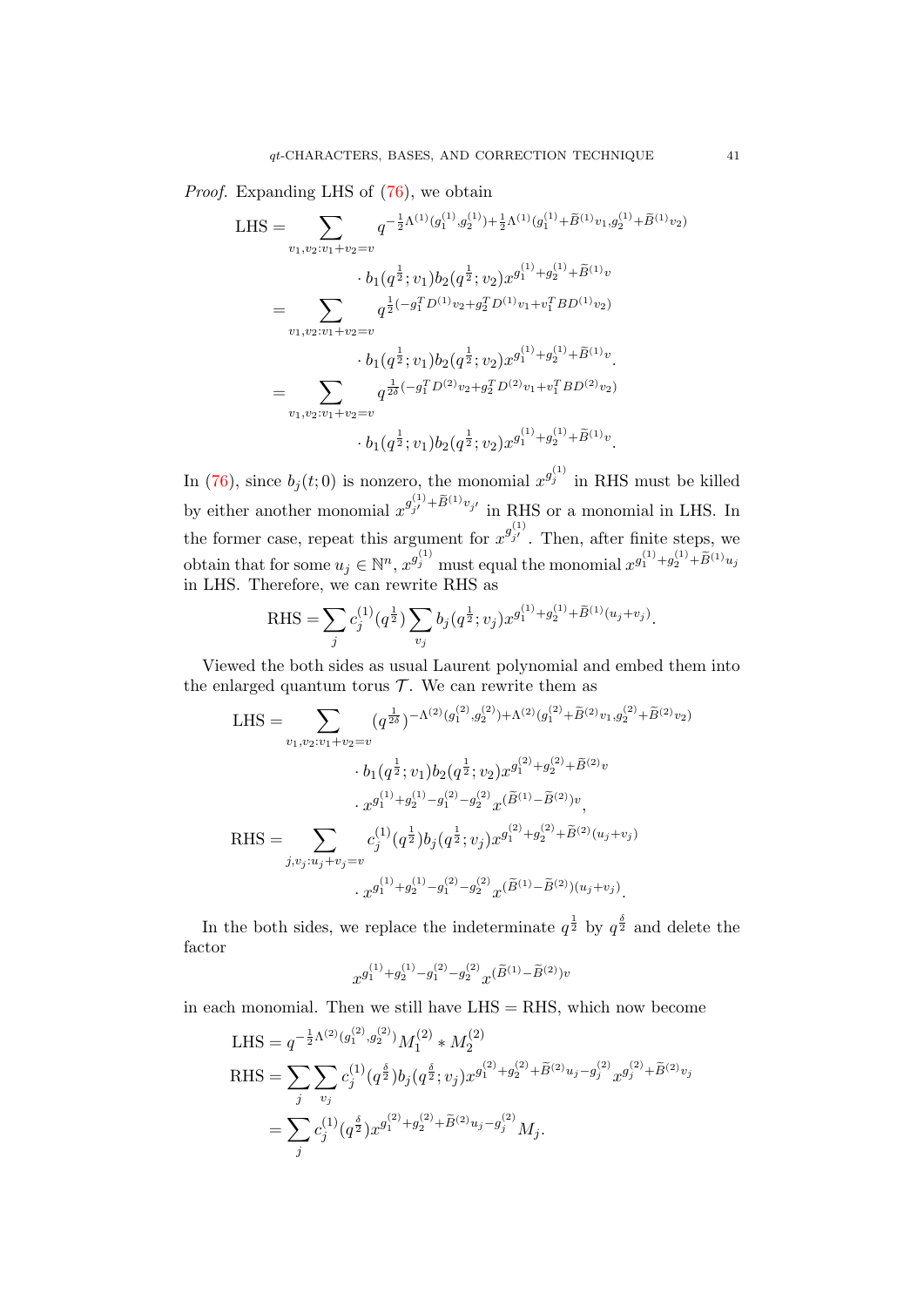*Proof.* Expanding LHS of (76), we obtain

$$
\begin{aligned}
\text{LHS} &= \sum_{v_1,v_2:v_1+v_2=v} q^{-\frac{1}{2}\Lambda^{(1)}(g_1^{(1)},g_2^{(1)})+\frac{1}{2}\Lambda^{(1)}(g_1^{(1)}+\widetilde{B}^{(1)}v_1,g_2^{(1)}+\widetilde{B}^{(1)}v_2)} \\
&\qquad\qquad \cdot b_1(q^{\frac{1}{2}};v_1)b_2(q^{\frac{1}{2}};v_2)x^{g_1^{(1)}+g_2^{(1)}+\widetilde{B}^{(1)}v} \\
&= \sum_{v_1,v_2:v_1+v_2=v} q^{\frac{1}{2}(-g_1^T D^{(1)}v_2+g_2^T D^{(1)}v_1+v_1^T BD^{(1)}v_2)} \\
&\qquad\qquad \cdot b_1(q^{\frac{1}{2}};v_1)b_2(q^{\frac{1}{2}};v_2)x^{g_1^{(1)}+g_2^{(1)}+\widetilde{B}^{(1)}v}. \\
&= \sum_{v_1,v_2:v_1+v_2=v} q^{\frac{1}{2\delta}(-g_1^T D^{(2)}v_2+g_2^T D^{(2)}v_1+v_1^T BD^{(2)}v_2)} \\
&\qquad\qquad \cdot b_1(q^{\frac{1}{2}};v_1)b_2(q^{\frac{1}{2}};v_2)x^{g_1^{(1)}+g_2^{(1)}+\widetilde{B}^{(1)}v}.
\end{aligned}
$$

In (76), since $b_j(t;0)$ is nonzero, the monomial $x^{g_j^{(1)}}$ in RHS must be killed by either another monomial $x^{g_{j'}^{(1)}+\widetilde{B}^{(1)}v_{j'}}$ in RHS or a monomial in LHS. In the former case, repeat this argument for $x^{g_{j'}^{(1)}}$. Then, after finite steps, we obtain that for some $u_j \in \mathbb{N}^n$, $x^{g_j^{(1)}}$ must equal the monomial $x^{g_1^{(1)}+g_2^{(1)}+\widetilde{B}^{(1)}u_j}$ in LHS. Therefore, we can rewrite RHS as

$$
\text{RHS} = \sum_j c_j^{(1)}(q^{\frac{1}{2}})\sum_{v_j} b_j(q^{\frac{1}{2}};v_j)x^{g_1^{(1)}+g_2^{(1)}+\widetilde{B}^{(1)}(u_j+v_j)}.
$$

Viewed the both sides as usual Laurent polynomial and embed them into the enlarged quantum torus $\mathcal{T}$. We can rewrite them as

$$
\begin{aligned}
\text{LHS} &= \sum_{v_1,v_2:v_1+v_2=v} (q^{\frac{1}{2\delta}})^{-\Lambda^{(2)}(g_1^{(2)},g_2^{(2)})+\Lambda^{(2)}(g_1^{(2)}+\widetilde{B}^{(2)}v_1,g_2^{(2)}+\widetilde{B}^{(2)}v_2)} \\
&\qquad\qquad \cdot b_1(q^{\frac{1}{2}};v_1)b_2(q^{\frac{1}{2}};v_2)x^{g_1^{(2)}+g_2^{(2)}+\widetilde{B}^{(2)}v} \\
&\qquad\qquad \cdot x^{g_1^{(1)}+g_2^{(1)}-g_1^{(2)}-g_2^{(2)}}x^{(\widetilde{B}^{(1)}-\widetilde{B}^{(2)})v}, \\
\text{RHS} &= \sum_{j,v_j:u_j+v_j=v} c_j^{(1)}(q^{\frac{1}{2}})b_j(q^{\frac{1}{2}};v_j)x^{g_1^{(2)}+g_2^{(2)}+\widetilde{B}^{(2)}(u_j+v_j)} \\
&\qquad\qquad \cdot x^{g_1^{(1)}+g_2^{(1)}-g_1^{(2)}-g_2^{(2)}}x^{(\widetilde{B}^{(1)}-\widetilde{B}^{(2)})(u_j+v_j)}.
\end{aligned}
$$

In the both sides, we replace the indeterminate $q^{\frac{1}{2}}$ by $q^{\frac{\delta}{2}}$ and delete the factor

$$
x^{g_1^{(1)}+g_2^{(1)}-g_1^{(2)}-g_2^{(2)}}x^{(\widetilde{B}^{(1)}-\widetilde{B}^{(2)})v}
$$

in each monomial. Then we still have LHS = RHS, which now become

$$
\begin{aligned}
\text{LHS} &= q^{-\frac{1}{2}\Lambda^{(2)}(g_1^{(2)},g_2^{(2)})}M_1^{(2)} * M_2^{(2)} \\
\text{RHS} &= \sum_j\sum_{v_j} c_j^{(1)}(q^{\frac{\delta}{2}})b_j(q^{\frac{\delta}{2}};v_j)x^{g_1^{(2)}+g_2^{(2)}+\widetilde{B}^{(2)}u_j-g_j^{(2)}}x^{g_j^{(2)}+\widetilde{B}^{(2)}v_j} \\
&= \sum_j c_j^{(1)}(q^{\frac{\delta}{2}})x^{g_1^{(2)}+g_2^{(2)}+\widetilde{B}^{(2)}u_j-g_j^{(2)}}M_j.
\end{aligned}
$$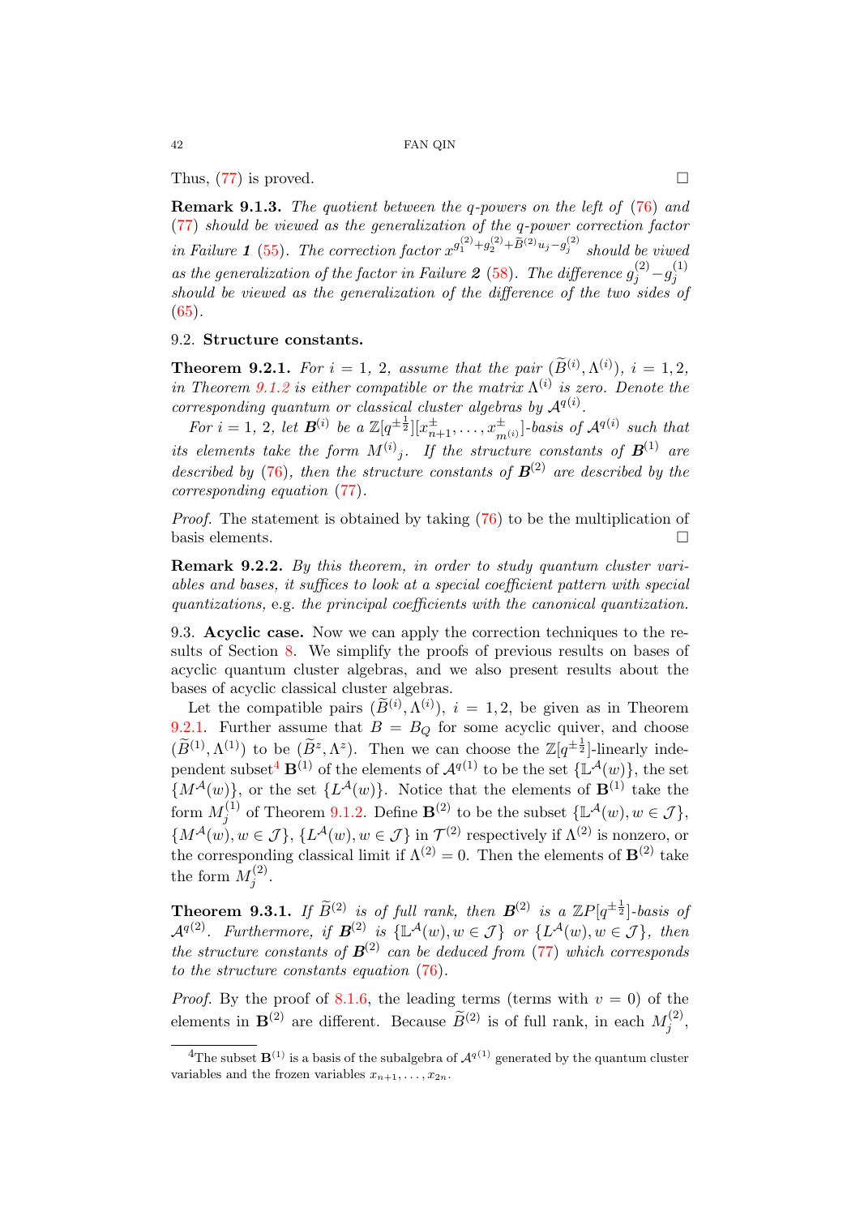Thus, (77) is proved. □

**Remark 9.1.3.** *The quotient between the q-powers on the left of (76) and (77) should be viewed as the generalization of the q-power correction factor in Failure **1** (55). The correction factor $x^{g_1^{(2)}+g_2^{(2)}+\widetilde{B}^{(2)}u_j-g_j^{(2)}}$ should be viwed as the generalization of the factor in Failure **2** (58). The difference $g_j^{(2)}-g_j^{(1)}$ should be viewed as the generalization of the difference of the two sides of (65).*

## 9.2. Structure constants.

**Theorem 9.2.1.** *For $i = 1, 2$, assume that the pair $(\widetilde{B}^{(i)}, \Lambda^{(i)})$, $i = 1, 2$, in Theorem 9.1.2 is either compatible or the matrix $\Lambda^{(i)}$ is zero. Denote the corresponding quantum or classical cluster algebras by $\mathcal{A}^{q(i)}$.*

*For $i = 1, 2$, let $\boldsymbol{B}^{(i)}$ be a $\mathbb{Z}[q^{\pm\frac{1}{2}}][x_{n+1}^{\pm}, \dots, x_{m^{(i)}}^{\pm}]$-basis of $\mathcal{A}^{q(i)}$ such that its elements take the form ${M^{(i)}}_j$. If the structure constants of $\boldsymbol{B}^{(1)}$ are described by (76), then the structure constants of $\boldsymbol{B}^{(2)}$ are described by the corresponding equation (77).*

*Proof.* The statement is obtained by taking (76) to be the multiplication of basis elements. □

**Remark 9.2.2.** *By this theorem, in order to study quantum cluster variables and bases, it suffices to look at a special coefficient pattern with special quantizations,* e.g. *the principal coefficients with the canonical quantization.*

## 9.3. Acyclic case.

Now we can apply the correction techniques to the results of Section 8. We simplify the proofs of previous results on bases of acyclic quantum cluster algebras, and we also present results about the bases of acyclic classical cluster algebras.

Let the compatible pairs $(\widetilde{B}^{(i)}, \Lambda^{(i)})$, $i = 1, 2$, be given as in Theorem 9.2.1. Further assume that $B = B_Q$ for some acyclic quiver, and choose $(\widetilde{B}^{(1)}, \Lambda^{(1)})$ to be $(\widetilde{B}^z, \Lambda^z)$. Then we can choose the $\mathbb{Z}[q^{\pm\frac{1}{2}}]$-linearly independent subset[4] $\mathbf{B}^{(1)}$ of the elements of $\mathcal{A}^{q(1)}$ to be the set $\{\mathbb{L}^{\mathcal{A}}(w)\}$, the set $\{M^{\mathcal{A}}(w)\}$, or the set $\{L^{\mathcal{A}}(w)\}$. Notice that the elements of $\mathbf{B}^{(1)}$ take the form $M_j^{(1)}$ of Theorem 9.1.2. Define $\mathbf{B}^{(2)}$ to be the subset $\{\mathbb{L}^{\mathcal{A}}(w), w \in \mathcal{J}\}$, $\{M^{\mathcal{A}}(w), w \in \mathcal{J}\}$, $\{L^{\mathcal{A}}(w), w \in \mathcal{J}\}$ in $\mathcal{T}^{(2)}$ respectively if $\Lambda^{(2)}$ is nonzero, or the corresponding classical limit if $\Lambda^{(2)} = 0$. Then the elements of $\mathbf{B}^{(2)}$ take the form $M_j^{(2)}$.

**Theorem 9.3.1.** *If $\widetilde{B}^{(2)}$ is of full rank, then $\boldsymbol{B}^{(2)}$ is a $\mathbb{Z}P[q^{\pm\frac{1}{2}}]$-basis of $\mathcal{A}^{q(2)}$. Furthermore, if $\boldsymbol{B}^{(2)}$ is $\{\mathbb{L}^{\mathcal{A}}(w), w \in \mathcal{J}\}$ or $\{L^{\mathcal{A}}(w), w \in \mathcal{J}\}$, then the structure constants of $\boldsymbol{B}^{(2)}$ can be deduced from (77) which corresponds to the structure constants equation (76).*

*Proof.* By the proof of 8.1.6, the leading terms (terms with $v = 0$) of the elements in $\mathbf{B}^{(2)}$ are different. Because $\widetilde{B}^{(2)}$ is of full rank, in each $M_j^{(2)}$,

[4] The subset $\mathbf{B}^{(1)}$ is a basis of the subalgebra of $\mathcal{A}^{q(1)}$ generated by the quantum cluster variables and the frozen variables $x_{n+1}, \dots, x_{2n}$.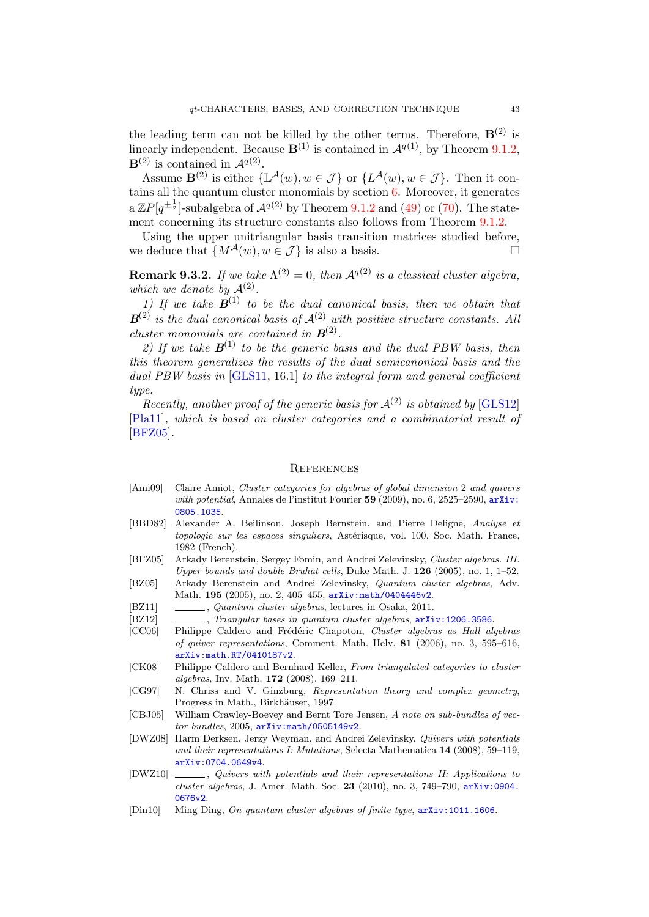the leading term can not be killed by the other terms. Therefore, $\mathbf{B}^{(2)}$ is linearly independent. Because $\mathbf{B}^{(1)}$ is contained in $\mathcal{A}^{q(1)}$, by Theorem 9.1.2, $\mathbf{B}^{(2)}$ is contained in $\mathcal{A}^{q(2)}$.

Assume $\mathbf{B}^{(2)}$ is either $\{\mathbb{L}^{\mathcal{A}}(w), w \in \mathcal{J}\}$ or $\{L^{\mathcal{A}}(w), w \in \mathcal{J}\}$. Then it contains all the quantum cluster monomials by section 6. Moreover, it generates a $\mathbb{Z}P[q^{\pm\frac{1}{2}}]$-subalgebra of $\mathcal{A}^{q(2)}$ by Theorem 9.1.2 and (49) or (70). The statement concerning its structure constants also follows from Theorem 9.1.2.

Using the upper unitriangular basis transition matrices studied before, we deduce that $\{M^{\mathcal{A}}(w), w \in \mathcal{J}\}$ is also a basis. □

**Remark 9.3.2.** *If we take $\Lambda^{(2)} = 0$, then $\mathcal{A}^{q(2)}$ is a classical cluster algebra, which we denote by $\mathcal{A}^{(2)}$.*

*1) If we take $\boldsymbol{B}^{(1)}$ to be the dual canonical basis, then we obtain that $\boldsymbol{B}^{(2)}$ is the dual canonical basis of $\mathcal{A}^{(2)}$ with positive structure constants. All cluster monomials are contained in $\boldsymbol{B}^{(2)}$.*

*2) If we take $\boldsymbol{B}^{(1)}$ to be the generic basis and the dual PBW basis, then this theorem generalizes the results of the dual semicanonical basis and the dual PBW basis in [GLS11, 16.1] to the integral form and general coefficient type.*

*Recently, another proof of the generic basis for $\mathcal{A}^{(2)}$ is obtained by [GLS12] [Pla11], which is based on cluster categories and a combinatorial result of [BFZ05].*

## References

- [Ami09] Claire Amiot, *Cluster categories for algebras of global dimension 2 and quivers with potential*, Annales de l'institut Fourier **59** (2009), no. 6, 2525–2590, arXiv:0805.1035.
- [BBD82] Alexander A. Beilinson, Joseph Bernstein, and Pierre Deligne, *Analyse et topologie sur les espaces singuliers*, Astérisque, vol. 100, Soc. Math. France, 1982 (French).
- [BFZ05] Arkady Berenstein, Sergey Fomin, and Andrei Zelevinsky, *Cluster algebras. III. Upper bounds and double Bruhat cells*, Duke Math. J. **126** (2005), no. 1, 1–52.
- [BZ05] Arkady Berenstein and Andrei Zelevinsky, *Quantum cluster algebras*, Adv. Math. **195** (2005), no. 2, 405–455, arXiv:math/0404446v2.
- [BZ11] ______, *Quantum cluster algebras*, lectures in Osaka, 2011.
- [BZ12] ______, *Triangular bases in quantum cluster algebras*, arXiv:1206.3586.
- [CC06] Philippe Caldero and Frédéric Chapoton, *Cluster algebras as Hall algebras of quiver representations*, Comment. Math. Helv. **81** (2006), no. 3, 595–616, arXiv:math.RT/0410187v2.
- [CK08] Philippe Caldero and Bernhard Keller, *From triangulated categories to cluster algebras*, Inv. Math. **172** (2008), 169–211.
- [CG97] N. Chriss and V. Ginzburg, *Representation theory and complex geometry*, Progress in Math., Birkhäuser, 1997.
- [CBJ05] William Crawley-Boevey and Bernt Tore Jensen, *A note on sub-bundles of vector bundles*, 2005, arXiv:math/0505149v2.
- [DWZ08] Harm Derksen, Jerzy Weyman, and Andrei Zelevinsky, *Quivers with potentials and their representations I: Mutations*, Selecta Mathematica **14** (2008), 59–119, arXiv:0704.0649v4.
- [DWZ10] ______, *Quivers with potentials and their representations II: Applications to cluster algebras*, J. Amer. Math. Soc. **23** (2010), no. 3, 749–790, arXiv:0904.0676v2.
- [Din10] Ming Ding, *On quantum cluster algebras of finite type*, arXiv:1011.1606.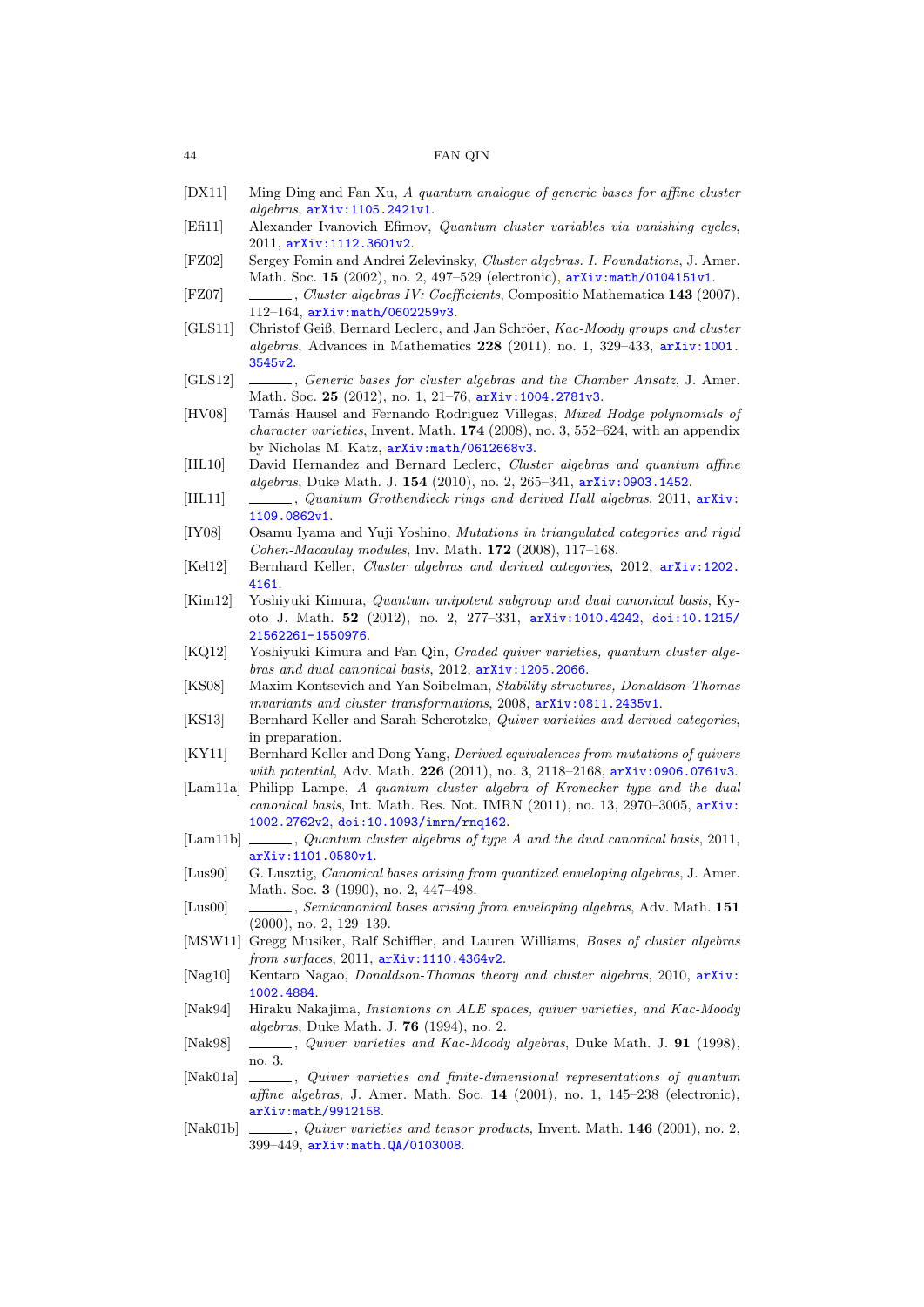- [DX11] Ming Ding and Fan Xu, *A quantum analogue of generic bases for affine cluster algebras*, arXiv:1105.2421v1.
- [Efi11] Alexander Ivanovich Efimov, *Quantum cluster variables via vanishing cycles*, 2011, arXiv:1112.3601v2.
- [FZ02] Sergey Fomin and Andrei Zelevinsky, *Cluster algebras. I. Foundations*, J. Amer. Math. Soc. **15** (2002), no. 2, 497–529 (electronic), arXiv:math/0104151v1.
- [FZ07] ______, *Cluster algebras IV: Coefficients*, Compositio Mathematica **143** (2007), 112–164, arXiv:math/0602259v3.
- [GLS11] Christof Geiß, Bernard Leclerc, and Jan Schröer, *Kac-Moody groups and cluster algebras*, Advances in Mathematics **228** (2011), no. 1, 329–433, arXiv:1001.3545v2.
- [GLS12] ______, *Generic bases for cluster algebras and the Chamber Ansatz*, J. Amer. Math. Soc. **25** (2012), no. 1, 21–76, arXiv:1004.2781v3.
- [HV08] Tamás Hausel and Fernando Rodriguez Villegas, *Mixed Hodge polynomials of character varieties*, Invent. Math. **174** (2008), no. 3, 552–624, with an appendix by Nicholas M. Katz, arXiv:math/0612668v3.
- [HL10] David Hernandez and Bernard Leclerc, *Cluster algebras and quantum affine algebras*, Duke Math. J. **154** (2010), no. 2, 265–341, arXiv:0903.1452.
- [HL11] ______, *Quantum Grothendieck rings and derived Hall algebras*, 2011, arXiv:1109.0862v1.
- [IY08] Osamu Iyama and Yuji Yoshino, *Mutations in triangulated categories and rigid Cohen-Macaulay modules*, Inv. Math. **172** (2008), 117–168.
- [Kel12] Bernhard Keller, *Cluster algebras and derived categories*, 2012, arXiv:1202.4161.
- [Kim12] Yoshiyuki Kimura, *Quantum unipotent subgroup and dual canonical basis*, Kyoto J. Math. **52** (2012), no. 2, 277–331, arXiv:1010.4242, doi:10.1215/21562261-1550976.
- [KQ12] Yoshiyuki Kimura and Fan Qin, *Graded quiver varieties, quantum cluster algebras and dual canonical basis*, 2012, arXiv:1205.2066.
- [KS08] Maxim Kontsevich and Yan Soibelman, *Stability structures, Donaldson-Thomas invariants and cluster transformations*, 2008, arXiv:0811.2435v1.
- [KS13] Bernhard Keller and Sarah Scherotzke, *Quiver varieties and derived categories*, in preparation.
- [KY11] Bernhard Keller and Dong Yang, *Derived equivalences from mutations of quivers with potential*, Adv. Math. **226** (2011), no. 3, 2118–2168, arXiv:0906.0761v3.
- [Lam11a] Philipp Lampe, *A quantum cluster algebra of Kronecker type and the dual canonical basis*, Int. Math. Res. Not. IMRN (2011), no. 13, 2970–3005, arXiv:1002.2762v2, doi:10.1093/imrn/rnq162.
- [Lam11b] ______, *Quantum cluster algebras of type A and the dual canonical basis*, 2011, arXiv:1101.0580v1.
- [Lus90] G. Lusztig, *Canonical bases arising from quantized enveloping algebras*, J. Amer. Math. Soc. **3** (1990), no. 2, 447–498.
- [Lus00] ______, *Semicanonical bases arising from enveloping algebras*, Adv. Math. **151** (2000), no. 2, 129–139.
- [MSW11] Gregg Musiker, Ralf Schiffler, and Lauren Williams, *Bases of cluster algebras from surfaces*, 2011, arXiv:1110.4364v2.
- [Nag10] Kentaro Nagao, *Donaldson-Thomas theory and cluster algebras*, 2010, arXiv:1002.4884.
- [Nak94] Hiraku Nakajima, *Instantons on ALE spaces, quiver varieties, and Kac-Moody algebras*, Duke Math. J. **76** (1994), no. 2.
- [Nak98] ______, *Quiver varieties and Kac-Moody algebras*, Duke Math. J. **91** (1998), no. 3.
- [Nak01a] ______, *Quiver varieties and finite-dimensional representations of quantum affine algebras*, J. Amer. Math. Soc. **14** (2001), no. 1, 145–238 (electronic), arXiv:math/9912158.
- [Nak01b] ______, *Quiver varieties and tensor products*, Invent. Math. **146** (2001), no. 2, 399–449, arXiv:math.QA/0103008.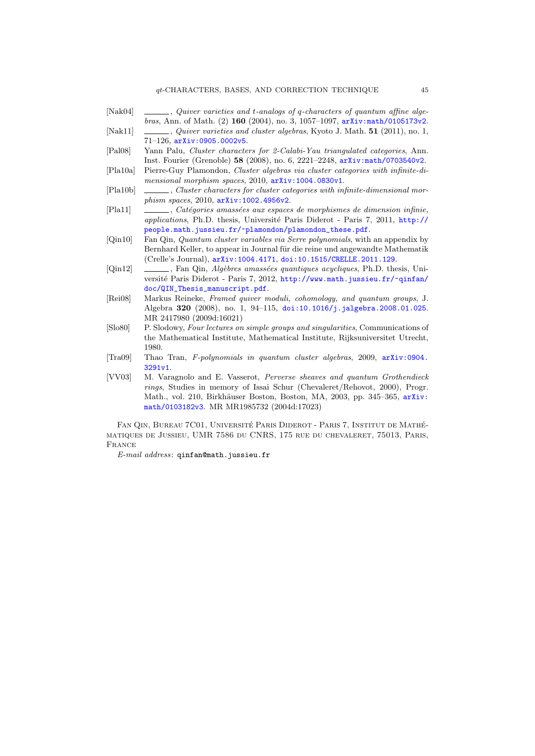[Nak04] ______, *Quiver varieties and t-analogs of q-characters of quantum affine algebras*, Ann. of Math. (2) **160** (2004), no. 3, 1057–1097, arXiv:math/0105173v2.

[Nak11] ______, *Quiver varieties and cluster algebras*, Kyoto J. Math. **51** (2011), no. 1, 71–126, arXiv:0905.0002v5.

[Pal08] Yann Palu, *Cluster characters for 2-Calabi-Yau triangulated categories*, Ann. Inst. Fourier (Grenoble) **58** (2008), no. 6, 2221–2248, arXiv:math/0703540v2.

[Pla10a] Pierre-Guy Plamondon, *Cluster algebras via cluster categories with infinite-dimensional morphism spaces*, 2010, arXiv:1004.0830v1.

[Pla10b] ______, *Cluster characters for cluster categories with infinite-dimensional morphism spaces*, 2010, arXiv:1002.4956v2.

[Pla11] ______, *Catégories amassées aux espaces de morphismes de dimension infinie, applications*, Ph.D. thesis, Université Paris Diderot - Paris 7, 2011, http://people.math.jussieu.fr/~plamondon/plamondon_these.pdf.

[Qin10] Fan Qin, *Quantum cluster variables via Serre polynomials*, with an appendix by Bernhard Keller, to appear in Journal für die reine und angewandte Mathematik (Crelle's Journal), arXiv:1004.4171, doi:10.1515/CRELLE.2011.129.

[Qin12] ______, Fan Qin, *Algèbres amassées quantiques acycliques*, Ph.D. thesis, Université Paris Diderot - Paris 7, 2012, http://www.math.jussieu.fr/~qinfan/doc/QIN_Thesis_manuscript.pdf.

[Rei08] Markus Reineke, *Framed quiver moduli, cohomology, and quantum groups*, J. Algebra **320** (2008), no. 1, 94–115, doi:10.1016/j.jalgebra.2008.01.025. MR 2417980 (2009d:16021)

[Slo80] P. Slodowy, *Four lectures on simple groups and singularities*, Communications of the Mathematical Institute, Mathematical Institute, Rijksuniversitet Utrecht, 1980.

[Tra09] Thao Tran, *F-polynomials in quantum cluster algebras*, 2009, arXiv:0904.3291v1.

[VV03] M. Varagnolo and E. Vasserot, *Perverse sheaves and quantum Grothendieck rings*, Studies in memory of Issai Schur (Chevaleret/Rehovot, 2000), Progr. Math., vol. 210, Birkhäuser Boston, Boston, MA, 2003, pp. 345–365, arXiv:math/0103182v3. MR MR1985732 (2004d:17023)

Fan Qin, Bureau 7C01, Université Paris Diderot - Paris 7, Institut de Mathématiques de Jussieu, UMR 7586 du CNRS, 175 rue du chevaleret, 75013, Paris, France

*E-mail address*: qinfan@math.jussieu.fr